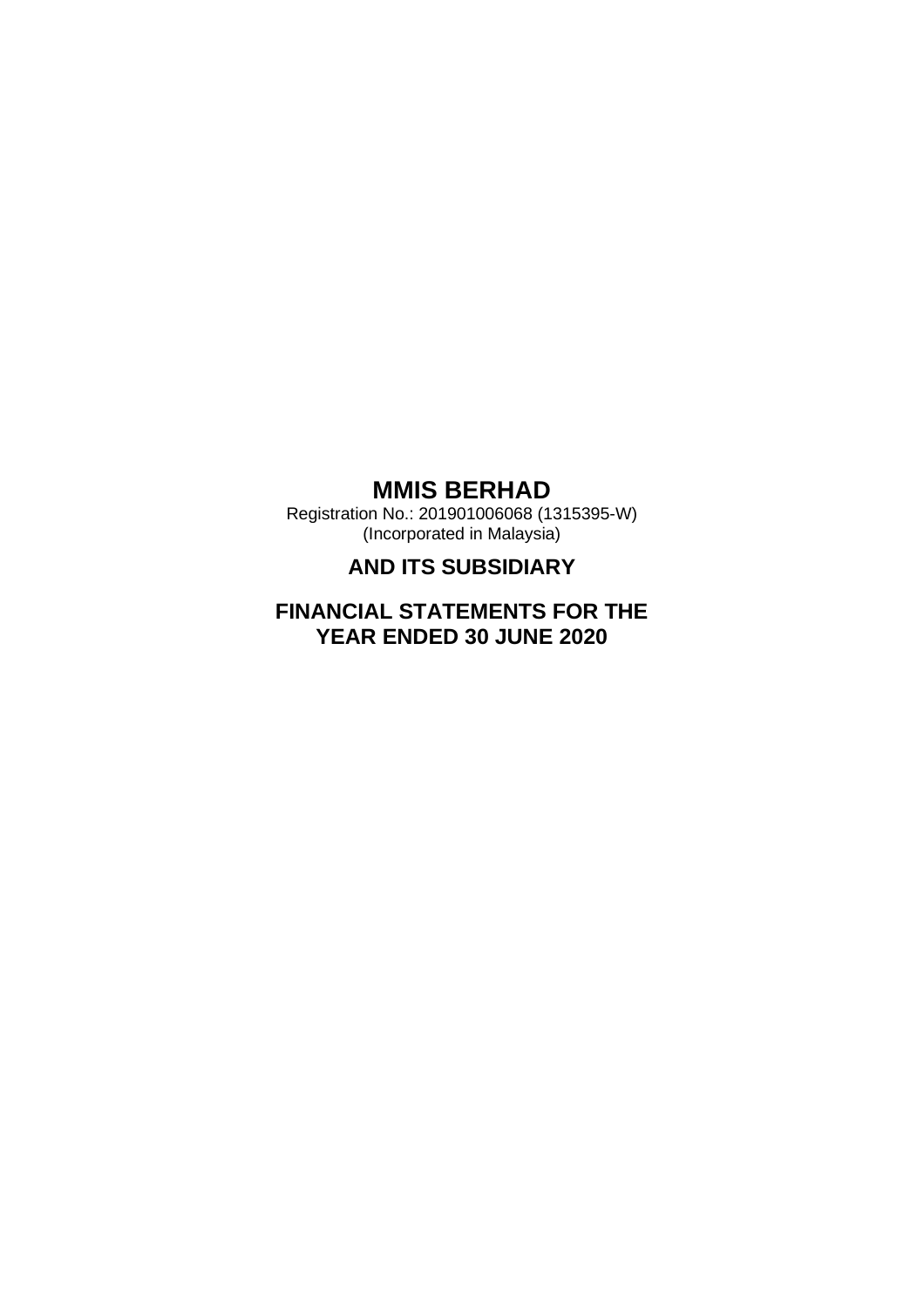# MMIS BERHAD

Registration No.: 201901006068 (1315395-W)
(Incorporated in Malaysia)

## AND ITS SUBSIDIARY

## FINANCIAL STATEMENTS FOR THE YEAR ENDED 30 JUNE 2020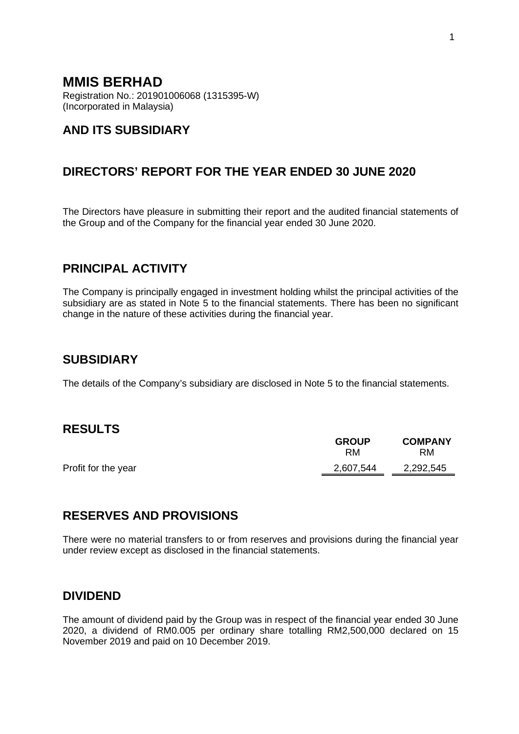# MMIS BERHAD

Registration No.: 201901006068 (1315395-W)
(Incorporated in Malaysia)

## AND ITS SUBSIDIARY

## DIRECTORS' REPORT FOR THE YEAR ENDED 30 JUNE 2020

The Directors have pleasure in submitting their report and the audited financial statements of the Group and of the Company for the financial year ended 30 June 2020.

## PRINCIPAL ACTIVITY

The Company is principally engaged in investment holding whilst the principal activities of the subsidiary are as stated in Note 5 to the financial statements. There has been no significant change in the nature of these activities during the financial year.

## SUBSIDIARY

The details of the Company's subsidiary are disclosed in Note 5 to the financial statements.

## RESULTS

| | GROUP | COMPANY |
|---|---|---|
| | RM | RM |
| Profit for the year | 2,607,544 | 2,292,545 |

## RESERVES AND PROVISIONS

There were no material transfers to or from reserves and provisions during the financial year under review except as disclosed in the financial statements.

## DIVIDEND

The amount of dividend paid by the Group was in respect of the financial year ended 30 June 2020, a dividend of RM0.005 per ordinary share totalling RM2,500,000 declared on 15 November 2019 and paid on 10 December 2019.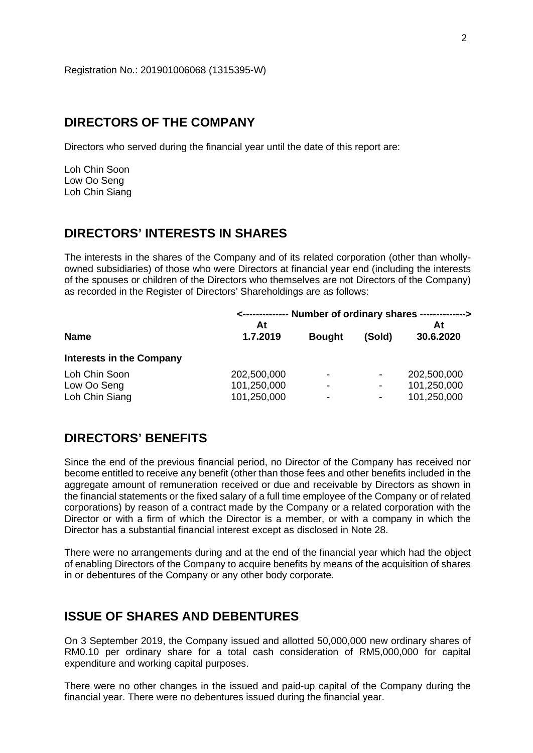Registration No.: 201901006068 (1315395-W)

## DIRECTORS OF THE COMPANY

Directors who served during the financial year until the date of this report are:

Loh Chin Soon
Low Oo Seng
Loh Chin Siang

## DIRECTORS' INTERESTS IN SHARES

The interests in the shares of the Company and of its related corporation (other than wholly-owned subsidiaries) of those who were Directors at financial year end (including the interests of the spouses or children of the Directors who themselves are not Directors of the Company) as recorded in the Register of Directors' Shareholdings are as follows:

| | <-------------- Number of ordinary shares --------------> | | | |
|---|---|---|---|---|
| **Name** | **At 1.7.2019** | **Bought** | **(Sold)** | **At 30.6.2020** |
| **Interests in the Company** | | | | |
| Loh Chin Soon | 202,500,000 | - | - | 202,500,000 |
| Low Oo Seng | 101,250,000 | - | - | 101,250,000 |
| Loh Chin Siang | 101,250,000 | - | - | 101,250,000 |

## DIRECTORS' BENEFITS

Since the end of the previous financial period, no Director of the Company has received nor become entitled to receive any benefit (other than those fees and other benefits included in the aggregate amount of remuneration received or due and receivable by Directors as shown in the financial statements or the fixed salary of a full time employee of the Company or of related corporations) by reason of a contract made by the Company or a related corporation with the Director or with a firm of which the Director is a member, or with a company in which the Director has a substantial financial interest except as disclosed in Note 28.

There were no arrangements during and at the end of the financial year which had the object of enabling Directors of the Company to acquire benefits by means of the acquisition of shares in or debentures of the Company or any other body corporate.

## ISSUE OF SHARES AND DEBENTURES

On 3 September 2019, the Company issued and allotted 50,000,000 new ordinary shares of RM0.10 per ordinary share for a total cash consideration of RM5,000,000 for capital expenditure and working capital purposes.

There were no other changes in the issued and paid-up capital of the Company during the financial year. There were no debentures issued during the financial year.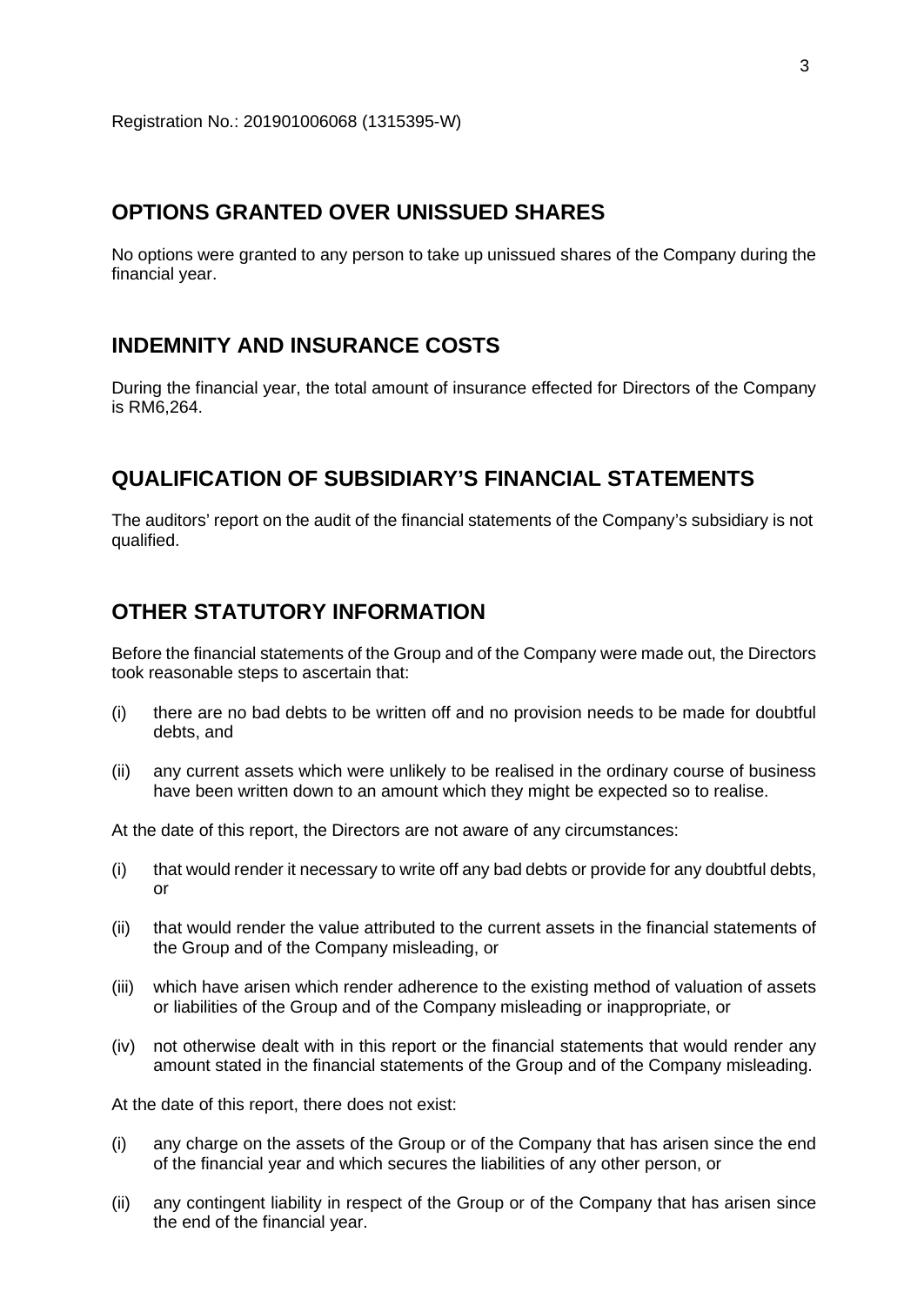Registration No.: 201901006068 (1315395-W)

## OPTIONS GRANTED OVER UNISSUED SHARES

No options were granted to any person to take up unissued shares of the Company during the financial year.

## INDEMNITY AND INSURANCE COSTS

During the financial year, the total amount of insurance effected for Directors of the Company is RM6,264.

## QUALIFICATION OF SUBSIDIARY'S FINANCIAL STATEMENTS

The auditors' report on the audit of the financial statements of the Company's subsidiary is not qualified.

## OTHER STATUTORY INFORMATION

Before the financial statements of the Group and of the Company were made out, the Directors took reasonable steps to ascertain that:

(i) there are no bad debts to be written off and no provision needs to be made for doubtful debts, and

(ii) any current assets which were unlikely to be realised in the ordinary course of business have been written down to an amount which they might be expected so to realise.

At the date of this report, the Directors are not aware of any circumstances:

(i) that would render it necessary to write off any bad debts or provide for any doubtful debts, or

(ii) that would render the value attributed to the current assets in the financial statements of the Group and of the Company misleading, or

(iii) which have arisen which render adherence to the existing method of valuation of assets or liabilities of the Group and of the Company misleading or inappropriate, or

(iv) not otherwise dealt with in this report or the financial statements that would render any amount stated in the financial statements of the Group and of the Company misleading.

At the date of this report, there does not exist:

(i) any charge on the assets of the Group or of the Company that has arisen since the end of the financial year and which secures the liabilities of any other person, or

(ii) any contingent liability in respect of the Group or of the Company that has arisen since the end of the financial year.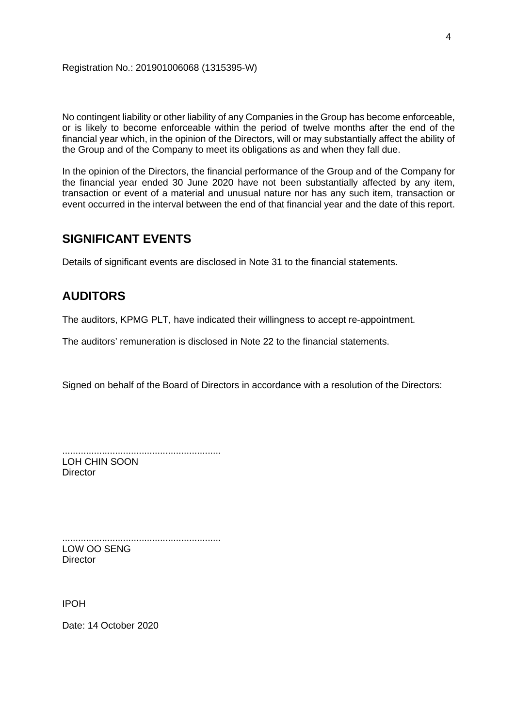Registration No.: 201901006068 (1315395-W)

No contingent liability or other liability of any Companies in the Group has become enforceable, or is likely to become enforceable within the period of twelve months after the end of the financial year which, in the opinion of the Directors, will or may substantially affect the ability of the Group and of the Company to meet its obligations as and when they fall due.

In the opinion of the Directors, the financial performance of the Group and of the Company for the financial year ended 30 June 2020 have not been substantially affected by any item, transaction or event of a material and unusual nature nor has any such item, transaction or event occurred in the interval between the end of that financial year and the date of this report.

## SIGNIFICANT EVENTS

Details of significant events are disclosed in Note 31 to the financial statements.

## AUDITORS

The auditors, KPMG PLT, have indicated their willingness to accept re-appointment.

The auditors' remuneration is disclosed in Note 22 to the financial statements.

Signed on behalf of the Board of Directors in accordance with a resolution of the Directors:

............................................................
LOH CHIN SOON
Director

............................................................
LOW OO SENG
Director

IPOH

Date: 14 October 2020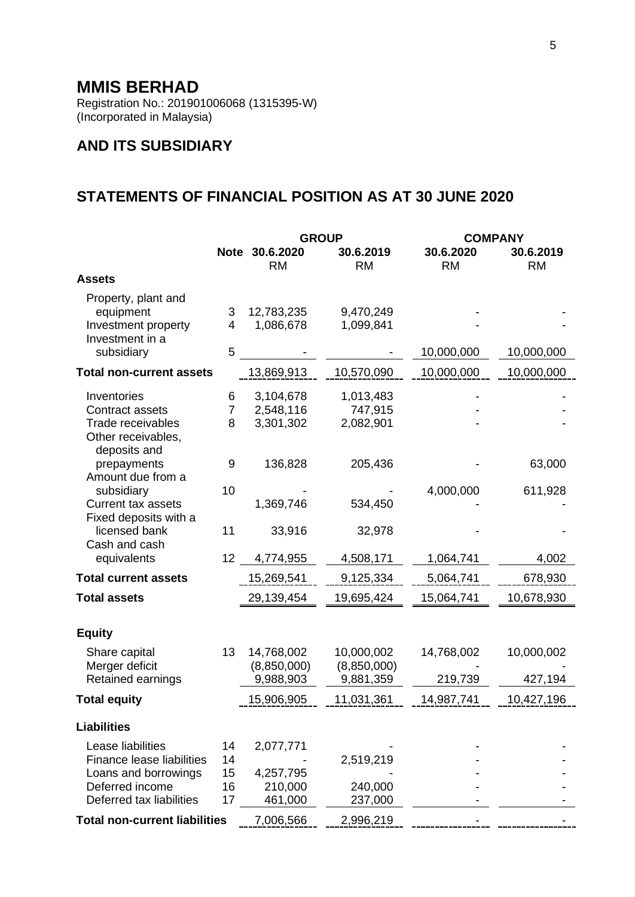# MMIS BERHAD

Registration No.: 201901006068 (1315395-W)
(Incorporated in Malaysia)

## AND ITS SUBSIDIARY

## STATEMENTS OF FINANCIAL POSITION AS AT 30 JUNE 2020

| | | GROUP | | COMPANY | |
|---|---|---|---|---|---|
| | Note | 30.6.2020 RM | 30.6.2019 RM | 30.6.2020 RM | 30.6.2019 RM |
| **Assets** | | | | | |
| Property, plant and equipment | 3 | 12,783,235 | 9,470,249 | - | - |
| Investment property | 4 | 1,086,678 | 1,099,841 | - | - |
| Investment in a subsidiary | 5 | - | - | 10,000,000 | 10,000,000 |
| **Total non-current assets** | | 13,869,913 | 10,570,090 | 10,000,000 | 10,000,000 |
| Inventories | 6 | 3,104,678 | 1,013,483 | - | - |
| Contract assets | 7 | 2,548,116 | 747,915 | - | - |
| Trade receivables | 8 | 3,301,302 | 2,082,901 | - | - |
| Other receivables, deposits and prepayments | 9 | 136,828 | 205,436 | - | 63,000 |
| Amount due from a subsidiary | 10 | - | - | 4,000,000 | 611,928 |
| Current tax assets | | 1,369,746 | 534,450 | - | - |
| Fixed deposits with a licensed bank | 11 | 33,916 | 32,978 | - | - |
| Cash and cash equivalents | 12 | 4,774,955 | 4,508,171 | 1,064,741 | 4,002 |
| **Total current assets** | | 15,269,541 | 9,125,334 | 5,064,741 | 678,930 |
| **Total assets** | | 29,139,454 | 19,695,424 | 15,064,741 | 10,678,930 |
| **Equity** | | | | | |
| Share capital | 13 | 14,768,002 | 10,000,002 | 14,768,002 | 10,000,002 |
| Merger deficit | | (8,850,000) | (8,850,000) | - | - |
| Retained earnings | | 9,988,903 | 9,881,359 | 219,739 | 427,194 |
| **Total equity** | | 15,906,905 | 11,031,361 | 14,987,741 | 10,427,196 |
| **Liabilities** | | | | | |
| Lease liabilities | 14 | 2,077,771 | - | - | - |
| Finance lease liabilities | 14 | - | 2,519,219 | - | - |
| Loans and borrowings | 15 | 4,257,795 | - | - | - |
| Deferred income | 16 | 210,000 | 240,000 | - | - |
| Deferred tax liabilities | 17 | 461,000 | 237,000 | - | - |
| **Total non-current liabilities** | | 7,006,566 | 2,996,219 | - | - |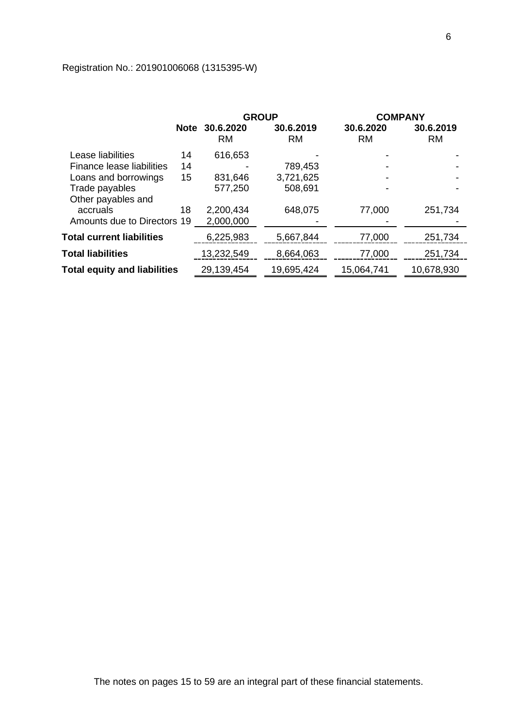Registration No.: 201901006068 (1315395-W)

| | | GROUP | | COMPANY | |
|---|---|---|---|---|---|
| | Note | 30.6.2020 RM | 30.6.2019 RM | 30.6.2020 RM | 30.6.2019 RM |
| Lease liabilities | 14 | 616,653 | - | - | - |
| Finance lease liabilities | 14 | - | 789,453 | - | - |
| Loans and borrowings | 15 | 831,646 | 3,721,625 | - | - |
| Trade payables | | 577,250 | 508,691 | - | - |
| Other payables and accruals | 18 | 2,200,434 | 648,075 | 77,000 | 251,734 |
| Amounts due to Directors | 19 | 2,000,000 | - | - | - |
| **Total current liabilities** | | 6,225,983 | 5,667,844 | 77,000 | 251,734 |
| **Total liabilities** | | 13,232,549 | 8,664,063 | 77,000 | 251,734 |
| **Total equity and liabilities** | | 29,139,454 | 19,695,424 | 15,064,741 | 10,678,930 |

The notes on pages 15 to 59 are an integral part of these financial statements.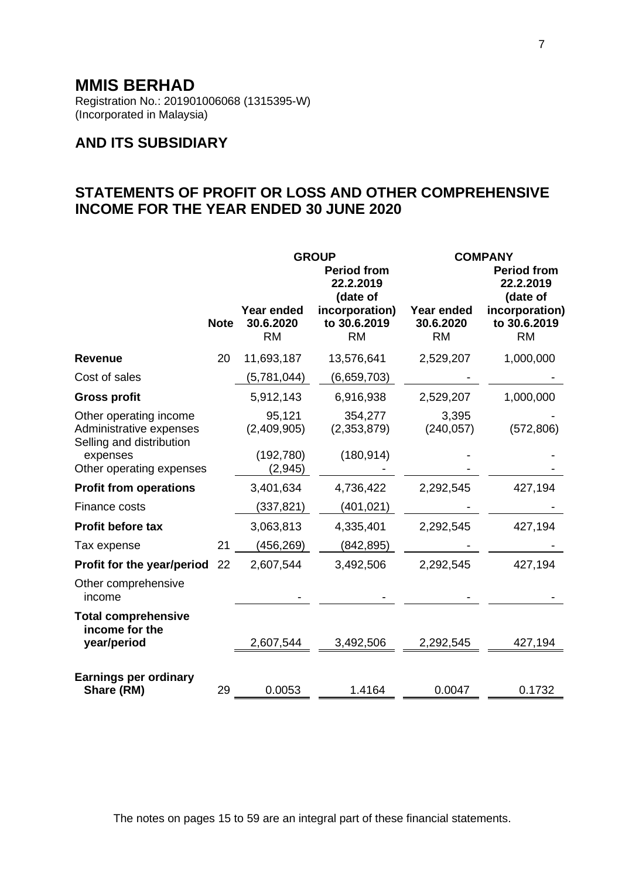# MMIS BERHAD

Registration No.: 201901006068 (1315395-W)
(Incorporated in Malaysia)

## AND ITS SUBSIDIARY

## STATEMENTS OF PROFIT OR LOSS AND OTHER COMPREHENSIVE INCOME FOR THE YEAR ENDED 30 JUNE 2020

| | | GROUP | | COMPANY | |
|---|---|---|---|---|---|
| | **Note** | **Year ended 30.6.2020** RM | **Period from 22.2.2019 (date of incorporation) to 30.6.2019** RM | **Year ended 30.6.2020** RM | **Period from 22.2.2019 (date of incorporation) to 30.6.2019** RM |
| **Revenue** | 20 | 11,693,187 | 13,576,641 | 2,529,207 | 1,000,000 |
| Cost of sales | | (5,781,044) | (6,659,703) | - | - |
| **Gross profit** | | 5,912,143 | 6,916,938 | 2,529,207 | 1,000,000 |
| Other operating income | | 95,121 | 354,277 | 3,395 | - |
| Administrative expenses | | (2,409,905) | (2,353,879) | (240,057) | (572,806) |
| Selling and distribution expenses | | (192,780) | (180,914) | - | - |
| Other operating expenses | | (2,945) | - | - | - |
| **Profit from operations** | | 3,401,634 | 4,736,422 | 2,292,545 | 427,194 |
| Finance costs | | (337,821) | (401,021) | - | - |
| **Profit before tax** | | 3,063,813 | 4,335,401 | 2,292,545 | 427,194 |
| Tax expense | 21 | (456,269) | (842,895) | - | - |
| **Profit for the year/period** | 22 | 2,607,544 | 3,492,506 | 2,292,545 | 427,194 |
| Other comprehensive income | | - | - | - | - |
| **Total comprehensive income for the year/period** | | 2,607,544 | 3,492,506 | 2,292,545 | 427,194 |
| **Earnings per ordinary Share (RM)** | 29 | 0.0053 | 1.4164 | 0.0047 | 0.1732 |

The notes on pages 15 to 59 are an integral part of these financial statements.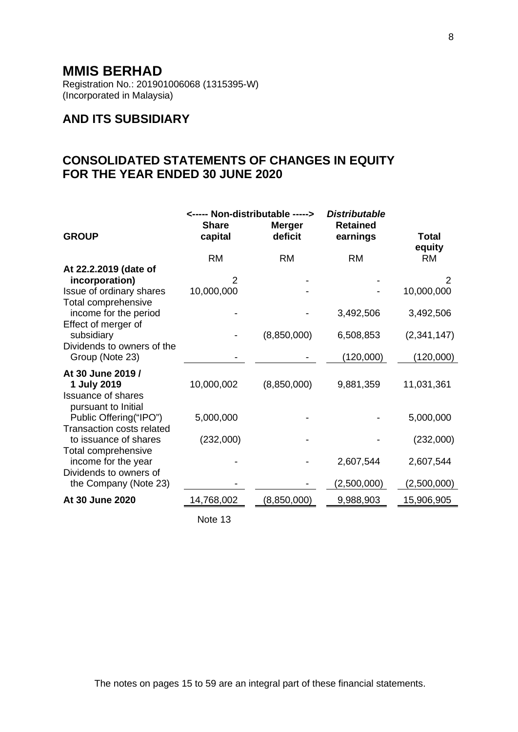# MMIS BERHAD

Registration No.: 201901006068 (1315395-W)
(Incorporated in Malaysia)

## AND ITS SUBSIDIARY

## CONSOLIDATED STATEMENTS OF CHANGES IN EQUITY FOR THE YEAR ENDED 30 JUNE 2020

| GROUP | <----- Non-distributable -----> Share capital | Merger deficit | *Distributable* Retained earnings | Total equity |
|---|---|---|---|---|
| | RM | RM | RM | RM |
| **At 22.2.2019 (date of incorporation)** | 2 | - | - | 2 |
| Issue of ordinary shares | 10,000,000 | - | - | 10,000,000 |
| Total comprehensive income for the period | - | - | 3,492,506 | 3,492,506 |
| Effect of merger of subsidiary | - | (8,850,000) | 6,508,853 | (2,341,147) |
| Dividends to owners of the Group (Note 23) | - | - | (120,000) | (120,000) |
| **At 30 June 2019 / 1 July 2019** | 10,000,002 | (8,850,000) | 9,881,359 | 11,031,361 |
| Issuance of shares pursuant to Initial Public Offering("IPO") | 5,000,000 | - | - | 5,000,000 |
| Transaction costs related to issuance of shares | (232,000) | - | - | (232,000) |
| Total comprehensive income for the year | - | - | 2,607,544 | 2,607,544 |
| Dividends to owners of the Company (Note 23) | - | - | (2,500,000) | (2,500,000) |
| **At 30 June 2020** | 14,768,002 | (8,850,000) | 9,988,903 | 15,906,905 |
| | Note 13 | | | |

The notes on pages 15 to 59 are an integral part of these financial statements.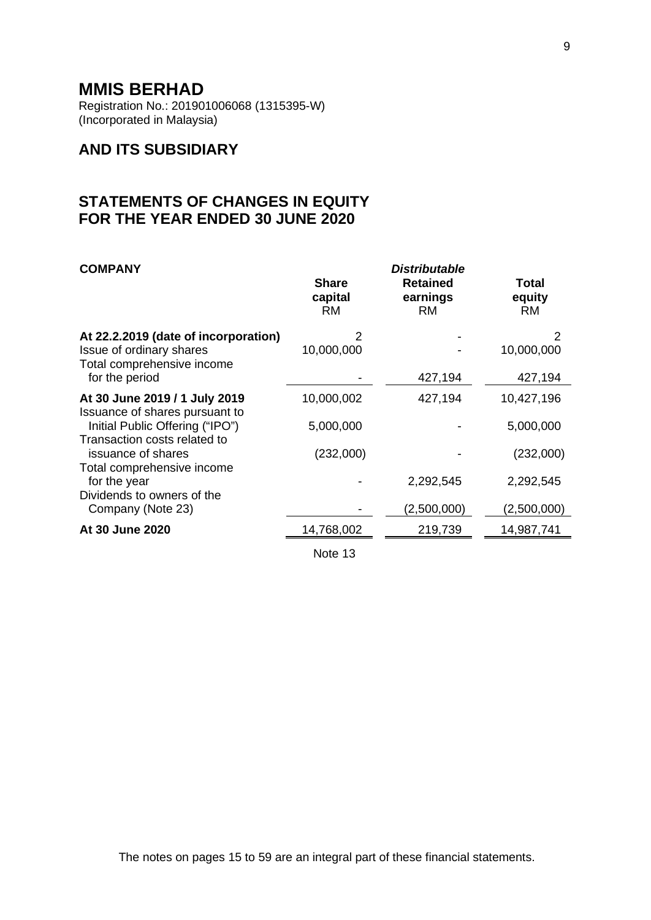# MMIS BERHAD

Registration No.: 201901006068 (1315395-W)
(Incorporated in Malaysia)

## AND ITS SUBSIDIARY

## STATEMENTS OF CHANGES IN EQUITY
## FOR THE YEAR ENDED 30 JUNE 2020

| **COMPANY** | **Share capital** RM | *Distributable* **Retained earnings** RM | **Total equity** RM |
|---|---|---|---|
| **At 22.2.2019 (date of incorporation)** | 2 | - | 2 |
| Issue of ordinary shares | 10,000,000 | - | 10,000,000 |
| Total comprehensive income for the period | - | 427,194 | 427,194 |
| **At 30 June 2019 / 1 July 2019** | 10,000,002 | 427,194 | 10,427,196 |
| Issuance of shares pursuant to Initial Public Offering ("IPO") | 5,000,000 | - | 5,000,000 |
| Transaction costs related to issuance of shares | (232,000) | - | (232,000) |
| Total comprehensive income for the year | - | 2,292,545 | 2,292,545 |
| Dividends to owners of the Company (Note 23) | - | (2,500,000) | (2,500,000) |
| **At 30 June 2020** | 14,768,002 | 219,739 | 14,987,741 |
| | Note 13 | | |

The notes on pages 15 to 59 are an integral part of these financial statements.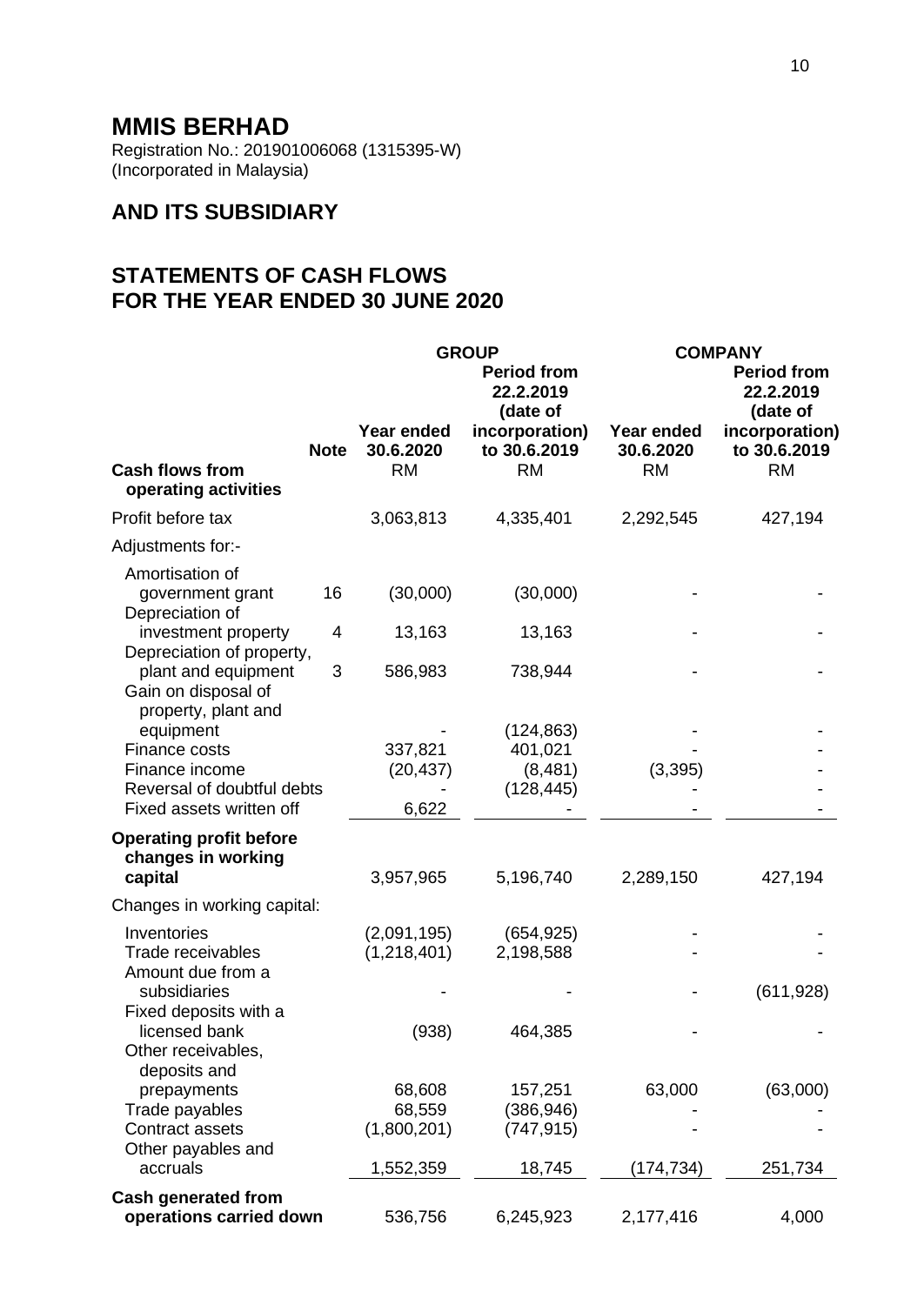# MMIS BERHAD

Registration No.: 201901006068 (1315395-W)
(Incorporated in Malaysia)

## AND ITS SUBSIDIARY

## STATEMENTS OF CASH FLOWS
## FOR THE YEAR ENDED 30 JUNE 2020

| | Note | GROUP | | COMPANY | |
|---|---|---|---|---|---|
| | | Year ended 30.6.2020 | Period from 22.2.2019 (date of incorporation) to 30.6.2019 | Year ended 30.6.2020 | Period from 22.2.2019 (date of incorporation) to 30.6.2019 |
| **Cash flows from operating activities** | | RM | RM | RM | RM |
| Profit before tax | | 3,063,813 | 4,335,401 | 2,292,545 | 427,194 |
| Adjustments for:- | | | | | |
| Amortisation of government grant | 16 | (30,000) | (30,000) | - | - |
| Depreciation of investment property | 4 | 13,163 | 13,163 | - | - |
| Depreciation of property, plant and equipment | 3 | 586,983 | 738,944 | - | - |
| Gain on disposal of property, plant and equipment | | - | (124,863) | - | - |
| Finance costs | | 337,821 | 401,021 | - | - |
| Finance income | | (20,437) | (8,481) | (3,395) | - |
| Reversal of doubtful debts | | - | (128,445) | - | - |
| Fixed assets written off | | 6,622 | - | - | - |
| **Operating profit before changes in working capital** | | 3,957,965 | 5,196,740 | 2,289,150 | 427,194 |
| Changes in working capital: | | | | | |
| Inventories | | (2,091,195) | (654,925) | - | - |
| Trade receivables | | (1,218,401) | 2,198,588 | - | - |
| Amount due from a subsidiaries | | - | - | - | (611,928) |
| Fixed deposits with a licensed bank | | (938) | 464,385 | - | - |
| Other receivables, deposits and prepayments | | 68,608 | 157,251 | 63,000 | (63,000) |
| Trade payables | | 68,559 | (386,946) | - | - |
| Contract assets | | (1,800,201) | (747,915) | - | - |
| Other payables and accruals | | 1,552,359 | 18,745 | (174,734) | 251,734 |
| **Cash generated from operations carried down** | | 536,756 | 6,245,923 | 2,177,416 | 4,000 |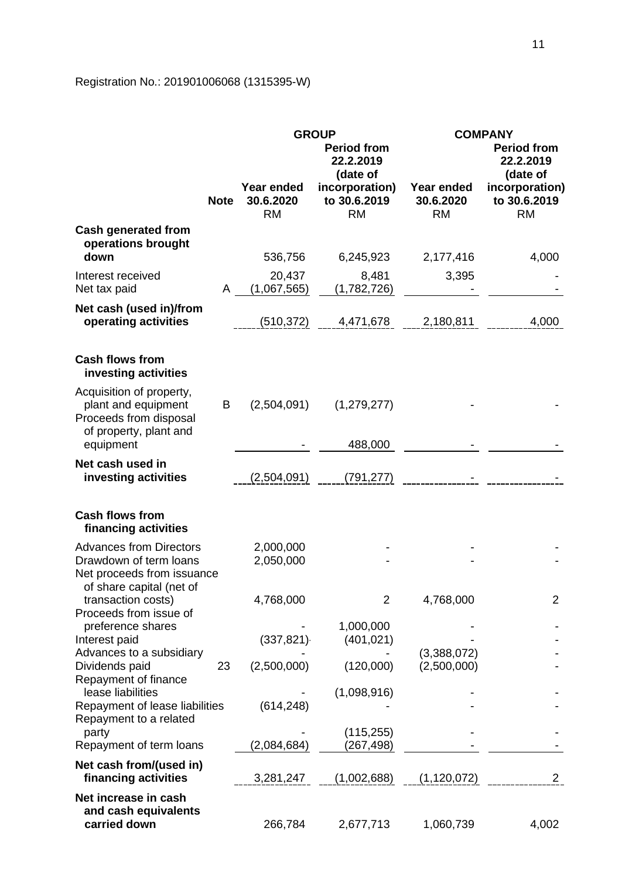Registration No.: 201901006068 (1315395-W)

| | Note | GROUP Year ended 30.6.2020 RM | GROUP Period from 22.2.2019 (date of incorporation) to 30.6.2019 RM | COMPANY Year ended 30.6.2020 RM | COMPANY Period from 22.2.2019 (date of incorporation) to 30.6.2019 RM |
|---|---|---|---|---|---|
| **Cash generated from operations brought down** | | 536,756 | 6,245,923 | 2,177,416 | 4,000 |
| Interest received | | 20,437 | 8,481 | 3,395 | - |
| Net tax paid | A | (1,067,565) | (1,782,726) | - | - |
| **Net cash (used in)/from operating activities** | | (510,372) | 4,471,678 | 2,180,811 | 4,000 |
| | | | | | |
| **Cash flows from investing activities** | | | | | |
| Acquisition of property, plant and equipment | B | (2,504,091) | (1,279,277) | - | - |
| Proceeds from disposal of property, plant and equipment | | - | 488,000 | - | - |
| **Net cash used in investing activities** | | (2,504,091) | (791,277) | - | - |
| | | | | | |
| **Cash flows from financing activities** | | | | | |
| Advances from Directors | | 2,000,000 | - | - | - |
| Drawdown of term loans | | 2,050,000 | - | - | - |
| Net proceeds from issuance of share capital (net of transaction costs) | | 4,768,000 | 2 | 4,768,000 | 2 |
| Proceeds from issue of preference shares | | - | 1,000,000 | - | - |
| Interest paid | | (337,821) | (401,021) | - | - |
| Advances to a subsidiary | | - | - | (3,388,072) | - |
| Dividends paid | 23 | (2,500,000) | (120,000) | (2,500,000) | - |
| Repayment of finance lease liabilities | | - | (1,098,916) | - | - |
| Repayment of lease liabilities | | (614,248) | - | - | - |
| Repayment to a related party | | - | (115,255) | - | - |
| Repayment of term loans | | (2,084,684) | (267,498) | - | - |
| **Net cash from/(used in) financing activities** | | 3,281,247 | (1,002,688) | (1,120,072) | 2 |
| **Net increase in cash and cash equivalents carried down** | | 266,784 | 2,677,713 | 1,060,739 | 4,002 |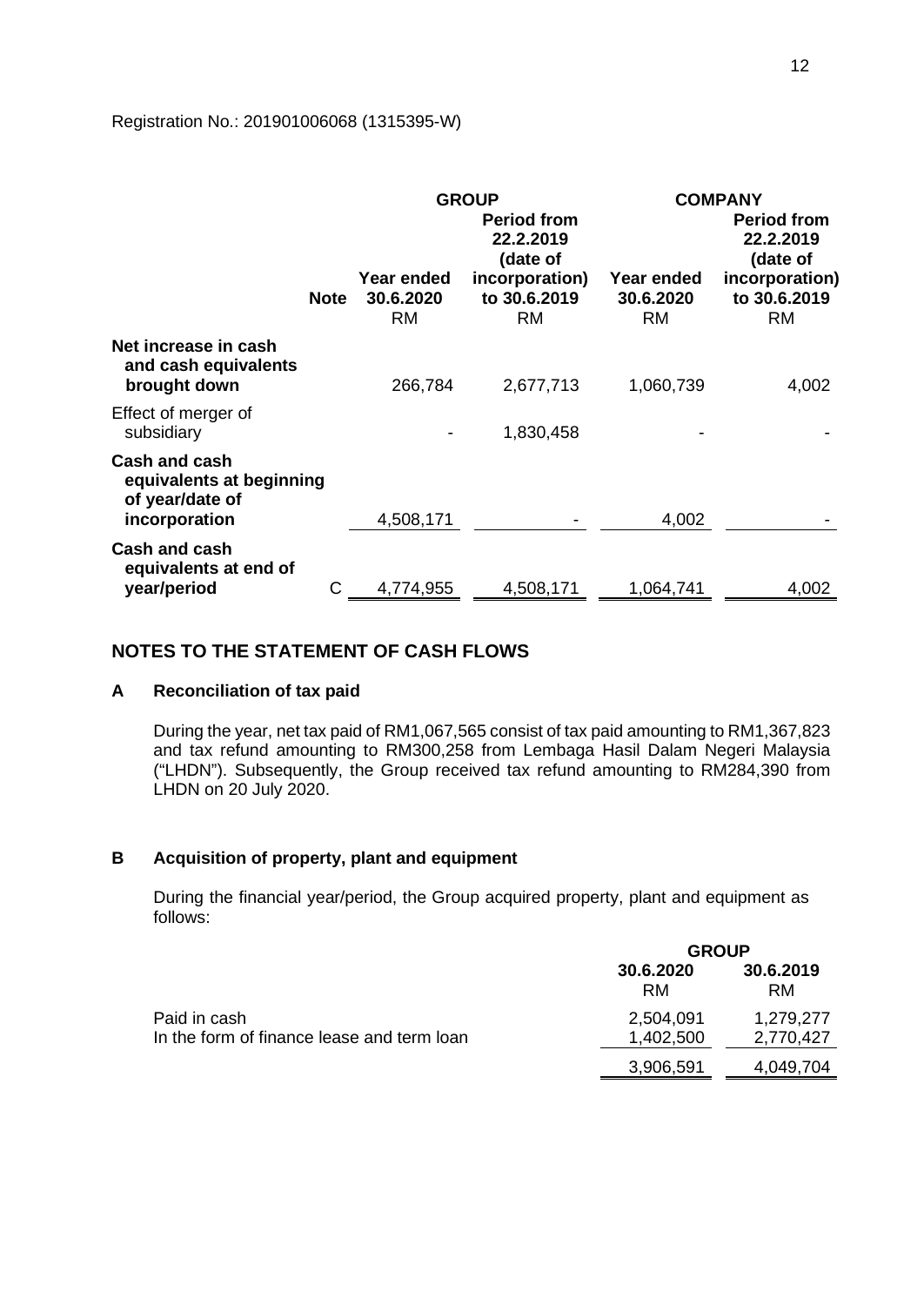Registration No.: 201901006068 (1315395-W)

| | Note | GROUP | | COMPANY | |
|---|---|---|---|---|---|
| | | Year ended 30.6.2020 RM | Period from 22.2.2019 (date of incorporation) to 30.6.2019 RM | Year ended 30.6.2020 RM | Period from 22.2.2019 (date of incorporation) to 30.6.2019 RM |
| **Net increase in cash and cash equivalents brought down** | | 266,784 | 2,677,713 | 1,060,739 | 4,002 |
| Effect of merger of subsidiary | | - | 1,830,458 | - | - |
| **Cash and cash equivalents at beginning of year/date of incorporation** | | 4,508,171 | - | 4,002 | - |
| **Cash and cash equivalents at end of year/period** | C | 4,774,955 | 4,508,171 | 1,064,741 | 4,002 |

## NOTES TO THE STATEMENT OF CASH FLOWS

### A Reconciliation of tax paid

During the year, net tax paid of RM1,067,565 consist of tax paid amounting to RM1,367,823 and tax refund amounting to RM300,258 from Lembaga Hasil Dalam Negeri Malaysia ("LHDN"). Subsequently, the Group received tax refund amounting to RM284,390 from LHDN on 20 July 2020.

### B Acquisition of property, plant and equipment

During the financial year/period, the Group acquired property, plant and equipment as follows:

| | GROUP | |
|---|---|---|
| | 30.6.2020 RM | 30.6.2019 RM |
| Paid in cash | 2,504,091 | 1,279,277 |
| In the form of finance lease and term loan | 1,402,500 | 2,770,427 |
| | 3,906,591 | 4,049,704 |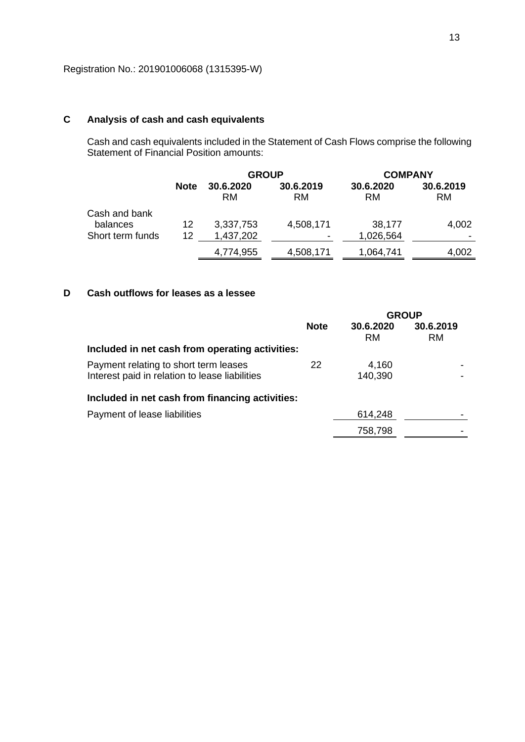Registration No.: 201901006068 (1315395-W)

## C Analysis of cash and cash equivalents

Cash and cash equivalents included in the Statement of Cash Flows comprise the following Statement of Financial Position amounts:

| | | GROUP | | COMPANY | |
|---|---|---|---|---|---|
| | **Note** | **30.6.2020** RM | **30.6.2019** RM | **30.6.2020** RM | **30.6.2019** RM |
| Cash and bank balances | 12 | 3,337,753 | 4,508,171 | 38,177 | 4,002 |
| Short term funds | 12 | 1,437,202 | - | 1,026,564 | - |
| | | 4,774,955 | 4,508,171 | 1,064,741 | 4,002 |

## D Cash outflows for leases as a lessee

| | | GROUP | |
|---|---|---|---|
| | **Note** | **30.6.2020** RM | **30.6.2019** RM |
| **Included in net cash from operating activities:** | | | |
| Payment relating to short term leases | 22 | 4,160 | - |
| Interest paid in relation to lease liabilities | | 140,390 | - |
| **Included in net cash from financing activities:** | | | |
| Payment of lease liabilities | | 614,248 | - |
| | | 758,798 | - |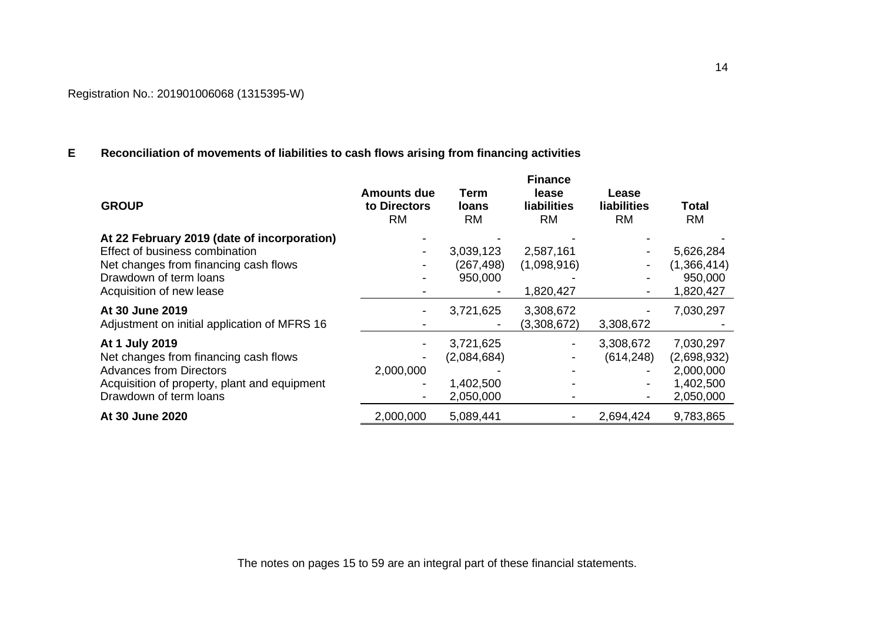Registration No.: 201901006068 (1315395-W)

**E Reconciliation of movements of liabilities to cash flows arising from financing activities**

| GROUP | Amounts due to Directors RM | Term loans RM | Finance lease liabilities RM | Lease liabilities RM | Total RM |
|---|---|---|---|---|---|
| **At 22 February 2019 (date of incorporation)** | - | - | - | - | - |
| Effect of business combination | - | 3,039,123 | 2,587,161 | - | 5,626,284 |
| Net changes from financing cash flows | - | (267,498) | (1,098,916) | - | (1,366,414) |
| Drawdown of term loans | - | 950,000 | - | - | 950,000 |
| Acquisition of new lease | - | - | 1,820,427 | - | 1,820,427 |
| **At 30 June 2019** | - | 3,721,625 | 3,308,672 | - | 7,030,297 |
| Adjustment on initial application of MFRS 16 | - | - | (3,308,672) | 3,308,672 | - |
| **At 1 July 2019** | - | 3,721,625 | - | 3,308,672 | 7,030,297 |
| Net changes from financing cash flows | - | (2,084,684) | - | (614,248) | (2,698,932) |
| Advances from Directors | 2,000,000 | - | - | - | 2,000,000 |
| Acquisition of property, plant and equipment | - | 1,402,500 | - | - | 1,402,500 |
| Drawdown of term loans | - | 2,050,000 | - | - | 2,050,000 |
| **At 30 June 2020** | 2,000,000 | 5,089,441 | - | 2,694,424 | 9,783,865 |

The notes on pages 15 to 59 are an integral part of these financial statements.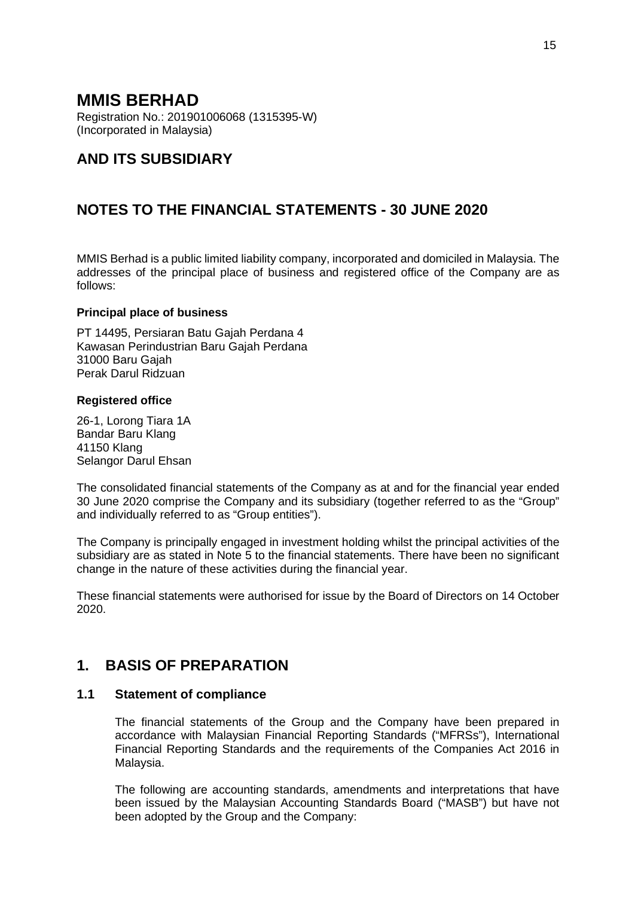# MMIS BERHAD

Registration No.: 201901006068 (1315395-W)
(Incorporated in Malaysia)

## AND ITS SUBSIDIARY

## NOTES TO THE FINANCIAL STATEMENTS - 30 JUNE 2020

MMIS Berhad is a public limited liability company, incorporated and domiciled in Malaysia. The addresses of the principal place of business and registered office of the Company are as follows:

**Principal place of business**

PT 14495, Persiaran Batu Gajah Perdana 4
Kawasan Perindustrian Baru Gajah Perdana
31000 Baru Gajah
Perak Darul Ridzuan

**Registered office**

26-1, Lorong Tiara 1A
Bandar Baru Klang
41150 Klang
Selangor Darul Ehsan

The consolidated financial statements of the Company as at and for the financial year ended 30 June 2020 comprise the Company and its subsidiary (together referred to as the "Group" and individually referred to as "Group entities").

The Company is principally engaged in investment holding whilst the principal activities of the subsidiary are as stated in Note 5 to the financial statements. There have been no significant change in the nature of these activities during the financial year.

These financial statements were authorised for issue by the Board of Directors on 14 October 2020.

## 1. BASIS OF PREPARATION

### 1.1 Statement of compliance

The financial statements of the Group and the Company have been prepared in accordance with Malaysian Financial Reporting Standards ("MFRSs"), International Financial Reporting Standards and the requirements of the Companies Act 2016 in Malaysia.

The following are accounting standards, amendments and interpretations that have been issued by the Malaysian Accounting Standards Board ("MASB") but have not been adopted by the Group and the Company: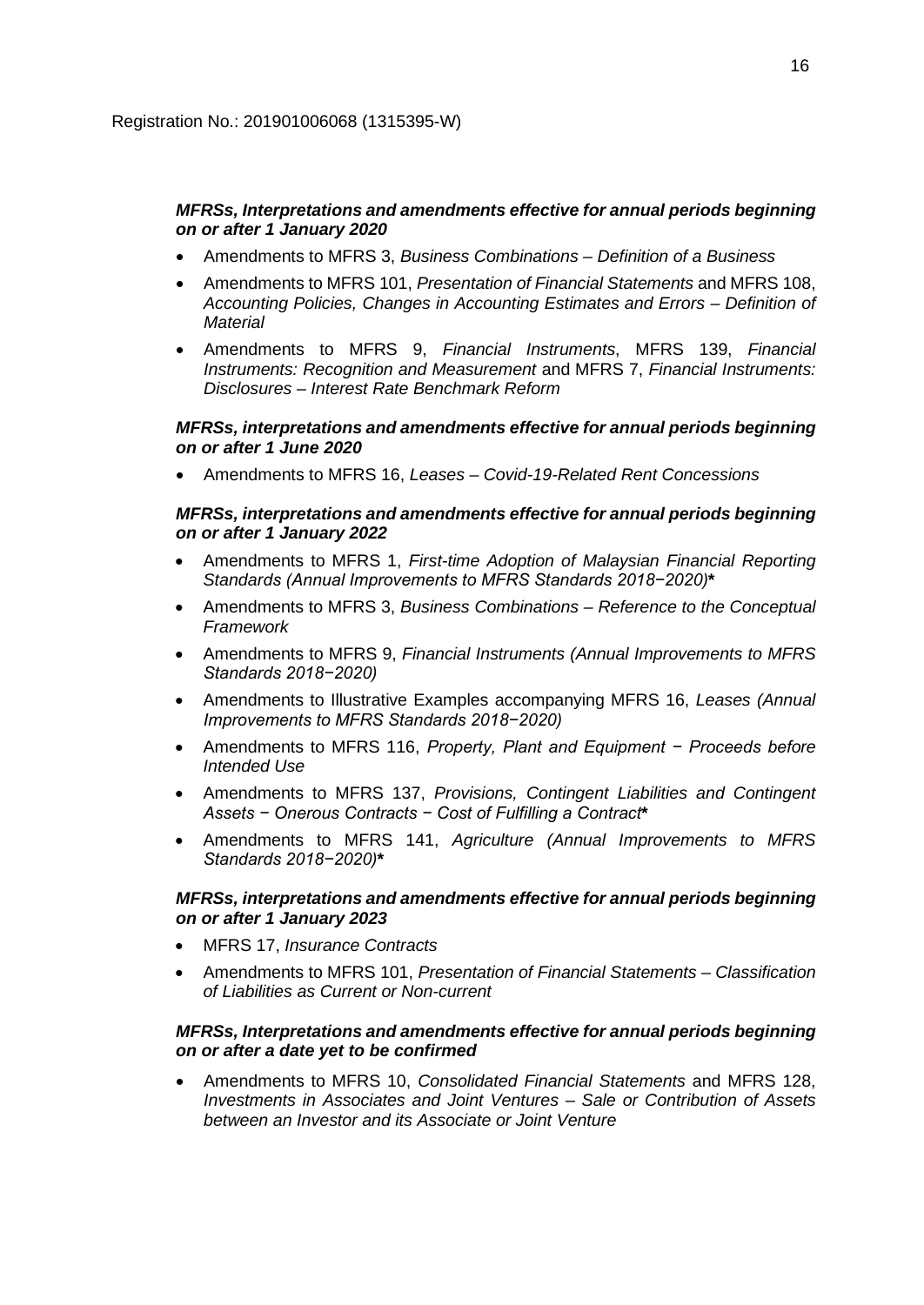Registration No.: 201901006068 (1315395-W)

***MFRSs, Interpretations and amendments effective for annual periods beginning on or after 1 January 2020***

- Amendments to MFRS 3, *Business Combinations – Definition of a Business*
- Amendments to MFRS 101, *Presentation of Financial Statements* and MFRS 108, *Accounting Policies, Changes in Accounting Estimates and Errors – Definition of Material*
- Amendments to MFRS 9, *Financial Instruments*, MFRS 139, *Financial Instruments: Recognition and Measurement* and MFRS 7, *Financial Instruments: Disclosures – Interest Rate Benchmark Reform*

***MFRSs, interpretations and amendments effective for annual periods beginning on or after 1 June 2020***

- Amendments to MFRS 16, *Leases – Covid-19-Related Rent Concessions*

***MFRSs, interpretations and amendments effective for annual periods beginning on or after 1 January 2022***

- Amendments to MFRS 1, *First-time Adoption of Malaysian Financial Reporting Standards (Annual Improvements to MFRS Standards 2018−2020)****
- Amendments to MFRS 3, *Business Combinations – Reference to the Conceptual Framework*
- Amendments to MFRS 9, *Financial Instruments (Annual Improvements to MFRS Standards 2018−2020)*
- Amendments to Illustrative Examples accompanying MFRS 16, *Leases (Annual Improvements to MFRS Standards 2018−2020)*
- Amendments to MFRS 116, *Property, Plant and Equipment − Proceeds before Intended Use*
- Amendments to MFRS 137, *Provisions, Contingent Liabilities and Contingent Assets − Onerous Contracts − Cost of Fulfilling a Contract****
- Amendments to MFRS 141, *Agriculture (Annual Improvements to MFRS Standards 2018−2020)****

***MFRSs, interpretations and amendments effective for annual periods beginning on or after 1 January 2023***

- MFRS 17, *Insurance Contracts*
- Amendments to MFRS 101, *Presentation of Financial Statements – Classification of Liabilities as Current or Non-current*

***MFRSs, Interpretations and amendments effective for annual periods beginning on or after a date yet to be confirmed***

- Amendments to MFRS 10, *Consolidated Financial Statements* and MFRS 128, *Investments in Associates and Joint Ventures – Sale or Contribution of Assets between an Investor and its Associate or Joint Venture*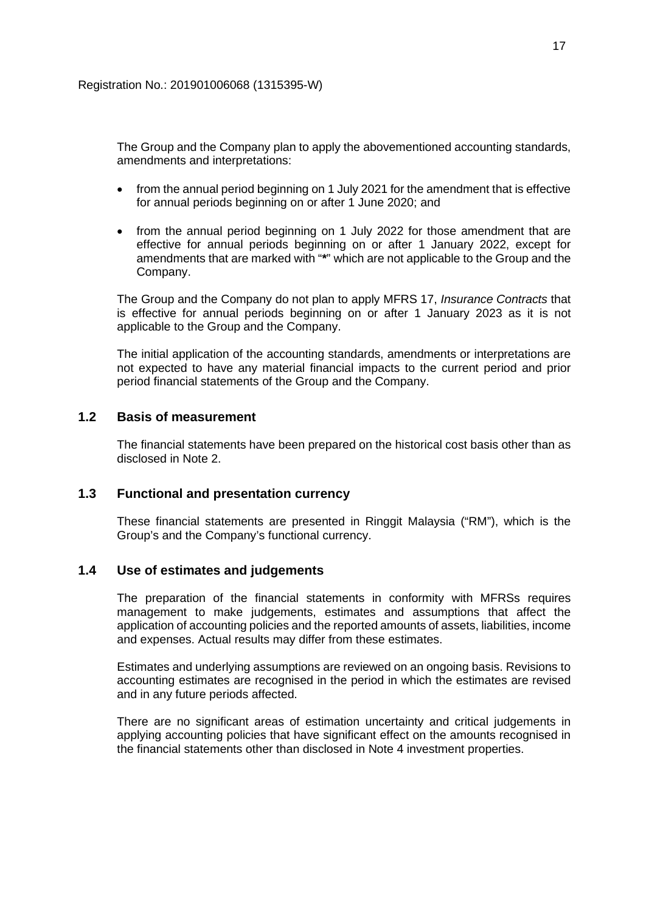Registration No.: 201901006068 (1315395-W)

The Group and the Company plan to apply the abovementioned accounting standards, amendments and interpretations:

- from the annual period beginning on 1 July 2021 for the amendment that is effective for annual periods beginning on or after 1 June 2020; and
- from the annual period beginning on 1 July 2022 for those amendment that are effective for annual periods beginning on or after 1 January 2022, except for amendments that are marked with "**\***" which are not applicable to the Group and the Company.

The Group and the Company do not plan to apply MFRS 17, *Insurance Contracts* that is effective for annual periods beginning on or after 1 January 2023 as it is not applicable to the Group and the Company.

The initial application of the accounting standards, amendments or interpretations are not expected to have any material financial impacts to the current period and prior period financial statements of the Group and the Company.

## 1.2 Basis of measurement

The financial statements have been prepared on the historical cost basis other than as disclosed in Note 2.

## 1.3 Functional and presentation currency

These financial statements are presented in Ringgit Malaysia ("RM"), which is the Group's and the Company's functional currency.

## 1.4 Use of estimates and judgements

The preparation of the financial statements in conformity with MFRSs requires management to make judgements, estimates and assumptions that affect the application of accounting policies and the reported amounts of assets, liabilities, income and expenses. Actual results may differ from these estimates.

Estimates and underlying assumptions are reviewed on an ongoing basis. Revisions to accounting estimates are recognised in the period in which the estimates are revised and in any future periods affected.

There are no significant areas of estimation uncertainty and critical judgements in applying accounting policies that have significant effect on the amounts recognised in the financial statements other than disclosed in Note 4 investment properties.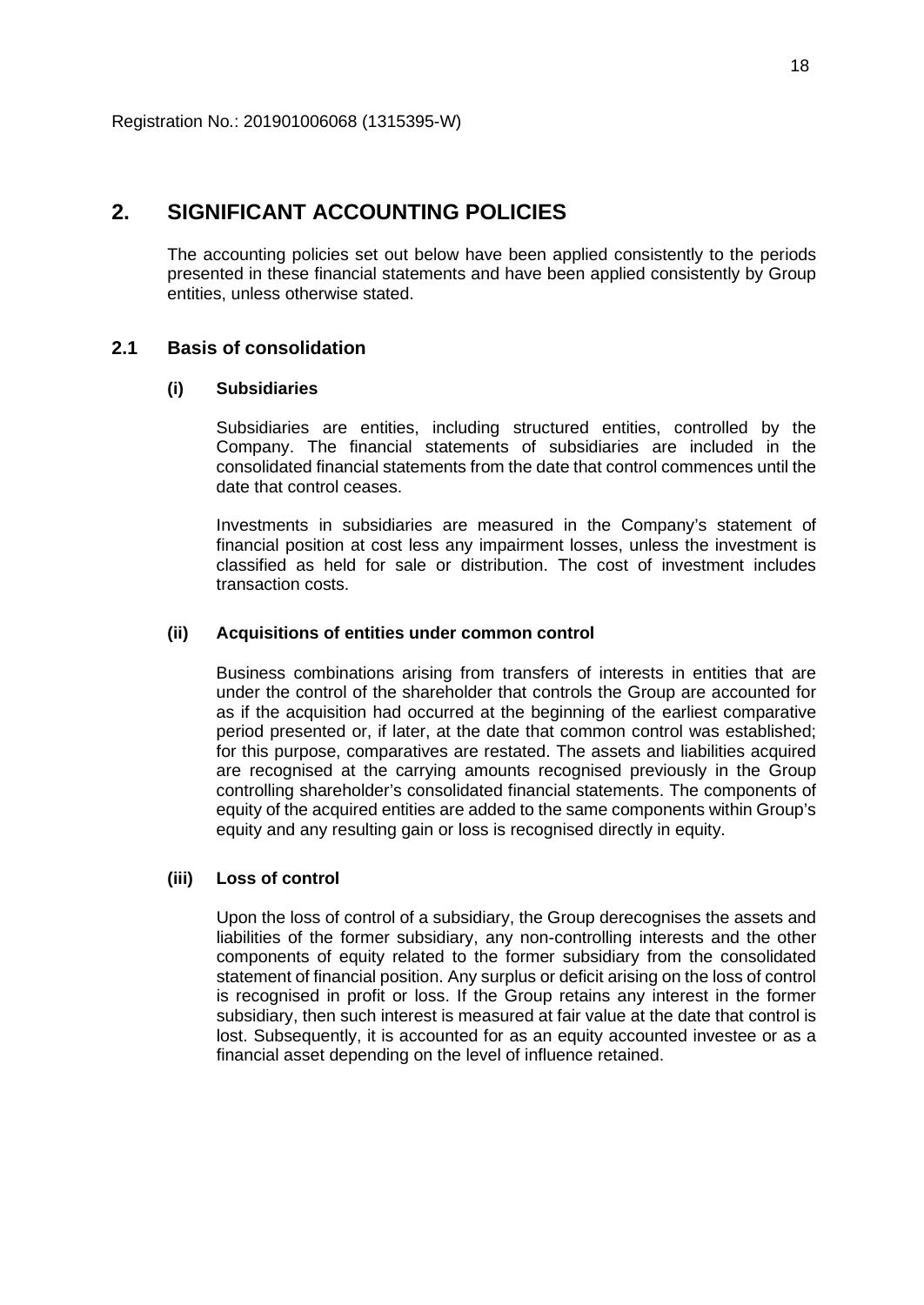Registration No.: 201901006068 (1315395-W)

# 2. SIGNIFICANT ACCOUNTING POLICIES

The accounting policies set out below have been applied consistently to the periods presented in these financial statements and have been applied consistently by Group entities, unless otherwise stated.

## 2.1 Basis of consolidation

### (i) Subsidiaries

Subsidiaries are entities, including structured entities, controlled by the Company. The financial statements of subsidiaries are included in the consolidated financial statements from the date that control commences until the date that control ceases.

Investments in subsidiaries are measured in the Company's statement of financial position at cost less any impairment losses, unless the investment is classified as held for sale or distribution. The cost of investment includes transaction costs.

### (ii) Acquisitions of entities under common control

Business combinations arising from transfers of interests in entities that are under the control of the shareholder that controls the Group are accounted for as if the acquisition had occurred at the beginning of the earliest comparative period presented or, if later, at the date that common control was established; for this purpose, comparatives are restated. The assets and liabilities acquired are recognised at the carrying amounts recognised previously in the Group controlling shareholder's consolidated financial statements. The components of equity of the acquired entities are added to the same components within Group's equity and any resulting gain or loss is recognised directly in equity.

### (iii) Loss of control

Upon the loss of control of a subsidiary, the Group derecognises the assets and liabilities of the former subsidiary, any non-controlling interests and the other components of equity related to the former subsidiary from the consolidated statement of financial position. Any surplus or deficit arising on the loss of control is recognised in profit or loss. If the Group retains any interest in the former subsidiary, then such interest is measured at fair value at the date that control is lost. Subsequently, it is accounted for as an equity accounted investee or as a financial asset depending on the level of influence retained.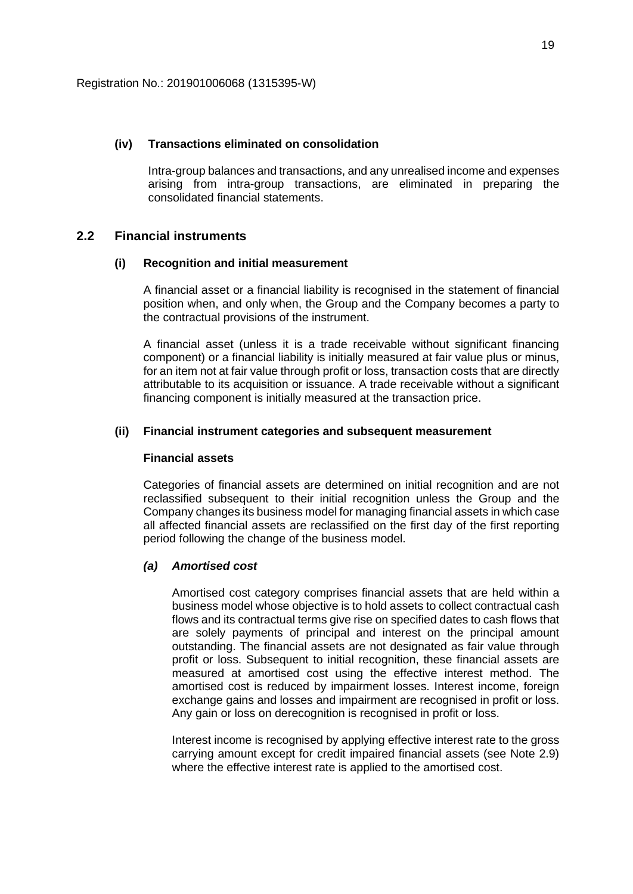Registration No.: 201901006068 (1315395-W)

**(iv) Transactions eliminated on consolidation**

Intra-group balances and transactions, and any unrealised income and expenses arising from intra-group transactions, are eliminated in preparing the consolidated financial statements.

## 2.2 Financial instruments

**(i) Recognition and initial measurement**

A financial asset or a financial liability is recognised in the statement of financial position when, and only when, the Group and the Company becomes a party to the contractual provisions of the instrument.

A financial asset (unless it is a trade receivable without significant financing component) or a financial liability is initially measured at fair value plus or minus, for an item not at fair value through profit or loss, transaction costs that are directly attributable to its acquisition or issuance. A trade receivable without a significant financing component is initially measured at the transaction price.

**(ii) Financial instrument categories and subsequent measurement**

**Financial assets**

Categories of financial assets are determined on initial recognition and are not reclassified subsequent to their initial recognition unless the Group and the Company changes its business model for managing financial assets in which case all affected financial assets are reclassified on the first day of the first reporting period following the change of the business model.

***(a) Amortised cost***

Amortised cost category comprises financial assets that are held within a business model whose objective is to hold assets to collect contractual cash flows and its contractual terms give rise on specified dates to cash flows that are solely payments of principal and interest on the principal amount outstanding. The financial assets are not designated as fair value through profit or loss. Subsequent to initial recognition, these financial assets are measured at amortised cost using the effective interest method. The amortised cost is reduced by impairment losses. Interest income, foreign exchange gains and losses and impairment are recognised in profit or loss. Any gain or loss on derecognition is recognised in profit or loss.

Interest income is recognised by applying effective interest rate to the gross carrying amount except for credit impaired financial assets (see Note 2.9) where the effective interest rate is applied to the amortised cost.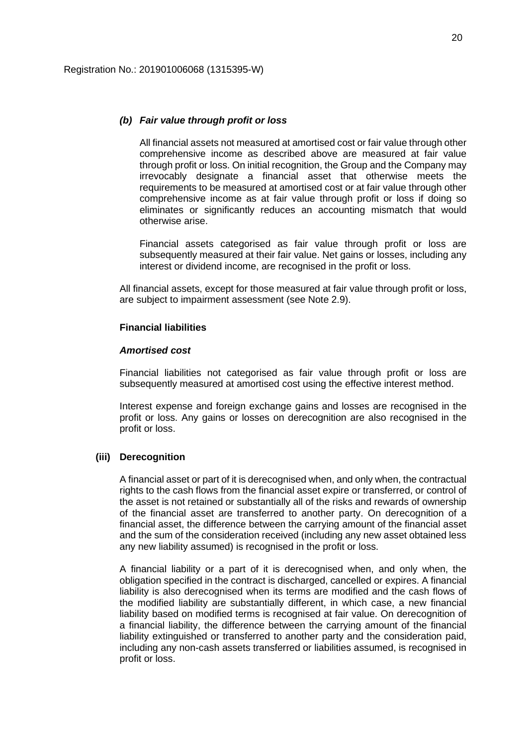Registration No.: 201901006068 (1315395-W)

*(b) Fair value through profit or loss*

All financial assets not measured at amortised cost or fair value through other comprehensive income as described above are measured at fair value through profit or loss. On initial recognition, the Group and the Company may irrevocably designate a financial asset that otherwise meets the requirements to be measured at amortised cost or at fair value through other comprehensive income as at fair value through profit or loss if doing so eliminates or significantly reduces an accounting mismatch that would otherwise arise.

Financial assets categorised as fair value through profit or loss are subsequently measured at their fair value. Net gains or losses, including any interest or dividend income, are recognised in the profit or loss.

All financial assets, except for those measured at fair value through profit or loss, are subject to impairment assessment (see Note 2.9).

**Financial liabilities**

***Amortised cost***

Financial liabilities not categorised as fair value through profit or loss are subsequently measured at amortised cost using the effective interest method.

Interest expense and foreign exchange gains and losses are recognised in the profit or loss. Any gains or losses on derecognition are also recognised in the profit or loss.

**(iii) Derecognition**

A financial asset or part of it is derecognised when, and only when, the contractual rights to the cash flows from the financial asset expire or transferred, or control of the asset is not retained or substantially all of the risks and rewards of ownership of the financial asset are transferred to another party. On derecognition of a financial asset, the difference between the carrying amount of the financial asset and the sum of the consideration received (including any new asset obtained less any new liability assumed) is recognised in the profit or loss.

A financial liability or a part of it is derecognised when, and only when, the obligation specified in the contract is discharged, cancelled or expires. A financial liability is also derecognised when its terms are modified and the cash flows of the modified liability are substantially different, in which case, a new financial liability based on modified terms is recognised at fair value. On derecognition of a financial liability, the difference between the carrying amount of the financial liability extinguished or transferred to another party and the consideration paid, including any non-cash assets transferred or liabilities assumed, is recognised in profit or loss.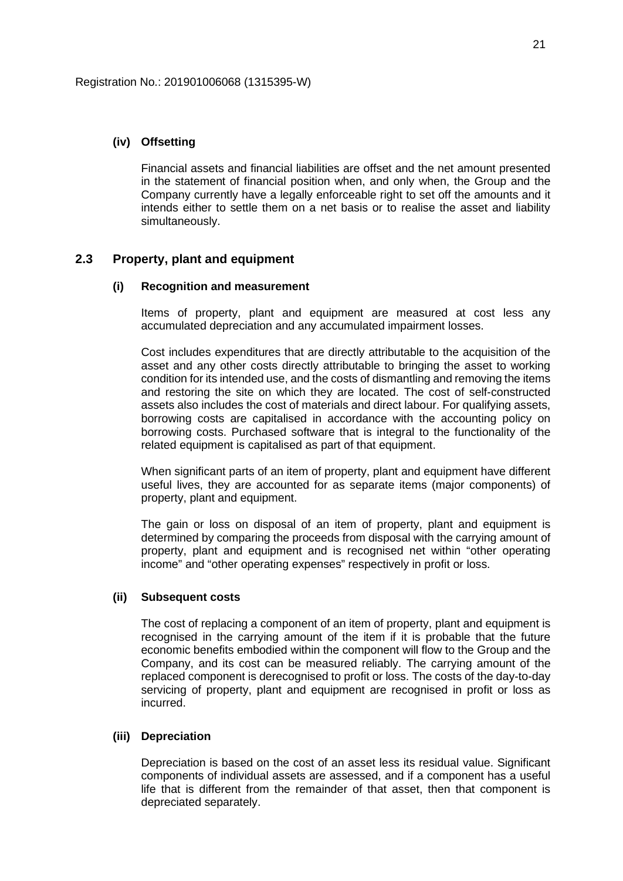#### (iv) Offsetting

Financial assets and financial liabilities are offset and the net amount presented in the statement of financial position when, and only when, the Group and the Company currently have a legally enforceable right to set off the amounts and it intends either to settle them on a net basis or to realise the asset and liability simultaneously.

## 2.3 Property, plant and equipment

#### (i) Recognition and measurement

Items of property, plant and equipment are measured at cost less any accumulated depreciation and any accumulated impairment losses.

Cost includes expenditures that are directly attributable to the acquisition of the asset and any other costs directly attributable to bringing the asset to working condition for its intended use, and the costs of dismantling and removing the items and restoring the site on which they are located. The cost of self-constructed assets also includes the cost of materials and direct labour. For qualifying assets, borrowing costs are capitalised in accordance with the accounting policy on borrowing costs. Purchased software that is integral to the functionality of the related equipment is capitalised as part of that equipment.

When significant parts of an item of property, plant and equipment have different useful lives, they are accounted for as separate items (major components) of property, plant and equipment.

The gain or loss on disposal of an item of property, plant and equipment is determined by comparing the proceeds from disposal with the carrying amount of property, plant and equipment and is recognised net within "other operating income" and "other operating expenses" respectively in profit or loss.

#### (ii) Subsequent costs

The cost of replacing a component of an item of property, plant and equipment is recognised in the carrying amount of the item if it is probable that the future economic benefits embodied within the component will flow to the Group and the Company, and its cost can be measured reliably. The carrying amount of the replaced component is derecognised to profit or loss. The costs of the day-to-day servicing of property, plant and equipment are recognised in profit or loss as incurred.

#### (iii) Depreciation

Depreciation is based on the cost of an asset less its residual value. Significant components of individual assets are assessed, and if a component has a useful life that is different from the remainder of that asset, then that component is depreciated separately.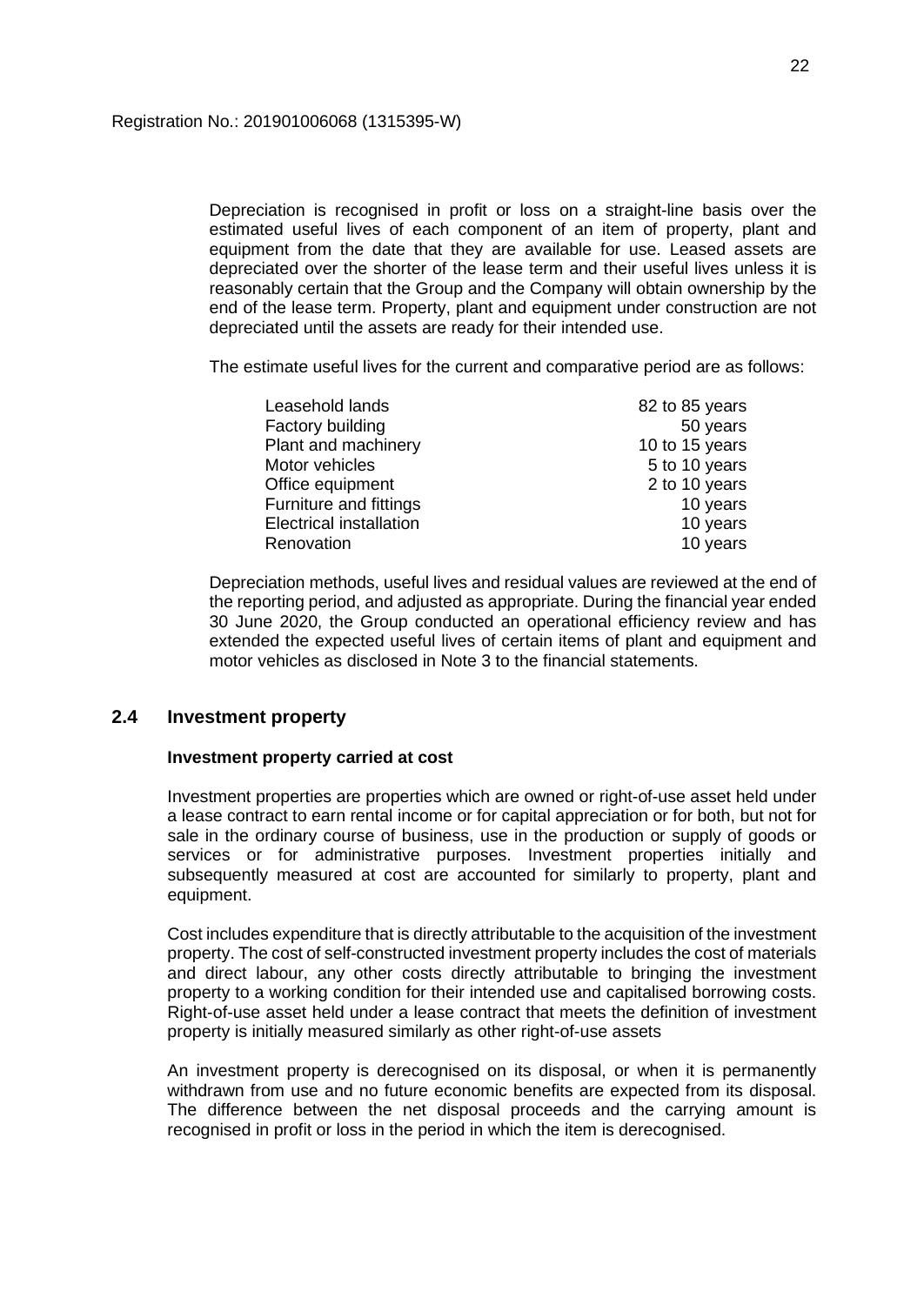Registration No.: 201901006068 (1315395-W)

Depreciation is recognised in profit or loss on a straight-line basis over the estimated useful lives of each component of an item of property, plant and equipment from the date that they are available for use. Leased assets are depreciated over the shorter of the lease term and their useful lives unless it is reasonably certain that the Group and the Company will obtain ownership by the end of the lease term. Property, plant and equipment under construction are not depreciated until the assets are ready for their intended use.

The estimate useful lives for the current and comparative period are as follows:

| | |
|---|---|
| Leasehold lands | 82 to 85 years |
| Factory building | 50 years |
| Plant and machinery | 10 to 15 years |
| Motor vehicles | 5 to 10 years |
| Office equipment | 2 to 10 years |
| Furniture and fittings | 10 years |
| Electrical installation | 10 years |
| Renovation | 10 years |

Depreciation methods, useful lives and residual values are reviewed at the end of the reporting period, and adjusted as appropriate. During the financial year ended 30 June 2020, the Group conducted an operational efficiency review and has extended the expected useful lives of certain items of plant and equipment and motor vehicles as disclosed in Note 3 to the financial statements.

## 2.4 Investment property

**Investment property carried at cost**

Investment properties are properties which are owned or right-of-use asset held under a lease contract to earn rental income or for capital appreciation or for both, but not for sale in the ordinary course of business, use in the production or supply of goods or services or for administrative purposes. Investment properties initially and subsequently measured at cost are accounted for similarly to property, plant and equipment.

Cost includes expenditure that is directly attributable to the acquisition of the investment property. The cost of self-constructed investment property includes the cost of materials and direct labour, any other costs directly attributable to bringing the investment property to a working condition for their intended use and capitalised borrowing costs. Right-of-use asset held under a lease contract that meets the definition of investment property is initially measured similarly as other right-of-use assets

An investment property is derecognised on its disposal, or when it is permanently withdrawn from use and no future economic benefits are expected from its disposal. The difference between the net disposal proceeds and the carrying amount is recognised in profit or loss in the period in which the item is derecognised.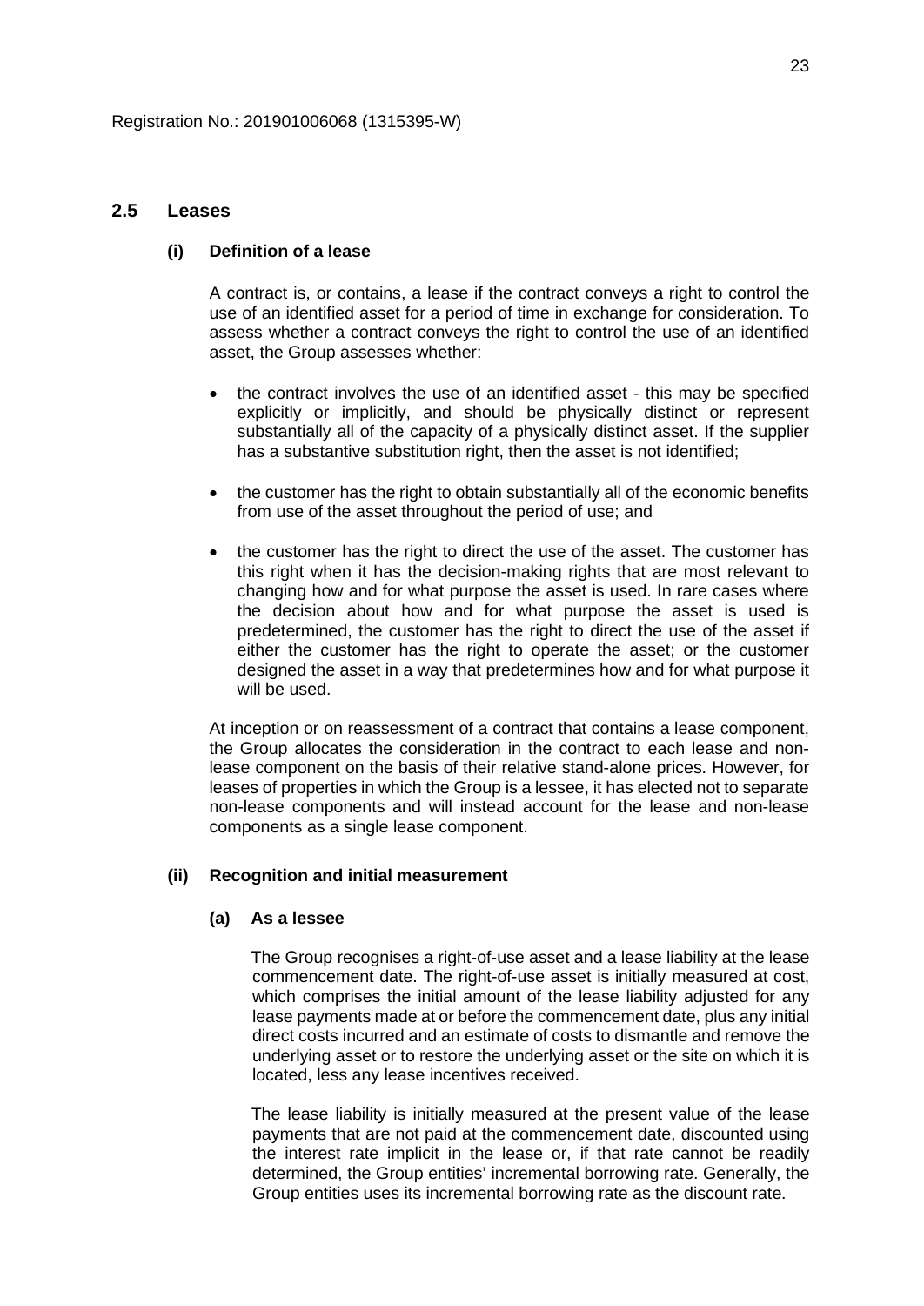Registration No.: 201901006068 (1315395-W)

## 2.5 Leases

### (i) Definition of a lease

A contract is, or contains, a lease if the contract conveys a right to control the use of an identified asset for a period of time in exchange for consideration. To assess whether a contract conveys the right to control the use of an identified asset, the Group assesses whether:

- the contract involves the use of an identified asset - this may be specified explicitly or implicitly, and should be physically distinct or represent substantially all of the capacity of a physically distinct asset. If the supplier has a substantive substitution right, then the asset is not identified;

- the customer has the right to obtain substantially all of the economic benefits from use of the asset throughout the period of use; and

- the customer has the right to direct the use of the asset. The customer has this right when it has the decision-making rights that are most relevant to changing how and for what purpose the asset is used. In rare cases where the decision about how and for what purpose the asset is used is predetermined, the customer has the right to direct the use of the asset if either the customer has the right to operate the asset; or the customer designed the asset in a way that predetermines how and for what purpose it will be used.

At inception or on reassessment of a contract that contains a lease component, the Group allocates the consideration in the contract to each lease and non-lease component on the basis of their relative stand-alone prices. However, for leases of properties in which the Group is a lessee, it has elected not to separate non-lease components and will instead account for the lease and non-lease components as a single lease component.

### (ii) Recognition and initial measurement

#### (a) As a lessee

The Group recognises a right-of-use asset and a lease liability at the lease commencement date. The right-of-use asset is initially measured at cost, which comprises the initial amount of the lease liability adjusted for any lease payments made at or before the commencement date, plus any initial direct costs incurred and an estimate of costs to dismantle and remove the underlying asset or to restore the underlying asset or the site on which it is located, less any lease incentives received.

The lease liability is initially measured at the present value of the lease payments that are not paid at the commencement date, discounted using the interest rate implicit in the lease or, if that rate cannot be readily determined, the Group entities' incremental borrowing rate. Generally, the Group entities uses its incremental borrowing rate as the discount rate.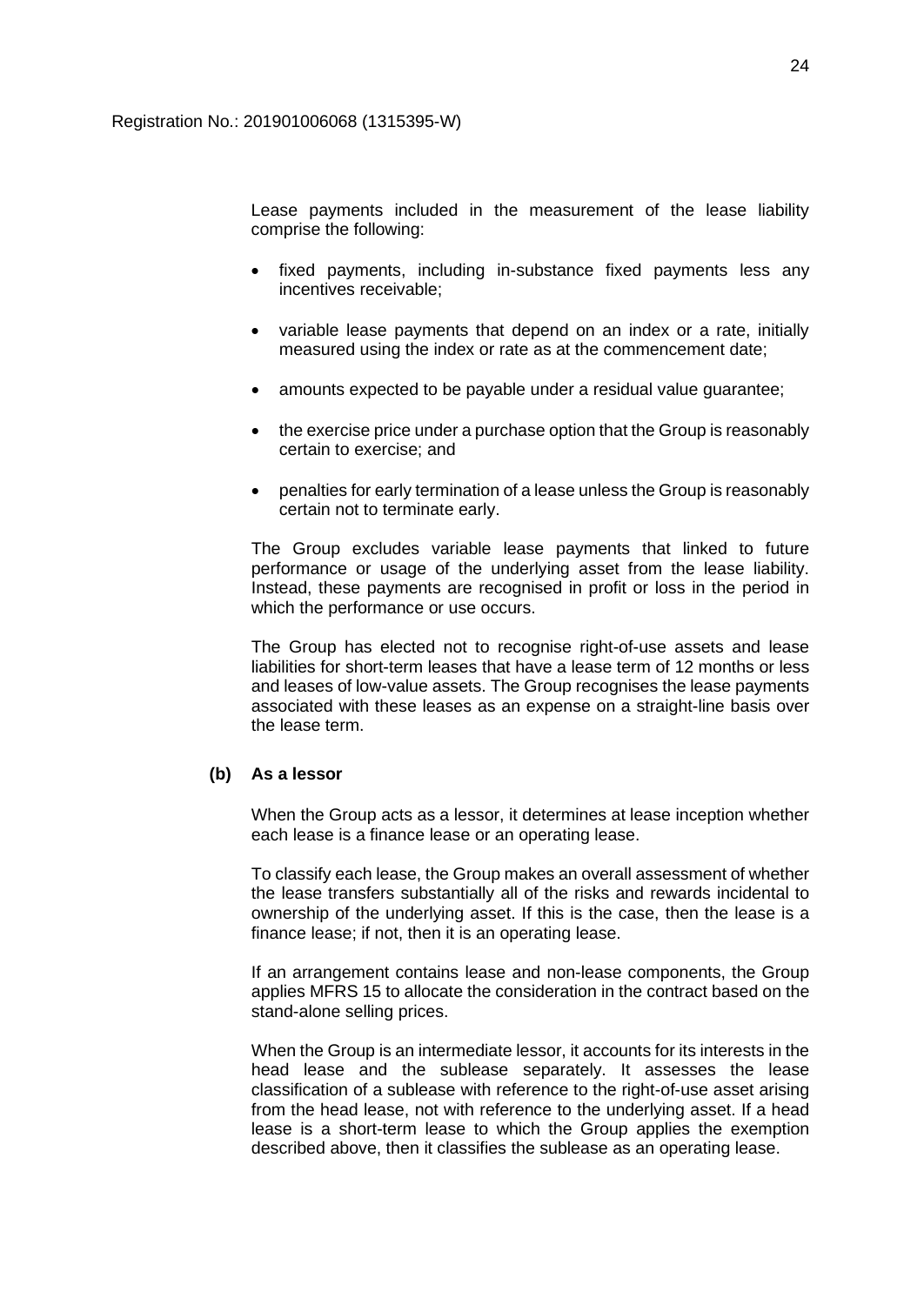Lease payments included in the measurement of the lease liability comprise the following:

- fixed payments, including in-substance fixed payments less any incentives receivable;
- variable lease payments that depend on an index or a rate, initially measured using the index or rate as at the commencement date;
- amounts expected to be payable under a residual value guarantee;
- the exercise price under a purchase option that the Group is reasonably certain to exercise; and
- penalties for early termination of a lease unless the Group is reasonably certain not to terminate early.

The Group excludes variable lease payments that linked to future performance or usage of the underlying asset from the lease liability. Instead, these payments are recognised in profit or loss in the period in which the performance or use occurs.

The Group has elected not to recognise right-of-use assets and lease liabilities for short-term leases that have a lease term of 12 months or less and leases of low-value assets. The Group recognises the lease payments associated with these leases as an expense on a straight-line basis over the lease term.

**(b) As a lessor**

When the Group acts as a lessor, it determines at lease inception whether each lease is a finance lease or an operating lease.

To classify each lease, the Group makes an overall assessment of whether the lease transfers substantially all of the risks and rewards incidental to ownership of the underlying asset. If this is the case, then the lease is a finance lease; if not, then it is an operating lease.

If an arrangement contains lease and non-lease components, the Group applies MFRS 15 to allocate the consideration in the contract based on the stand-alone selling prices.

When the Group is an intermediate lessor, it accounts for its interests in the head lease and the sublease separately. It assesses the lease classification of a sublease with reference to the right-of-use asset arising from the head lease, not with reference to the underlying asset. If a head lease is a short-term lease to which the Group applies the exemption described above, then it classifies the sublease as an operating lease.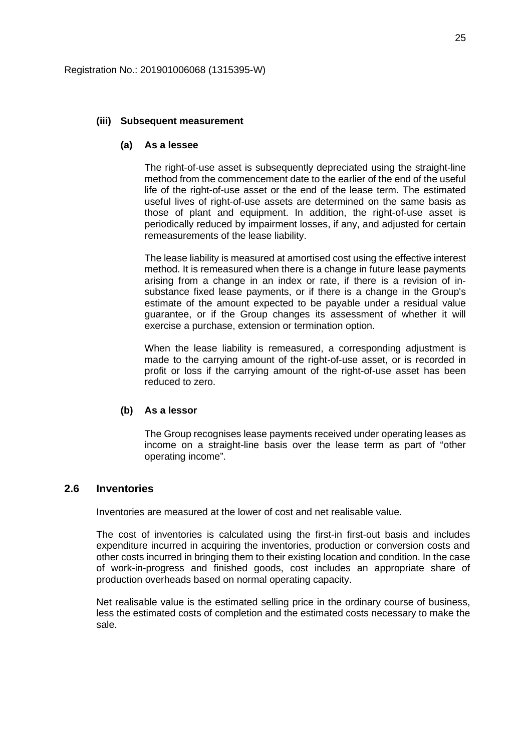Registration No.: 201901006068 (1315395-W)

**(iii) Subsequent measurement**

**(a) As a lessee**

The right-of-use asset is subsequently depreciated using the straight-line method from the commencement date to the earlier of the end of the useful life of the right-of-use asset or the end of the lease term. The estimated useful lives of right-of-use assets are determined on the same basis as those of plant and equipment. In addition, the right-of-use asset is periodically reduced by impairment losses, if any, and adjusted for certain remeasurements of the lease liability.

The lease liability is measured at amortised cost using the effective interest method. It is remeasured when there is a change in future lease payments arising from a change in an index or rate, if there is a revision of in-substance fixed lease payments, or if there is a change in the Group's estimate of the amount expected to be payable under a residual value guarantee, or if the Group changes its assessment of whether it will exercise a purchase, extension or termination option.

When the lease liability is remeasured, a corresponding adjustment is made to the carrying amount of the right-of-use asset, or is recorded in profit or loss if the carrying amount of the right-of-use asset has been reduced to zero.

**(b) As a lessor**

The Group recognises lease payments received under operating leases as income on a straight-line basis over the lease term as part of "other operating income".

## 2.6 Inventories

Inventories are measured at the lower of cost and net realisable value.

The cost of inventories is calculated using the first-in first-out basis and includes expenditure incurred in acquiring the inventories, production or conversion costs and other costs incurred in bringing them to their existing location and condition. In the case of work-in-progress and finished goods, cost includes an appropriate share of production overheads based on normal operating capacity.

Net realisable value is the estimated selling price in the ordinary course of business, less the estimated costs of completion and the estimated costs necessary to make the sale.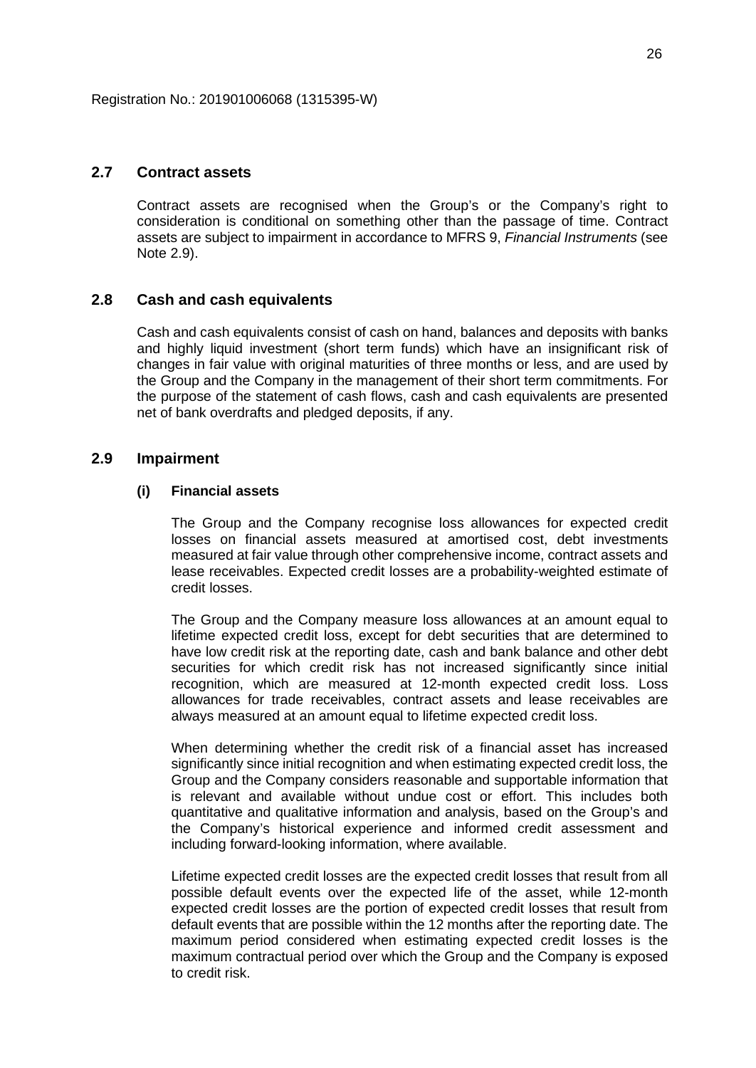Registration No.: 201901006068 (1315395-W)

## 2.7 Contract assets

Contract assets are recognised when the Group's or the Company's right to consideration is conditional on something other than the passage of time. Contract assets are subject to impairment in accordance to MFRS 9, *Financial Instruments* (see Note 2.9).

## 2.8 Cash and cash equivalents

Cash and cash equivalents consist of cash on hand, balances and deposits with banks and highly liquid investment (short term funds) which have an insignificant risk of changes in fair value with original maturities of three months or less, and are used by the Group and the Company in the management of their short term commitments. For the purpose of the statement of cash flows, cash and cash equivalents are presented net of bank overdrafts and pledged deposits, if any.

## 2.9 Impairment

### (i) Financial assets

The Group and the Company recognise loss allowances for expected credit losses on financial assets measured at amortised cost, debt investments measured at fair value through other comprehensive income, contract assets and lease receivables. Expected credit losses are a probability-weighted estimate of credit losses.

The Group and the Company measure loss allowances at an amount equal to lifetime expected credit loss, except for debt securities that are determined to have low credit risk at the reporting date, cash and bank balance and other debt securities for which credit risk has not increased significantly since initial recognition, which are measured at 12-month expected credit loss. Loss allowances for trade receivables, contract assets and lease receivables are always measured at an amount equal to lifetime expected credit loss.

When determining whether the credit risk of a financial asset has increased significantly since initial recognition and when estimating expected credit loss, the Group and the Company considers reasonable and supportable information that is relevant and available without undue cost or effort. This includes both quantitative and qualitative information and analysis, based on the Group's and the Company's historical experience and informed credit assessment and including forward-looking information, where available.

Lifetime expected credit losses are the expected credit losses that result from all possible default events over the expected life of the asset, while 12-month expected credit losses are the portion of expected credit losses that result from default events that are possible within the 12 months after the reporting date. The maximum period considered when estimating expected credit losses is the maximum contractual period over which the Group and the Company is exposed to credit risk.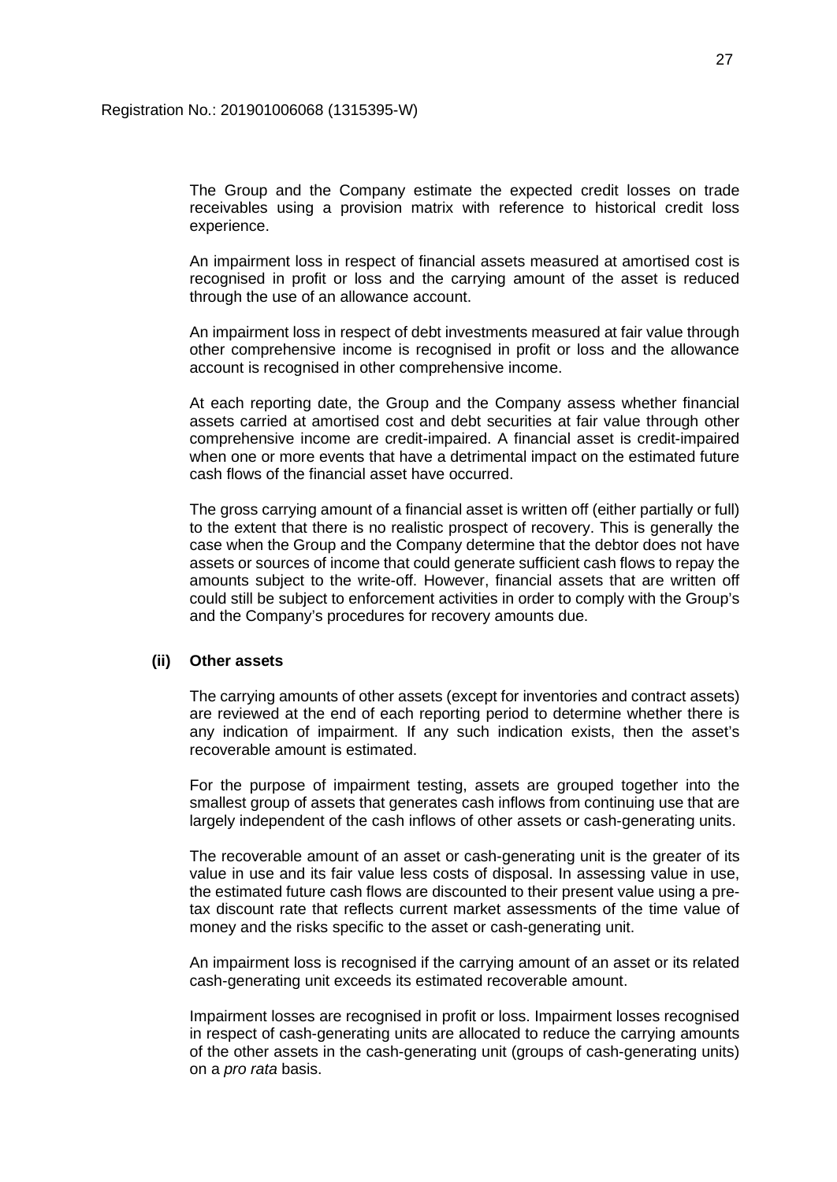The Group and the Company estimate the expected credit losses on trade receivables using a provision matrix with reference to historical credit loss experience.

An impairment loss in respect of financial assets measured at amortised cost is recognised in profit or loss and the carrying amount of the asset is reduced through the use of an allowance account.

An impairment loss in respect of debt investments measured at fair value through other comprehensive income is recognised in profit or loss and the allowance account is recognised in other comprehensive income.

At each reporting date, the Group and the Company assess whether financial assets carried at amortised cost and debt securities at fair value through other comprehensive income are credit-impaired. A financial asset is credit-impaired when one or more events that have a detrimental impact on the estimated future cash flows of the financial asset have occurred.

The gross carrying amount of a financial asset is written off (either partially or full) to the extent that there is no realistic prospect of recovery. This is generally the case when the Group and the Company determine that the debtor does not have assets or sources of income that could generate sufficient cash flows to repay the amounts subject to the write-off. However, financial assets that are written off could still be subject to enforcement activities in order to comply with the Group's and the Company's procedures for recovery amounts due.

**(ii) Other assets**

The carrying amounts of other assets (except for inventories and contract assets) are reviewed at the end of each reporting period to determine whether there is any indication of impairment. If any such indication exists, then the asset's recoverable amount is estimated.

For the purpose of impairment testing, assets are grouped together into the smallest group of assets that generates cash inflows from continuing use that are largely independent of the cash inflows of other assets or cash-generating units.

The recoverable amount of an asset or cash-generating unit is the greater of its value in use and its fair value less costs of disposal. In assessing value in use, the estimated future cash flows are discounted to their present value using a pre-tax discount rate that reflects current market assessments of the time value of money and the risks specific to the asset or cash-generating unit.

An impairment loss is recognised if the carrying amount of an asset or its related cash-generating unit exceeds its estimated recoverable amount.

Impairment losses are recognised in profit or loss. Impairment losses recognised in respect of cash-generating units are allocated to reduce the carrying amounts of the other assets in the cash-generating unit (groups of cash-generating units) on a *pro rata* basis.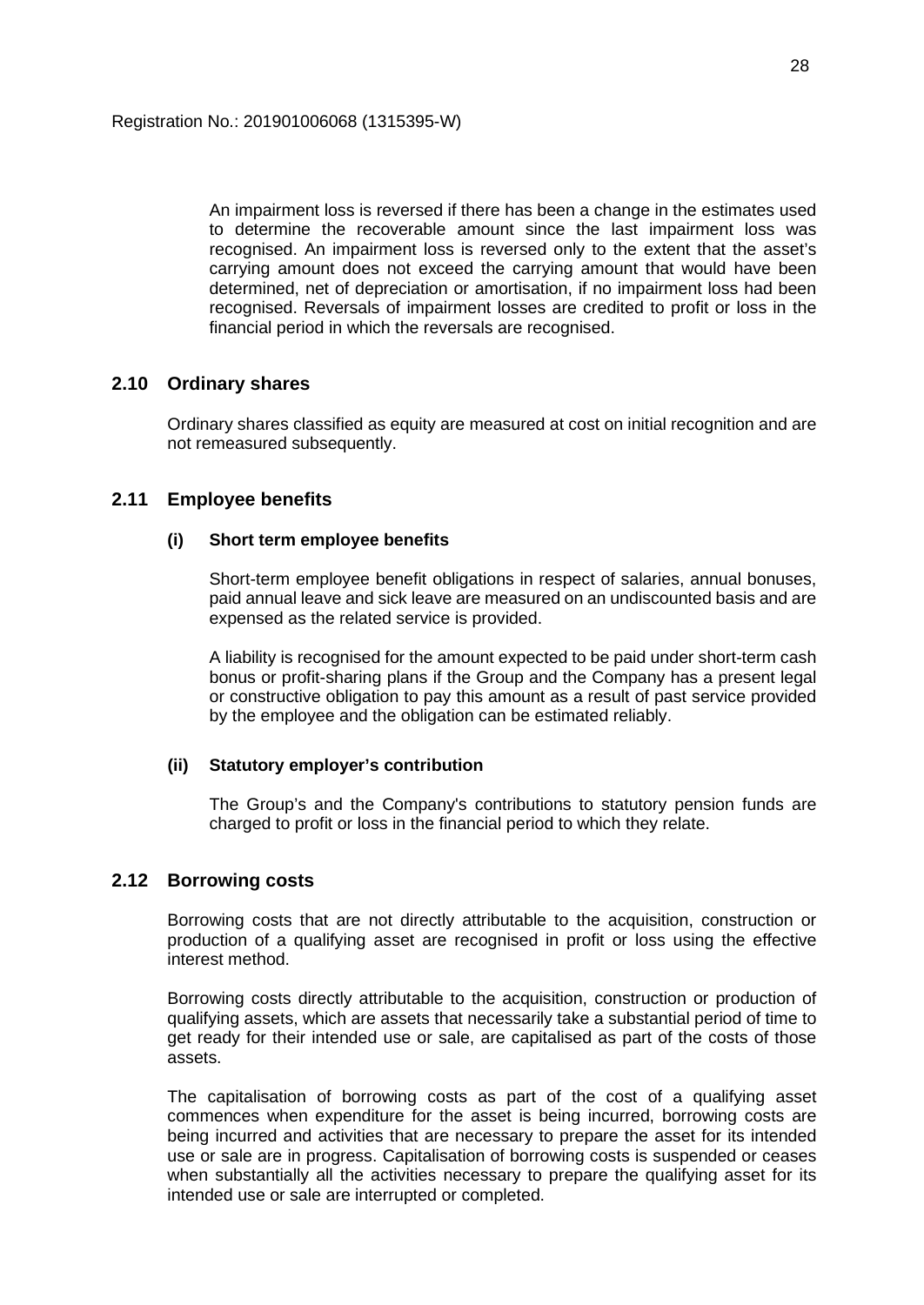An impairment loss is reversed if there has been a change in the estimates used to determine the recoverable amount since the last impairment loss was recognised. An impairment loss is reversed only to the extent that the asset's carrying amount does not exceed the carrying amount that would have been determined, net of depreciation or amortisation, if no impairment loss had been recognised. Reversals of impairment losses are credited to profit or loss in the financial period in which the reversals are recognised.

## 2.10 Ordinary shares

Ordinary shares classified as equity are measured at cost on initial recognition and are not remeasured subsequently.

## 2.11 Employee benefits

### (i) Short term employee benefits

Short-term employee benefit obligations in respect of salaries, annual bonuses, paid annual leave and sick leave are measured on an undiscounted basis and are expensed as the related service is provided.

A liability is recognised for the amount expected to be paid under short-term cash bonus or profit-sharing plans if the Group and the Company has a present legal or constructive obligation to pay this amount as a result of past service provided by the employee and the obligation can be estimated reliably.

### (ii) Statutory employer's contribution

The Group's and the Company's contributions to statutory pension funds are charged to profit or loss in the financial period to which they relate.

## 2.12 Borrowing costs

Borrowing costs that are not directly attributable to the acquisition, construction or production of a qualifying asset are recognised in profit or loss using the effective interest method.

Borrowing costs directly attributable to the acquisition, construction or production of qualifying assets, which are assets that necessarily take a substantial period of time to get ready for their intended use or sale, are capitalised as part of the costs of those assets.

The capitalisation of borrowing costs as part of the cost of a qualifying asset commences when expenditure for the asset is being incurred, borrowing costs are being incurred and activities that are necessary to prepare the asset for its intended use or sale are in progress. Capitalisation of borrowing costs is suspended or ceases when substantially all the activities necessary to prepare the qualifying asset for its intended use or sale are interrupted or completed.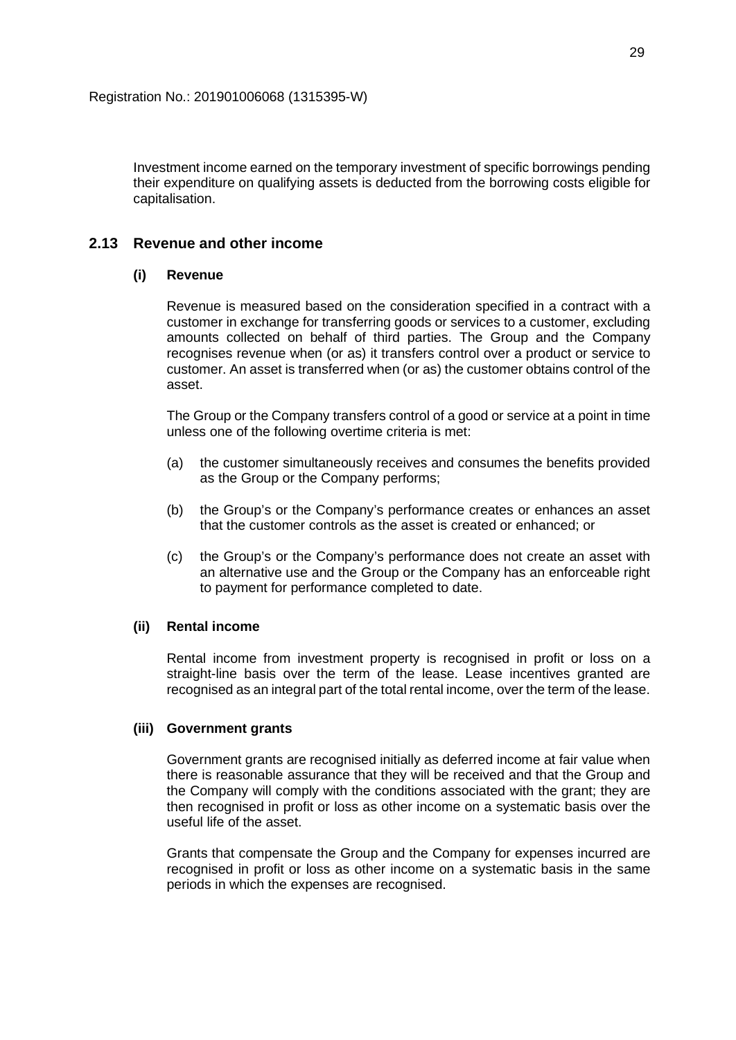Investment income earned on the temporary investment of specific borrowings pending their expenditure on qualifying assets is deducted from the borrowing costs eligible for capitalisation.

## 2.13 Revenue and other income

### (i) Revenue

Revenue is measured based on the consideration specified in a contract with a customer in exchange for transferring goods or services to a customer, excluding amounts collected on behalf of third parties. The Group and the Company recognises revenue when (or as) it transfers control over a product or service to customer. An asset is transferred when (or as) the customer obtains control of the asset.

The Group or the Company transfers control of a good or service at a point in time unless one of the following overtime criteria is met:

(a) the customer simultaneously receives and consumes the benefits provided as the Group or the Company performs;

(b) the Group's or the Company's performance creates or enhances an asset that the customer controls as the asset is created or enhanced; or

(c) the Group's or the Company's performance does not create an asset with an alternative use and the Group or the Company has an enforceable right to payment for performance completed to date.

### (ii) Rental income

Rental income from investment property is recognised in profit or loss on a straight-line basis over the term of the lease. Lease incentives granted are recognised as an integral part of the total rental income, over the term of the lease.

### (iii) Government grants

Government grants are recognised initially as deferred income at fair value when there is reasonable assurance that they will be received and that the Group and the Company will comply with the conditions associated with the grant; they are then recognised in profit or loss as other income on a systematic basis over the useful life of the asset.

Grants that compensate the Group and the Company for expenses incurred are recognised in profit or loss as other income on a systematic basis in the same periods in which the expenses are recognised.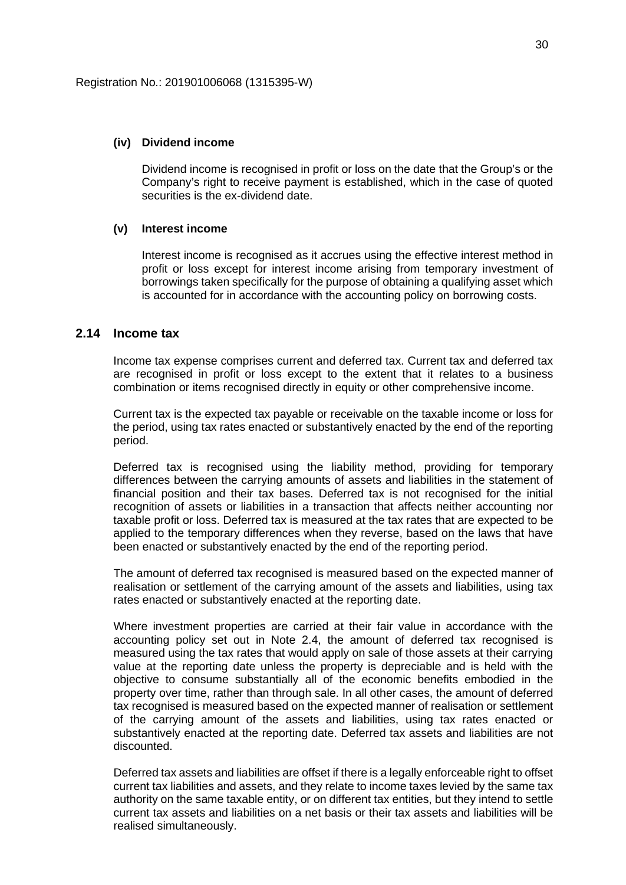### (iv) Dividend income

Dividend income is recognised in profit or loss on the date that the Group's or the Company's right to receive payment is established, which in the case of quoted securities is the ex-dividend date.

### (v) Interest income

Interest income is recognised as it accrues using the effective interest method in profit or loss except for interest income arising from temporary investment of borrowings taken specifically for the purpose of obtaining a qualifying asset which is accounted for in accordance with the accounting policy on borrowing costs.

## 2.14 Income tax

Income tax expense comprises current and deferred tax. Current tax and deferred tax are recognised in profit or loss except to the extent that it relates to a business combination or items recognised directly in equity or other comprehensive income.

Current tax is the expected tax payable or receivable on the taxable income or loss for the period, using tax rates enacted or substantively enacted by the end of the reporting period.

Deferred tax is recognised using the liability method, providing for temporary differences between the carrying amounts of assets and liabilities in the statement of financial position and their tax bases. Deferred tax is not recognised for the initial recognition of assets or liabilities in a transaction that affects neither accounting nor taxable profit or loss. Deferred tax is measured at the tax rates that are expected to be applied to the temporary differences when they reverse, based on the laws that have been enacted or substantively enacted by the end of the reporting period.

The amount of deferred tax recognised is measured based on the expected manner of realisation or settlement of the carrying amount of the assets and liabilities, using tax rates enacted or substantively enacted at the reporting date.

Where investment properties are carried at their fair value in accordance with the accounting policy set out in Note 2.4, the amount of deferred tax recognised is measured using the tax rates that would apply on sale of those assets at their carrying value at the reporting date unless the property is depreciable and is held with the objective to consume substantially all of the economic benefits embodied in the property over time, rather than through sale. In all other cases, the amount of deferred tax recognised is measured based on the expected manner of realisation or settlement of the carrying amount of the assets and liabilities, using tax rates enacted or substantively enacted at the reporting date. Deferred tax assets and liabilities are not discounted.

Deferred tax assets and liabilities are offset if there is a legally enforceable right to offset current tax liabilities and assets, and they relate to income taxes levied by the same tax authority on the same taxable entity, or on different tax entities, but they intend to settle current tax assets and liabilities on a net basis or their tax assets and liabilities will be realised simultaneously.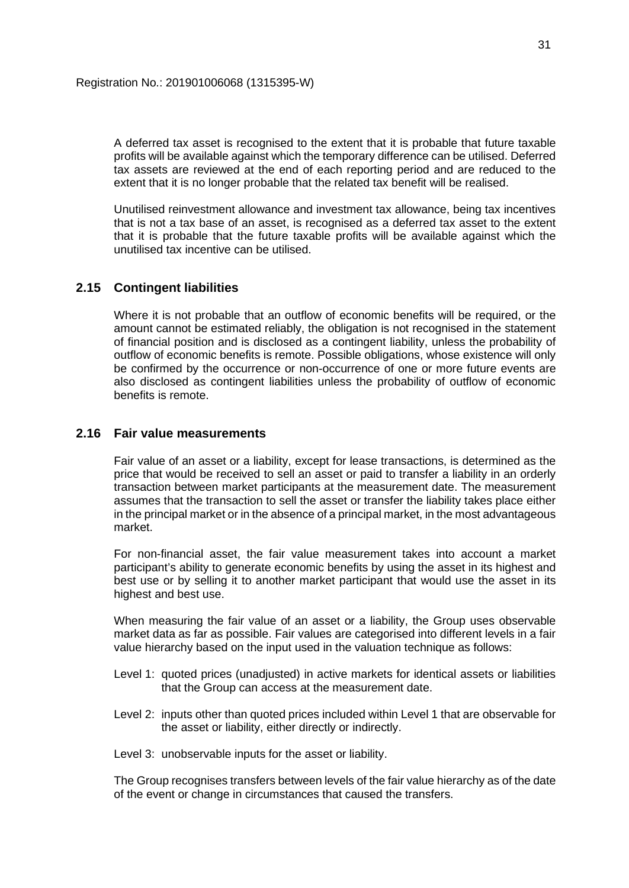A deferred tax asset is recognised to the extent that it is probable that future taxable profits will be available against which the temporary difference can be utilised. Deferred tax assets are reviewed at the end of each reporting period and are reduced to the extent that it is no longer probable that the related tax benefit will be realised.

Unutilised reinvestment allowance and investment tax allowance, being tax incentives that is not a tax base of an asset, is recognised as a deferred tax asset to the extent that it is probable that the future taxable profits will be available against which the unutilised tax incentive can be utilised.

## 2.15 Contingent liabilities

Where it is not probable that an outflow of economic benefits will be required, or the amount cannot be estimated reliably, the obligation is not recognised in the statement of financial position and is disclosed as a contingent liability, unless the probability of outflow of economic benefits is remote. Possible obligations, whose existence will only be confirmed by the occurrence or non-occurrence of one or more future events are also disclosed as contingent liabilities unless the probability of outflow of economic benefits is remote.

## 2.16 Fair value measurements

Fair value of an asset or a liability, except for lease transactions, is determined as the price that would be received to sell an asset or paid to transfer a liability in an orderly transaction between market participants at the measurement date. The measurement assumes that the transaction to sell the asset or transfer the liability takes place either in the principal market or in the absence of a principal market, in the most advantageous market.

For non-financial asset, the fair value measurement takes into account a market participant's ability to generate economic benefits by using the asset in its highest and best use or by selling it to another market participant that would use the asset in its highest and best use.

When measuring the fair value of an asset or a liability, the Group uses observable market data as far as possible. Fair values are categorised into different levels in a fair value hierarchy based on the input used in the valuation technique as follows:

Level 1: quoted prices (unadjusted) in active markets for identical assets or liabilities that the Group can access at the measurement date.

Level 2: inputs other than quoted prices included within Level 1 that are observable for the asset or liability, either directly or indirectly.

Level 3: unobservable inputs for the asset or liability.

The Group recognises transfers between levels of the fair value hierarchy as of the date of the event or change in circumstances that caused the transfers.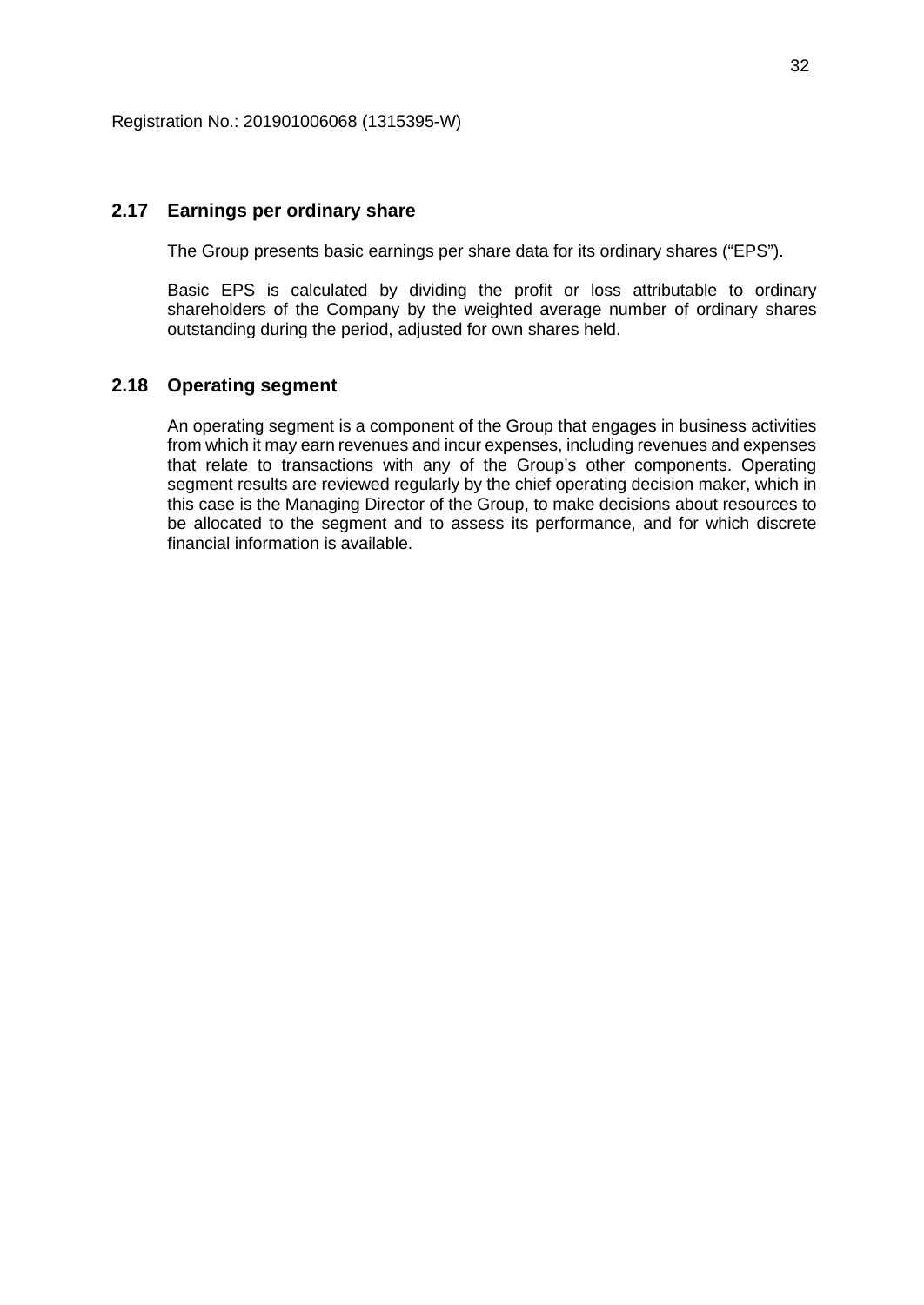## 2.17 Earnings per ordinary share

The Group presents basic earnings per share data for its ordinary shares ("EPS").

Basic EPS is calculated by dividing the profit or loss attributable to ordinary shareholders of the Company by the weighted average number of ordinary shares outstanding during the period, adjusted for own shares held.

## 2.18 Operating segment

An operating segment is a component of the Group that engages in business activities from which it may earn revenues and incur expenses, including revenues and expenses that relate to transactions with any of the Group's other components. Operating segment results are reviewed regularly by the chief operating decision maker, which in this case is the Managing Director of the Group, to make decisions about resources to be allocated to the segment and to assess its performance, and for which discrete financial information is available.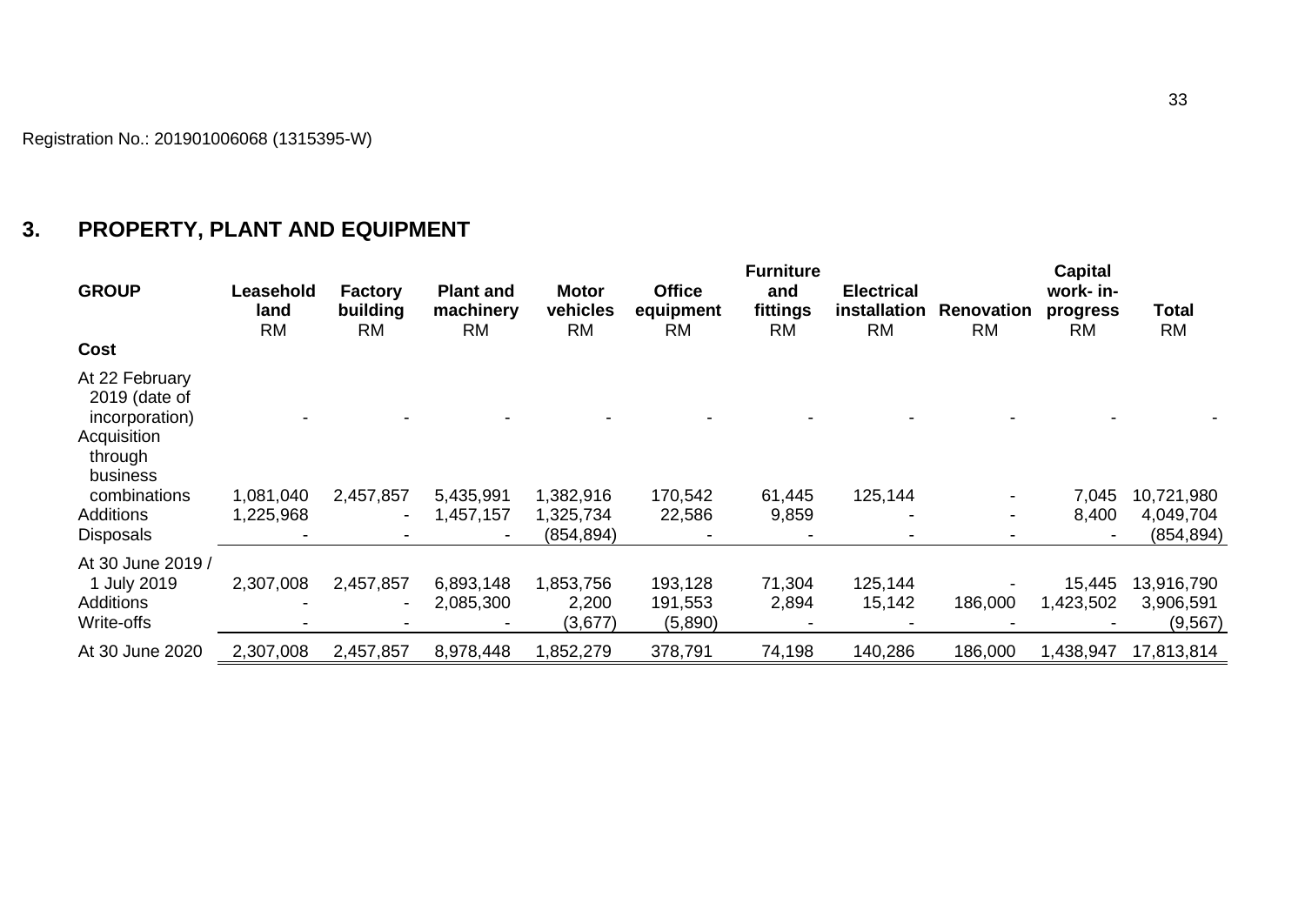Registration No.: 201901006068 (1315395-W)

## 3. PROPERTY, PLANT AND EQUIPMENT

| GROUP | Leasehold land | Factory building | Plant and machinery | Motor vehicles | Office equipment | Furniture and fittings | Electrical installation | Renovation | Capital work- in-progress | Total |
|---|---|---|---|---|---|---|---|---|---|---|
| | RM | RM | RM | RM | RM | RM | RM | RM | RM | RM |
| **Cost** | | | | | | | | | | |
| At 22 February 2019 (date of incorporation) | - | - | - | - | - | - | - | - | - | - |
| Acquisition through business combinations | 1,081,040 | 2,457,857 | 5,435,991 | 1,382,916 | 170,542 | 61,445 | 125,144 | - | 7,045 | 10,721,980 |
| Additions | 1,225,968 | - | 1,457,157 | 1,325,734 | 22,586 | 9,859 | - | - | 8,400 | 4,049,704 |
| Disposals | - | - | - | (854,894) | - | - | - | - | - | (854,894) |
| At 30 June 2019 / 1 July 2019 | 2,307,008 | 2,457,857 | 6,893,148 | 1,853,756 | 193,128 | 71,304 | 125,144 | - | 15,445 | 13,916,790 |
| Additions | - | - | 2,085,300 | 2,200 | 191,553 | 2,894 | 15,142 | 186,000 | 1,423,502 | 3,906,591 |
| Write-offs | - | - | - | (3,677) | (5,890) | - | - | - | - | (9,567) |
| At 30 June 2020 | 2,307,008 | 2,457,857 | 8,978,448 | 1,852,279 | 378,791 | 74,198 | 140,286 | 186,000 | 1,438,947 | 17,813,814 |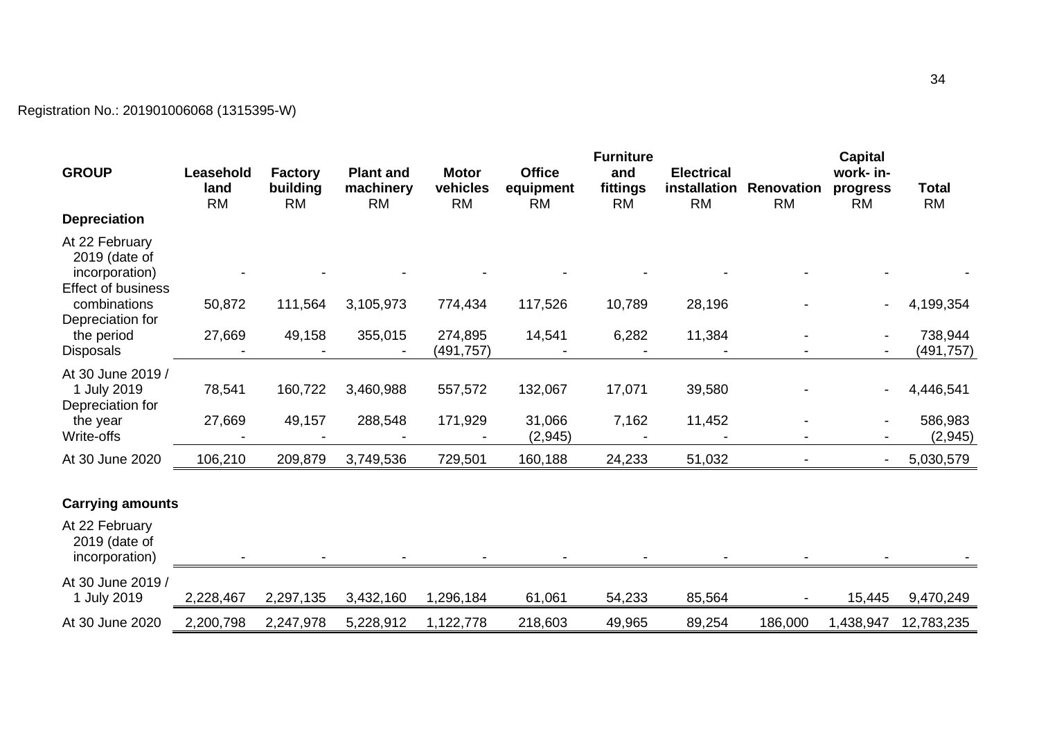Registration No.: 201901006068 (1315395-W)

| GROUP | Leasehold land RM | Factory building RM | Plant and machinery RM | Motor vehicles RM | Office equipment RM | Furniture and fittings RM | Electrical installation RM | Renovation RM | Capital work- in-progress RM | Total RM |
|---|---|---|---|---|---|---|---|---|---|---|
| **Depreciation** | | | | | | | | | | |
| At 22 February 2019 (date of incorporation) | - | - | - | - | - | - | - | - | - | - |
| Effect of business combinations | 50,872 | 111,564 | 3,105,973 | 774,434 | 117,526 | 10,789 | 28,196 | - | - | 4,199,354 |
| Depreciation for the period | 27,669 | 49,158 | 355,015 | 274,895 | 14,541 | 6,282 | 11,384 | - | - | 738,944 |
| Disposals | - | - | - | (491,757) | - | - | - | - | - | (491,757) |
| At 30 June 2019 / 1 July 2019 | 78,541 | 160,722 | 3,460,988 | 557,572 | 132,067 | 17,071 | 39,580 | - | - | 4,446,541 |
| Depreciation for the year | 27,669 | 49,157 | 288,548 | 171,929 | 31,066 | 7,162 | 11,452 | - | - | 586,983 |
| Write-offs | - | - | - | - | (2,945) | - | - | - | - | (2,945) |
| At 30 June 2020 | 106,210 | 209,879 | 3,749,536 | 729,501 | 160,188 | 24,233 | 51,032 | - | - | 5,030,579 |
| **Carrying amounts** | | | | | | | | | | |
| At 22 February 2019 (date of incorporation) | - | - | - | - | - | - | - | - | - | - |
| At 30 June 2019 / 1 July 2019 | 2,228,467 | 2,297,135 | 3,432,160 | 1,296,184 | 61,061 | 54,233 | 85,564 | - | 15,445 | 9,470,249 |
| At 30 June 2020 | 2,200,798 | 2,247,978 | 5,228,912 | 1,122,778 | 218,603 | 49,965 | 89,254 | 186,000 | 1,438,947 | 12,783,235 |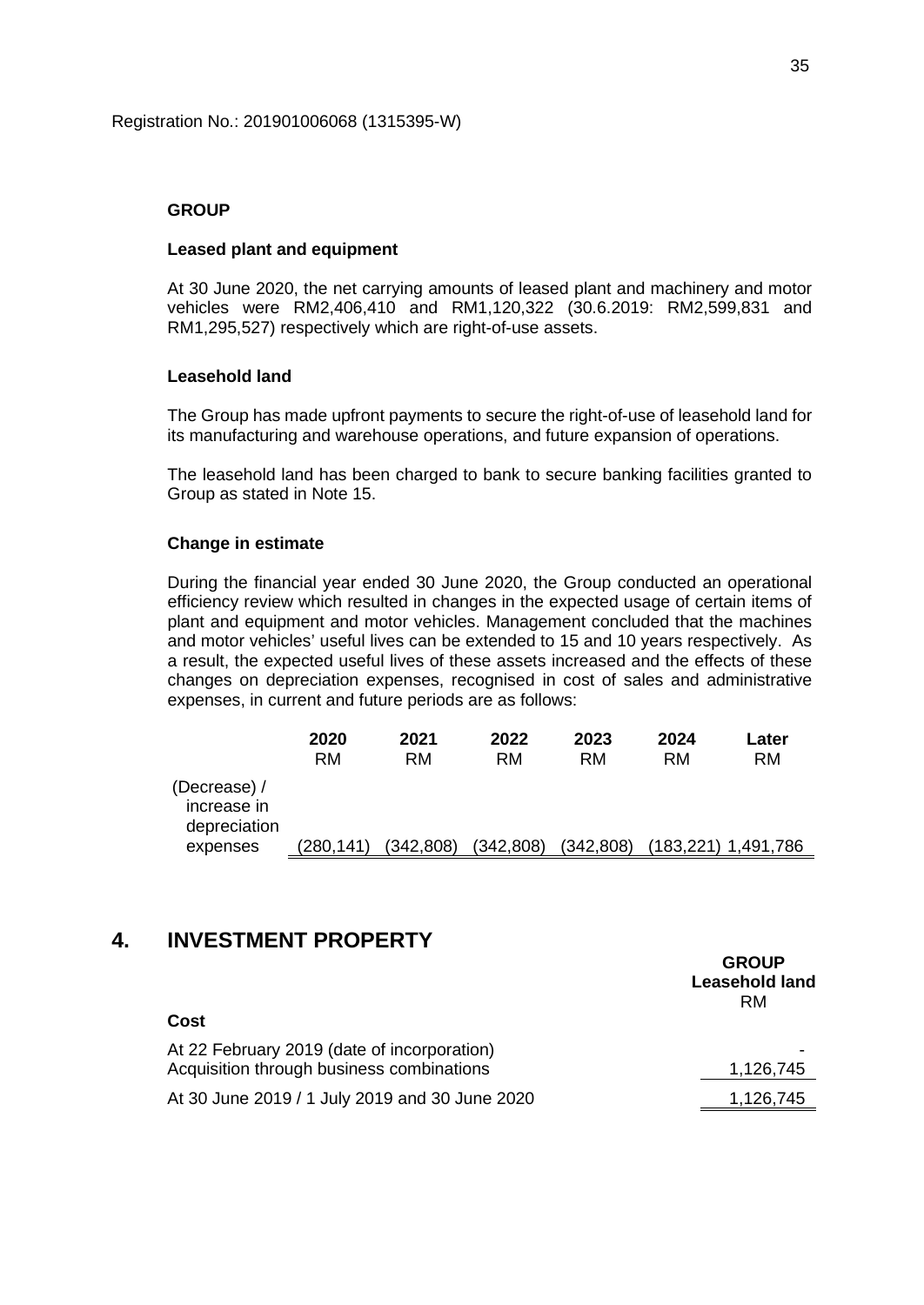Registration No.: 201901006068 (1315395-W)

**GROUP**

**Leased plant and equipment**

At 30 June 2020, the net carrying amounts of leased plant and machinery and motor vehicles were RM2,406,410 and RM1,120,322 (30.6.2019: RM2,599,831 and RM1,295,527) respectively which are right-of-use assets.

**Leasehold land**

The Group has made upfront payments to secure the right-of-use of leasehold land for its manufacturing and warehouse operations, and future expansion of operations.

The leasehold land has been charged to bank to secure banking facilities granted to Group as stated in Note 15.

**Change in estimate**

During the financial year ended 30 June 2020, the Group conducted an operational efficiency review which resulted in changes in the expected usage of certain items of plant and equipment and motor vehicles. Management concluded that the machines and motor vehicles' useful lives can be extended to 15 and 10 years respectively. As a result, the expected useful lives of these assets increased and the effects of these changes on depreciation expenses, recognised in cost of sales and administrative expenses, in current and future periods are as follows:

| | **2020** RM | **2021** RM | **2022** RM | **2023** RM | **2024** RM | **Later** RM |
|---|---|---|---|---|---|---|
| (Decrease) / increase in depreciation expenses | (280,141) | (342,808) | (342,808) | (342,808) | (183,221) | 1,491,786 |

## 4. INVESTMENT PROPERTY

| | **GROUP** **Leasehold land** RM |
|---|---|
| **Cost** | |
| At 22 February 2019 (date of incorporation) | - |
| Acquisition through business combinations | 1,126,745 |
| At 30 June 2019 / 1 July 2019 and 30 June 2020 | 1,126,745 |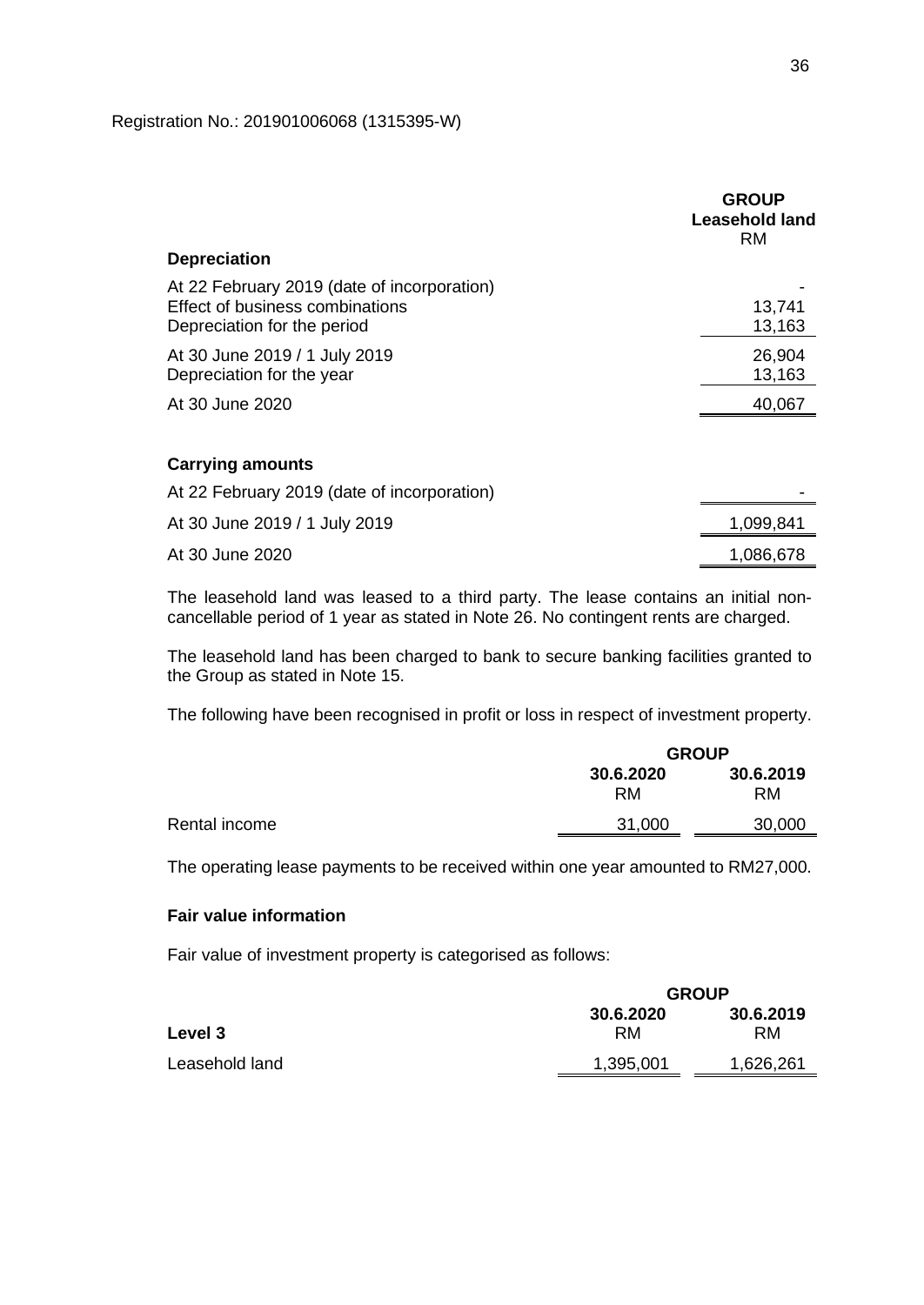Registration No.: 201901006068 (1315395-W)

| | GROUP Leasehold land RM |
|---|---|
| **Depreciation** | |
| At 22 February 2019 (date of incorporation) | - |
| Effect of business combinations | 13,741 |
| Depreciation for the period | 13,163 |
| At 30 June 2019 / 1 July 2019 | 26,904 |
| Depreciation for the year | 13,163 |
| At 30 June 2020 | 40,067 |
| | |
| **Carrying amounts** | |
| At 22 February 2019 (date of incorporation) | - |
| At 30 June 2019 / 1 July 2019 | 1,099,841 |
| At 30 June 2020 | 1,086,678 |

The leasehold land was leased to a third party. The lease contains an initial non-cancellable period of 1 year as stated in Note 26. No contingent rents are charged.

The leasehold land has been charged to bank to secure banking facilities granted to the Group as stated in Note 15.

The following have been recognised in profit or loss in respect of investment property.

| | GROUP | |
|---|---|---|
| | 30.6.2020 RM | 30.6.2019 RM |
| Rental income | 31,000 | 30,000 |

The operating lease payments to be received within one year amounted to RM27,000.

**Fair value information**

Fair value of investment property is categorised as follows:

| | GROUP | |
|---|---|---|
| **Level 3** | 30.6.2020 RM | 30.6.2019 RM |
| Leasehold land | 1,395,001 | 1,626,261 |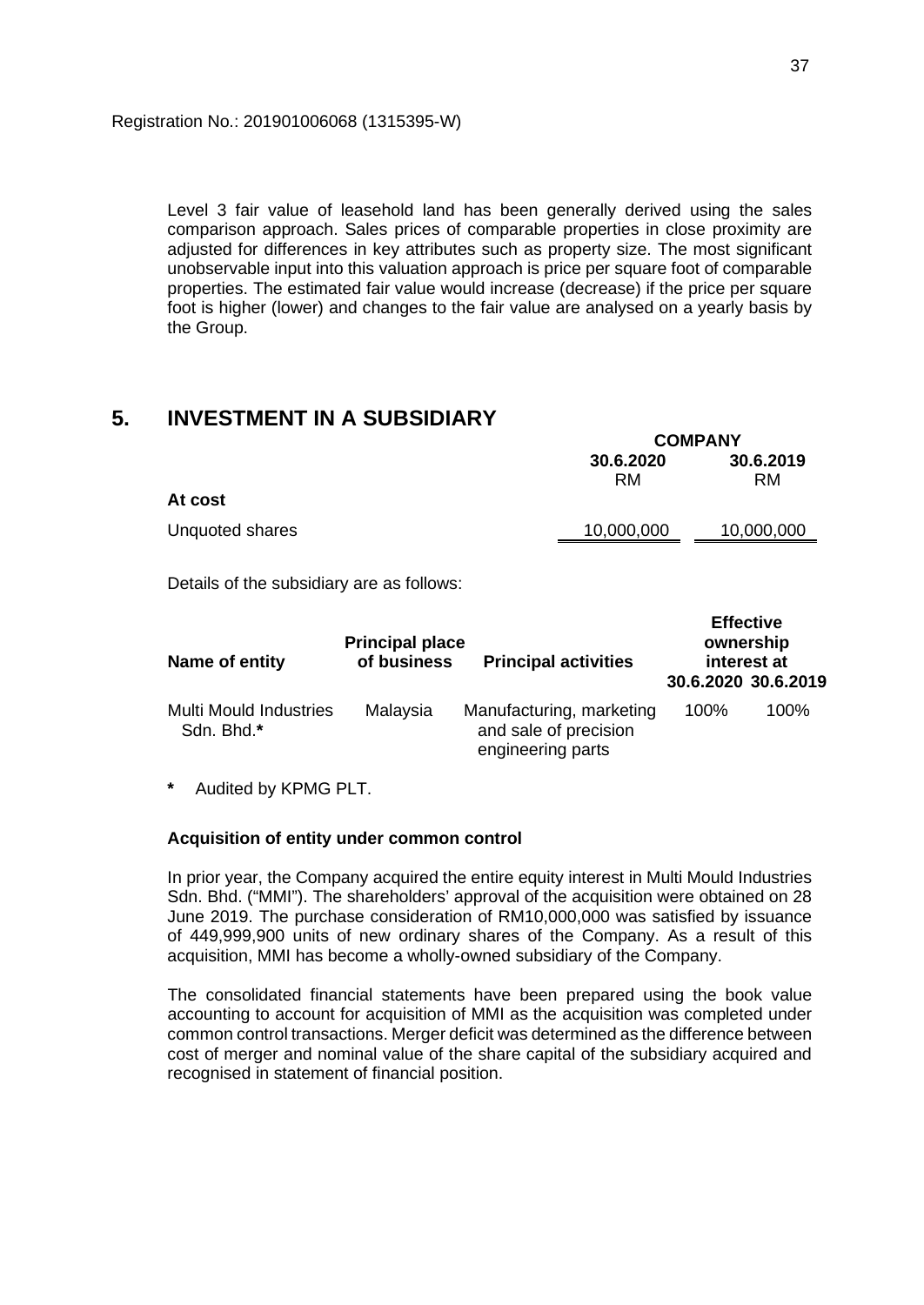Registration No.: 201901006068 (1315395-W)

Level 3 fair value of leasehold land has been generally derived using the sales comparison approach. Sales prices of comparable properties in close proximity are adjusted for differences in key attributes such as property size. The most significant unobservable input into this valuation approach is price per square foot of comparable properties. The estimated fair value would increase (decrease) if the price per square foot is higher (lower) and changes to the fair value are analysed on a yearly basis by the Group.

## 5. INVESTMENT IN A SUBSIDIARY

| | COMPANY | |
|---|---|---|
| | **30.6.2020** | **30.6.2019** |
| | RM | RM |
| **At cost** | | |
| Unquoted shares | 10,000,000 | 10,000,000 |

Details of the subsidiary are as follows:

| Name of entity | Principal place of business | Principal activities | Effective ownership interest at 30.6.2020 | Effective ownership interest at 30.6.2019 |
|---|---|---|---|---|
| Multi Mould Industries Sdn. Bhd.* | Malaysia | Manufacturing, marketing and sale of precision engineering parts | 100% | 100% |

\* Audited by KPMG PLT.

### Acquisition of entity under common control

In prior year, the Company acquired the entire equity interest in Multi Mould Industries Sdn. Bhd. ("MMI"). The shareholders' approval of the acquisition were obtained on 28 June 2019. The purchase consideration of RM10,000,000 was satisfied by issuance of 449,999,900 units of new ordinary shares of the Company. As a result of this acquisition, MMI has become a wholly-owned subsidiary of the Company.

The consolidated financial statements have been prepared using the book value accounting to account for acquisition of MMI as the acquisition was completed under common control transactions. Merger deficit was determined as the difference between cost of merger and nominal value of the share capital of the subsidiary acquired and recognised in statement of financial position.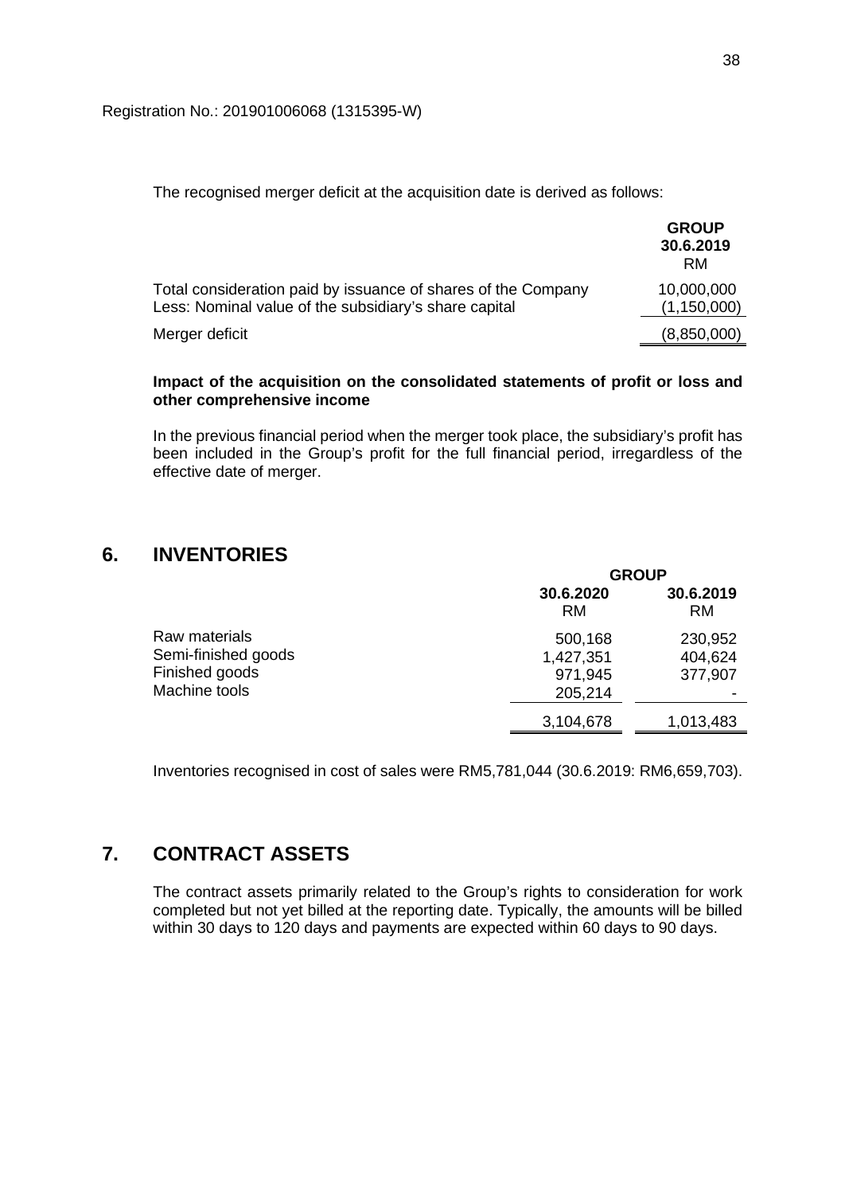Registration No.: 201901006068 (1315395-W)

The recognised merger deficit at the acquisition date is derived as follows:

| | GROUP 30.6.2019 RM |
|---|---|
| Total consideration paid by issuance of shares of the Company | 10,000,000 |
| Less: Nominal value of the subsidiary's share capital | (1,150,000) |
| Merger deficit | (8,850,000) |

**Impact of the acquisition on the consolidated statements of profit or loss and other comprehensive income**

In the previous financial period when the merger took place, the subsidiary's profit has been included in the Group's profit for the full financial period, irregardless of the effective date of merger.

## 6. INVENTORIES

| | GROUP | |
|---|---|---|
| | 30.6.2020 RM | 30.6.2019 RM |
| Raw materials | 500,168 | 230,952 |
| Semi-finished goods | 1,427,351 | 404,624 |
| Finished goods | 971,945 | 377,907 |
| Machine tools | 205,214 | - |
| | 3,104,678 | 1,013,483 |

Inventories recognised in cost of sales were RM5,781,044 (30.6.2019: RM6,659,703).

## 7. CONTRACT ASSETS

The contract assets primarily related to the Group's rights to consideration for work completed but not yet billed at the reporting date. Typically, the amounts will be billed within 30 days to 120 days and payments are expected within 60 days to 90 days.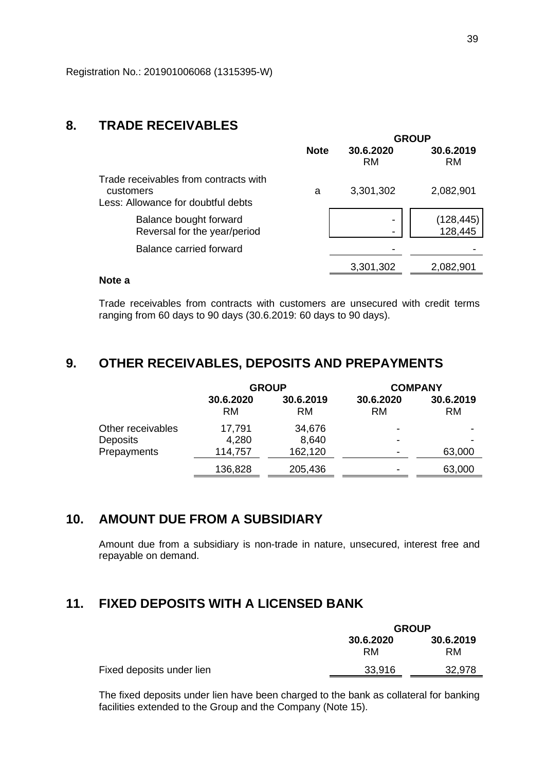Registration No.: 201901006068 (1315395-W)

## 8. TRADE RECEIVABLES

| | Note | GROUP 30.6.2020 RM | GROUP 30.6.2019 RM |
|---|---|---|---|
| Trade receivables from contracts with customers | a | 3,301,302 | 2,082,901 |
| Less: Allowance for doubtful debts | | | |
| Balance bought forward | | - | (128,445) |
| Reversal for the year/period | | - | 128,445 |
| Balance carried forward | | - | - |
| | | 3,301,302 | 2,082,901 |

**Note a**

Trade receivables from contracts with customers are unsecured with credit terms ranging from 60 days to 90 days (30.6.2019: 60 days to 90 days).

## 9. OTHER RECEIVABLES, DEPOSITS AND PREPAYMENTS

| | GROUP | | COMPANY | |
|---|---|---|---|---|
| | 30.6.2020 RM | 30.6.2019 RM | 30.6.2020 RM | 30.6.2019 RM |
| Other receivables | 17,791 | 34,676 | - | - |
| Deposits | 4,280 | 8,640 | - | - |
| Prepayments | 114,757 | 162,120 | - | 63,000 |
| | 136,828 | 205,436 | - | 63,000 |

## 10. AMOUNT DUE FROM A SUBSIDIARY

Amount due from a subsidiary is non-trade in nature, unsecured, interest free and repayable on demand.

## 11. FIXED DEPOSITS WITH A LICENSED BANK

| | GROUP 30.6.2020 RM | GROUP 30.6.2019 RM |
|---|---|---|
| Fixed deposits under lien | 33,916 | 32,978 |

The fixed deposits under lien have been charged to the bank as collateral for banking facilities extended to the Group and the Company (Note 15).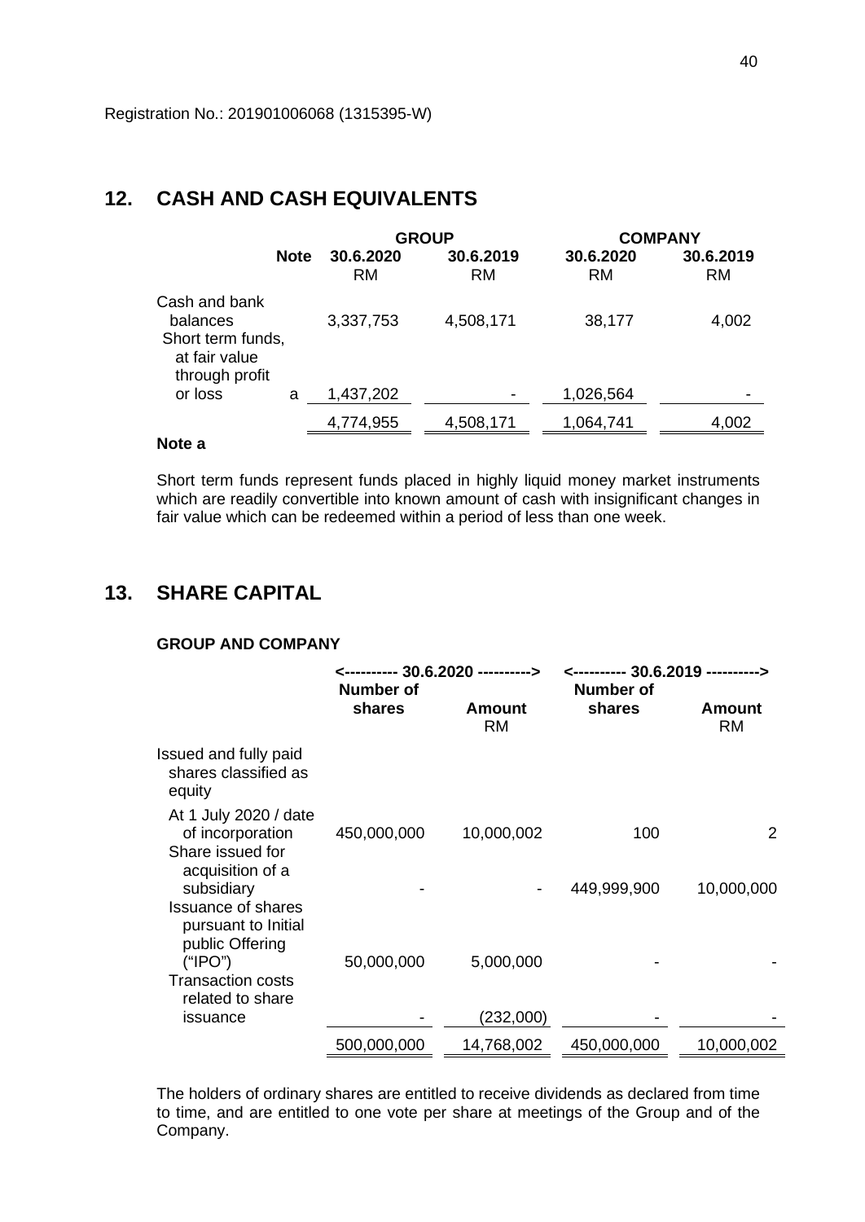Registration No.: 201901006068 (1315395-W)

## 12. CASH AND CASH EQUIVALENTS

| | Note | GROUP | | COMPANY | |
|---|---|---|---|---|---|
| | | 30.6.2020 RM | 30.6.2019 RM | 30.6.2020 RM | 30.6.2019 RM |
| Cash and bank balances | | 3,337,753 | 4,508,171 | 38,177 | 4,002 |
| Short term funds, at fair value through profit or loss | a | 1,437,202 | - | 1,026,564 | - |
| | | 4,774,955 | 4,508,171 | 1,064,741 | 4,002 |

**Note a**

Short term funds represent funds placed in highly liquid money market instruments which are readily convertible into known amount of cash with insignificant changes in fair value which can be redeemed within a period of less than one week.

## 13. SHARE CAPITAL

**GROUP AND COMPANY**

| | <---------- 30.6.2020 ----------> | | <---------- 30.6.2019 ----------> | |
|---|---|---|---|---|
| | Number of shares | Amount RM | Number of shares | Amount RM |
| Issued and fully paid shares classified as equity | | | | |
| At 1 July 2020 / date of incorporation | 450,000,000 | 10,000,002 | 100 | 2 |
| Share issued for acquisition of a subsidiary | - | - | 449,999,900 | 10,000,000 |
| Issuance of shares pursuant to Initial public Offering ("IPO") | 50,000,000 | 5,000,000 | - | - |
| Transaction costs related to share issuance | - | (232,000) | - | - |
| | 500,000,000 | 14,768,002 | 450,000,000 | 10,000,002 |

The holders of ordinary shares are entitled to receive dividends as declared from time to time, and are entitled to one vote per share at meetings of the Group and of the Company.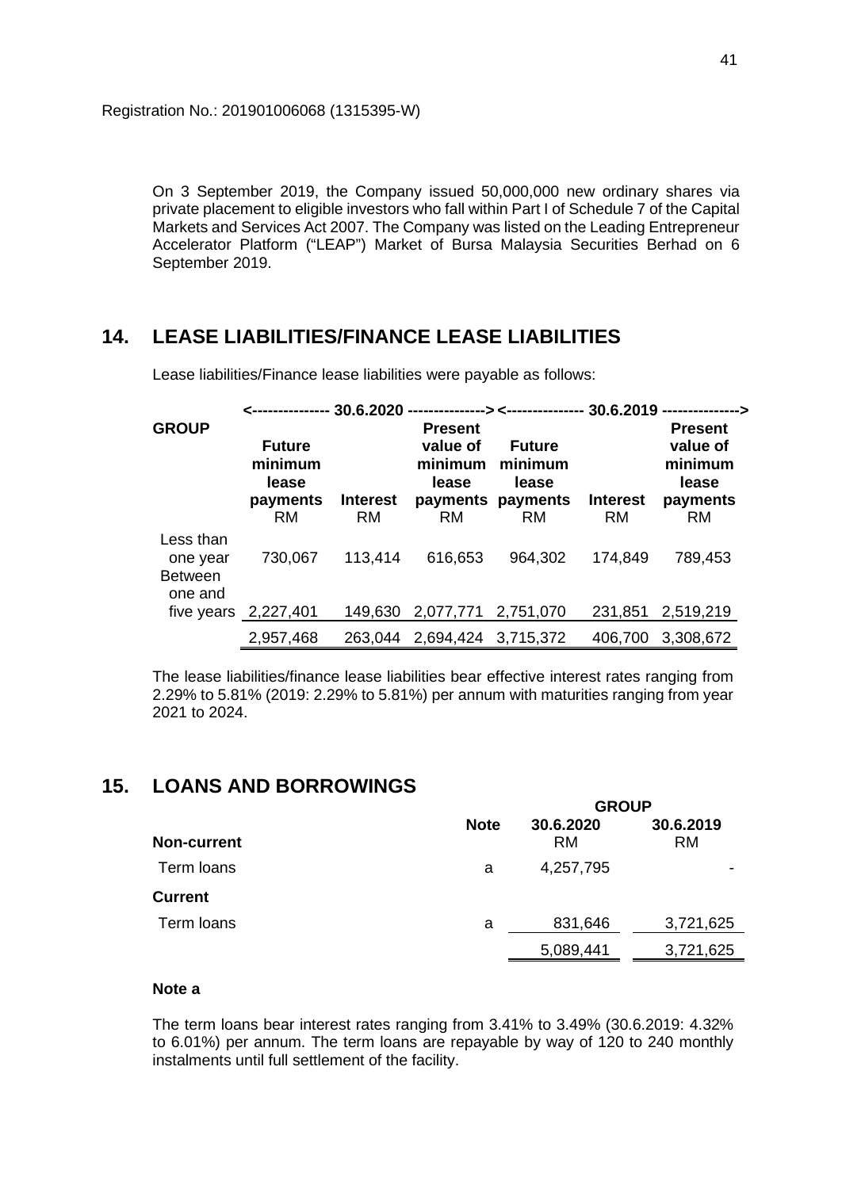Registration No.: 201901006068 (1315395-W)

On 3 September 2019, the Company issued 50,000,000 new ordinary shares via private placement to eligible investors who fall within Part I of Schedule 7 of the Capital Markets and Services Act 2007. The Company was listed on the Leading Entrepreneur Accelerator Platform ("LEAP") Market of Bursa Malaysia Securities Berhad on 6 September 2019.

## 14. LEASE LIABILITIES/FINANCE LEASE LIABILITIES

Lease liabilities/Finance lease liabilities were payable as follows:

| GROUP | 30.6.2020 | | | 30.6.2019 | | |
|---|---|---|---|---|---|---|
| | Future minimum lease payments RM | Interest RM | Present value of minimum lease payments RM | Future minimum lease payments RM | Interest RM | Present value of minimum lease payments RM |
| Less than one year | 730,067 | 113,414 | 616,653 | 964,302 | 174,849 | 789,453 |
| Between one and five years | 2,227,401 | 149,630 | 2,077,771 | 2,751,070 | 231,851 | 2,519,219 |
| | 2,957,468 | 263,044 | 2,694,424 | 3,715,372 | 406,700 | 3,308,672 |

The lease liabilities/finance lease liabilities bear effective interest rates ranging from 2.29% to 5.81% (2019: 2.29% to 5.81%) per annum with maturities ranging from year 2021 to 2024.

## 15. LOANS AND BORROWINGS

| | Note | GROUP 30.6.2020 RM | GROUP 30.6.2019 RM |
|---|---|---|---|
| **Non-current** | | | |
| Term loans | a | 4,257,795 | - |
| **Current** | | | |
| Term loans | a | 831,646 | 3,721,625 |
| | | 5,089,441 | 3,721,625 |

**Note a**

The term loans bear interest rates ranging from 3.41% to 3.49% (30.6.2019: 4.32% to 6.01%) per annum. The term loans are repayable by way of 120 to 240 monthly instalments until full settlement of the facility.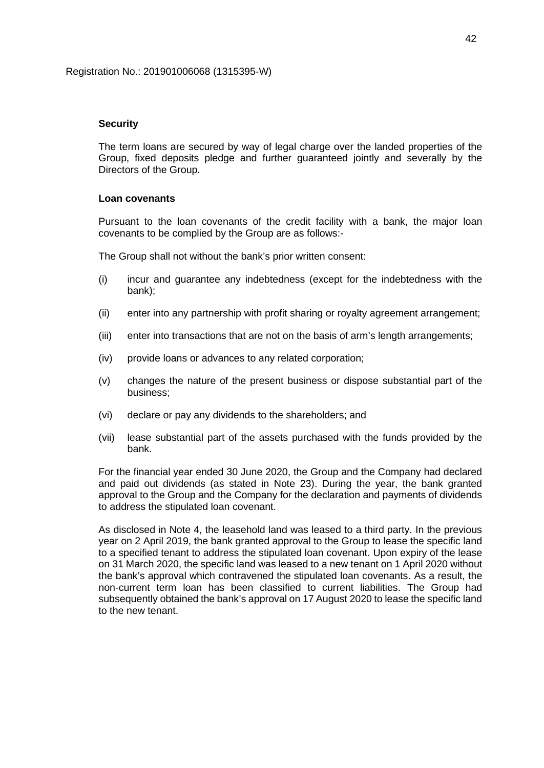Registration No.: 201901006068 (1315395-W)

**Security**

The term loans are secured by way of legal charge over the landed properties of the Group, fixed deposits pledge and further guaranteed jointly and severally by the Directors of the Group.

**Loan covenants**

Pursuant to the loan covenants of the credit facility with a bank, the major loan covenants to be complied by the Group are as follows:-

The Group shall not without the bank's prior written consent:

(i) incur and guarantee any indebtedness (except for the indebtedness with the bank);

(ii) enter into any partnership with profit sharing or royalty agreement arrangement;

(iii) enter into transactions that are not on the basis of arm's length arrangements;

(iv) provide loans or advances to any related corporation;

(v) changes the nature of the present business or dispose substantial part of the business;

(vi) declare or pay any dividends to the shareholders; and

(vii) lease substantial part of the assets purchased with the funds provided by the bank.

For the financial year ended 30 June 2020, the Group and the Company had declared and paid out dividends (as stated in Note 23). During the year, the bank granted approval to the Group and the Company for the declaration and payments of dividends to address the stipulated loan covenant.

As disclosed in Note 4, the leasehold land was leased to a third party. In the previous year on 2 April 2019, the bank granted approval to the Group to lease the specific land to a specified tenant to address the stipulated loan covenant. Upon expiry of the lease on 31 March 2020, the specific land was leased to a new tenant on 1 April 2020 without the bank's approval which contravened the stipulated loan covenants. As a result, the non-current term loan has been classified to current liabilities. The Group had subsequently obtained the bank's approval on 17 August 2020 to lease the specific land to the new tenant.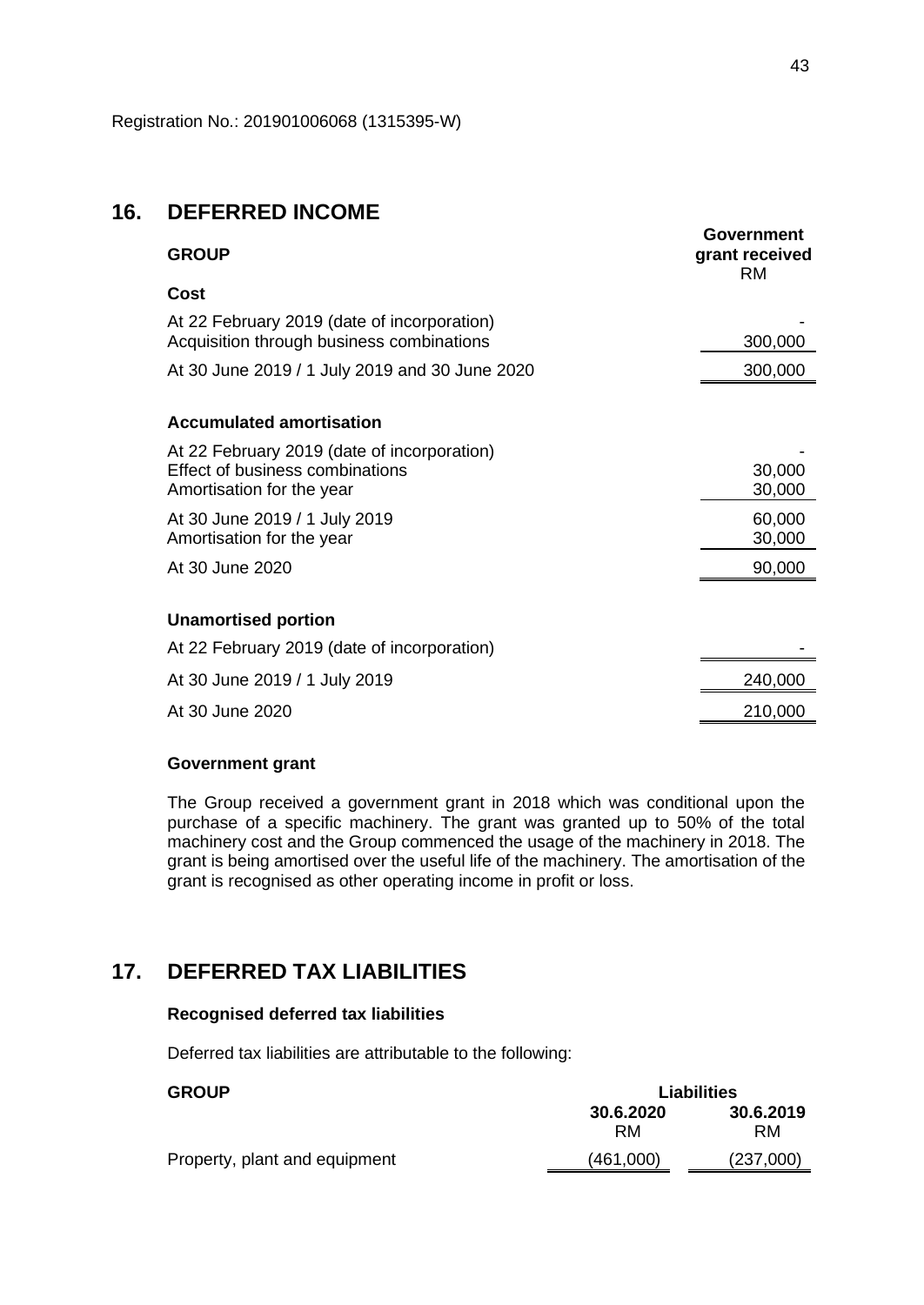Registration No.: 201901006068 (1315395-W)

## 16. DEFERRED INCOME

| GROUP | Government grant received RM |
|---|---|
| **Cost** | |
| At 22 February 2019 (date of incorporation) | - |
| Acquisition through business combinations | 300,000 |
| At 30 June 2019 / 1 July 2019 and 30 June 2020 | 300,000 |
| | |
| **Accumulated amortisation** | |
| At 22 February 2019 (date of incorporation) | - |
| Effect of business combinations | 30,000 |
| Amortisation for the year | 30,000 |
| At 30 June 2019 / 1 July 2019 | 60,000 |
| Amortisation for the year | 30,000 |
| At 30 June 2020 | 90,000 |
| | |
| **Unamortised portion** | |
| At 22 February 2019 (date of incorporation) | - |
| At 30 June 2019 / 1 July 2019 | 240,000 |
| At 30 June 2020 | 210,000 |

**Government grant**

The Group received a government grant in 2018 which was conditional upon the purchase of a specific machinery. The grant was granted up to 50% of the total machinery cost and the Group commenced the usage of the machinery in 2018. The grant is being amortised over the useful life of the machinery. The amortisation of the grant is recognised as other operating income in profit or loss.

## 17. DEFERRED TAX LIABILITIES

**Recognised deferred tax liabilities**

Deferred tax liabilities are attributable to the following:

| GROUP | Liabilities | |
|---|---|---|
| | 30.6.2020 RM | 30.6.2019 RM |
| Property, plant and equipment | (461,000) | (237,000) |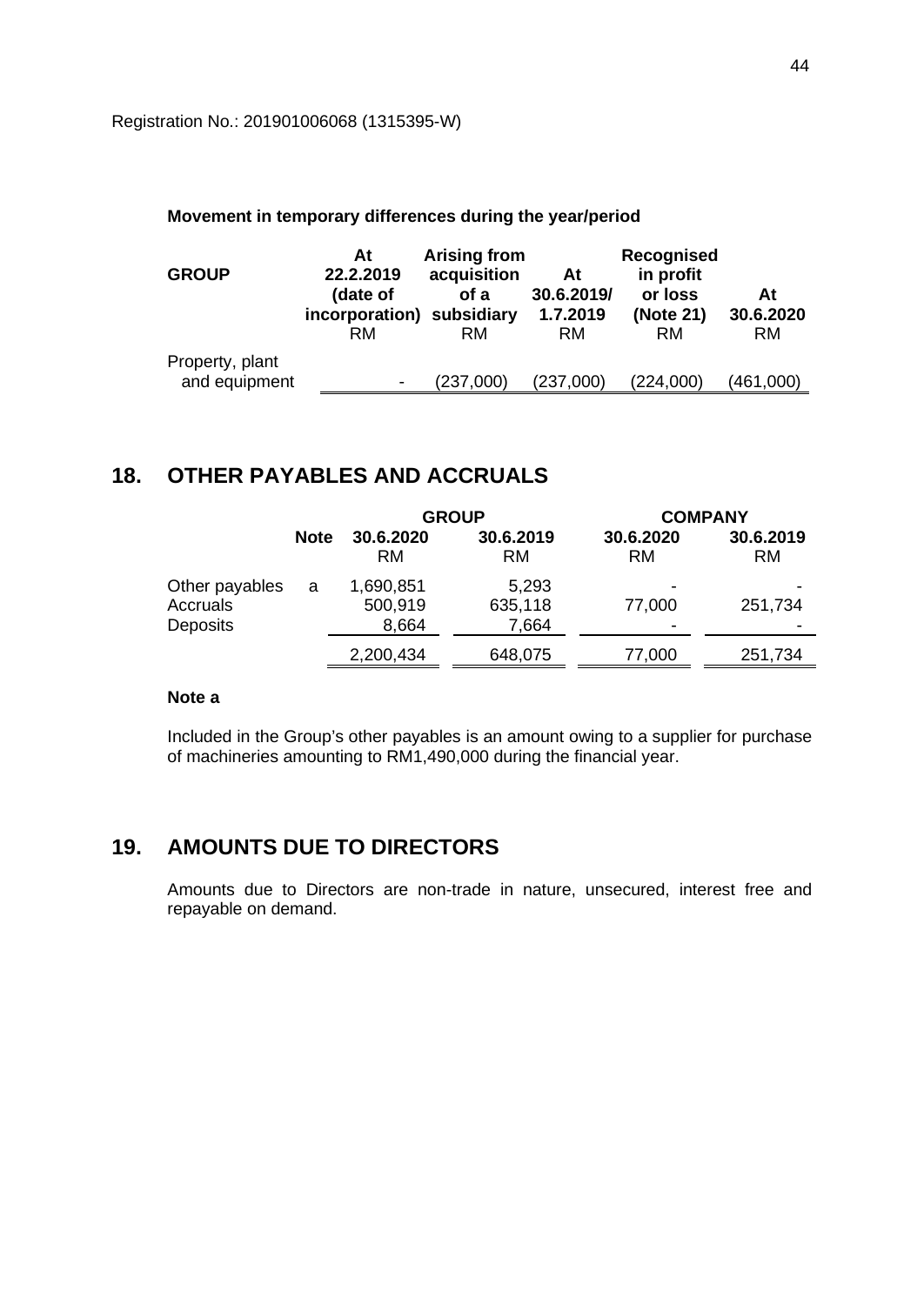Registration No.: 201901006068 (1315395-W)

**Movement in temporary differences during the year/period**

| GROUP | At 22.2.2019 (date of incorporation) RM | Arising from acquisition of a subsidiary RM | At 30.6.2019/ 1.7.2019 RM | Recognised in profit or loss (Note 21) RM | At 30.6.2020 RM |
|---|---|---|---|---|---|
| Property, plant and equipment | - | (237,000) | (237,000) | (224,000) | (461,000) |

## 18. OTHER PAYABLES AND ACCRUALS

| | Note | GROUP | | COMPANY | |
|---|---|---|---|---|---|
| | | 30.6.2020 RM | 30.6.2019 RM | 30.6.2020 RM | 30.6.2019 RM |
| Other payables | a | 1,690,851 | 5,293 | - | - |
| Accruals | | 500,919 | 635,118 | 77,000 | 251,734 |
| Deposits | | 8,664 | 7,664 | - | - |
| | | 2,200,434 | 648,075 | 77,000 | 251,734 |

**Note a**

Included in the Group's other payables is an amount owing to a supplier for purchase of machineries amounting to RM1,490,000 during the financial year.

## 19. AMOUNTS DUE TO DIRECTORS

Amounts due to Directors are non-trade in nature, unsecured, interest free and repayable on demand.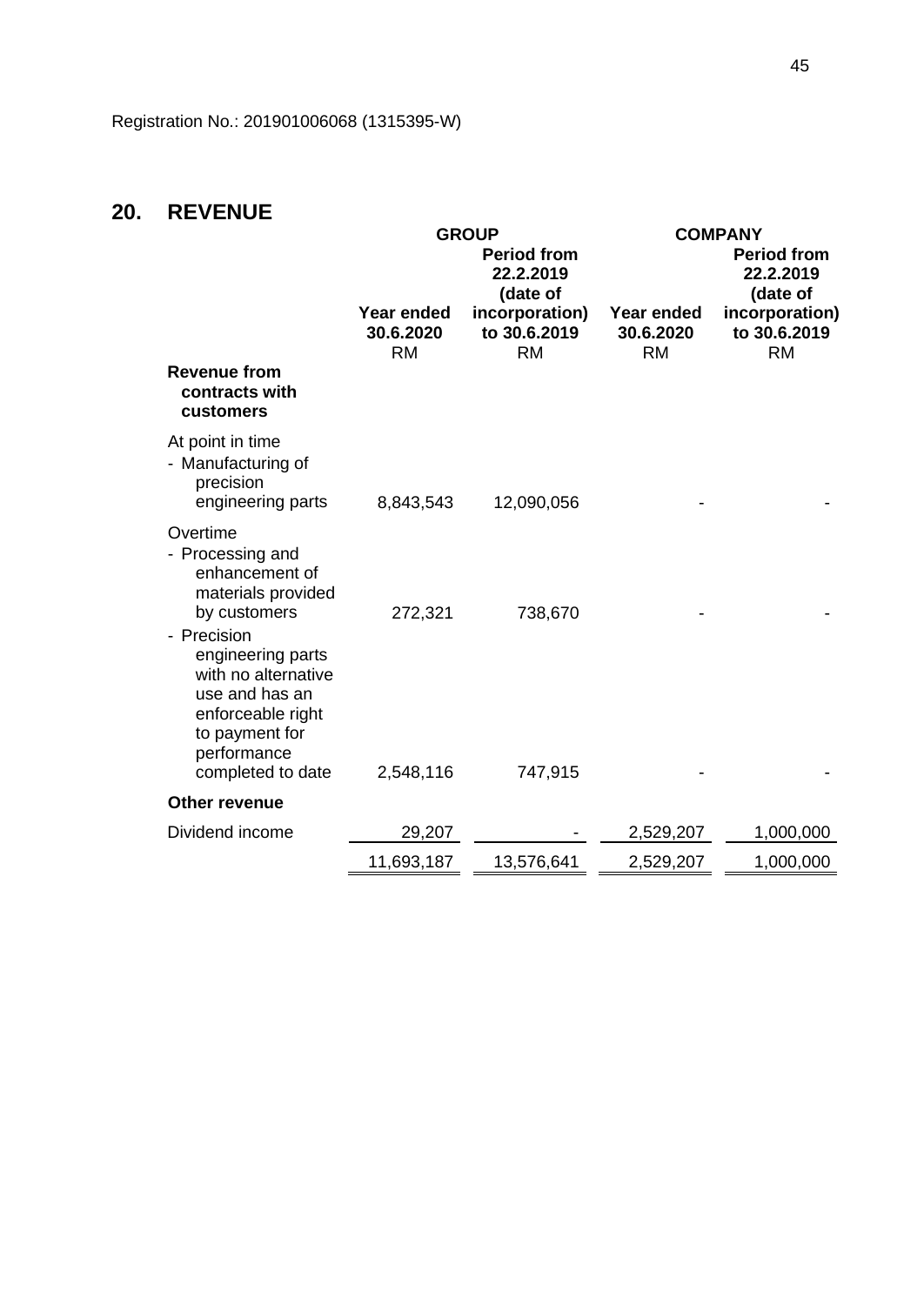Registration No.: 201901006068 (1315395-W)

## 20. REVENUE

| | GROUP | | COMPANY | |
|---|---|---|---|---|
| | Year ended 30.6.2020 RM | Period from 22.2.2019 (date of incorporation) to 30.6.2019 RM | Year ended 30.6.2020 RM | Period from 22.2.2019 (date of incorporation) to 30.6.2019 RM |
| **Revenue from contracts with customers** | | | | |
| At point in time | | | | |
| - Manufacturing of precision engineering parts | 8,843,543 | 12,090,056 | - | - |
| Overtime | | | | |
| - Processing and enhancement of materials provided by customers | 272,321 | 738,670 | - | - |
| - Precision engineering parts with no alternative use and has an enforceable right to payment for performance completed to date | 2,548,116 | 747,915 | - | - |
| **Other revenue** | | | | |
| Dividend income | 29,207 | - | 2,529,207 | 1,000,000 |
| | 11,693,187 | 13,576,641 | 2,529,207 | 1,000,000 |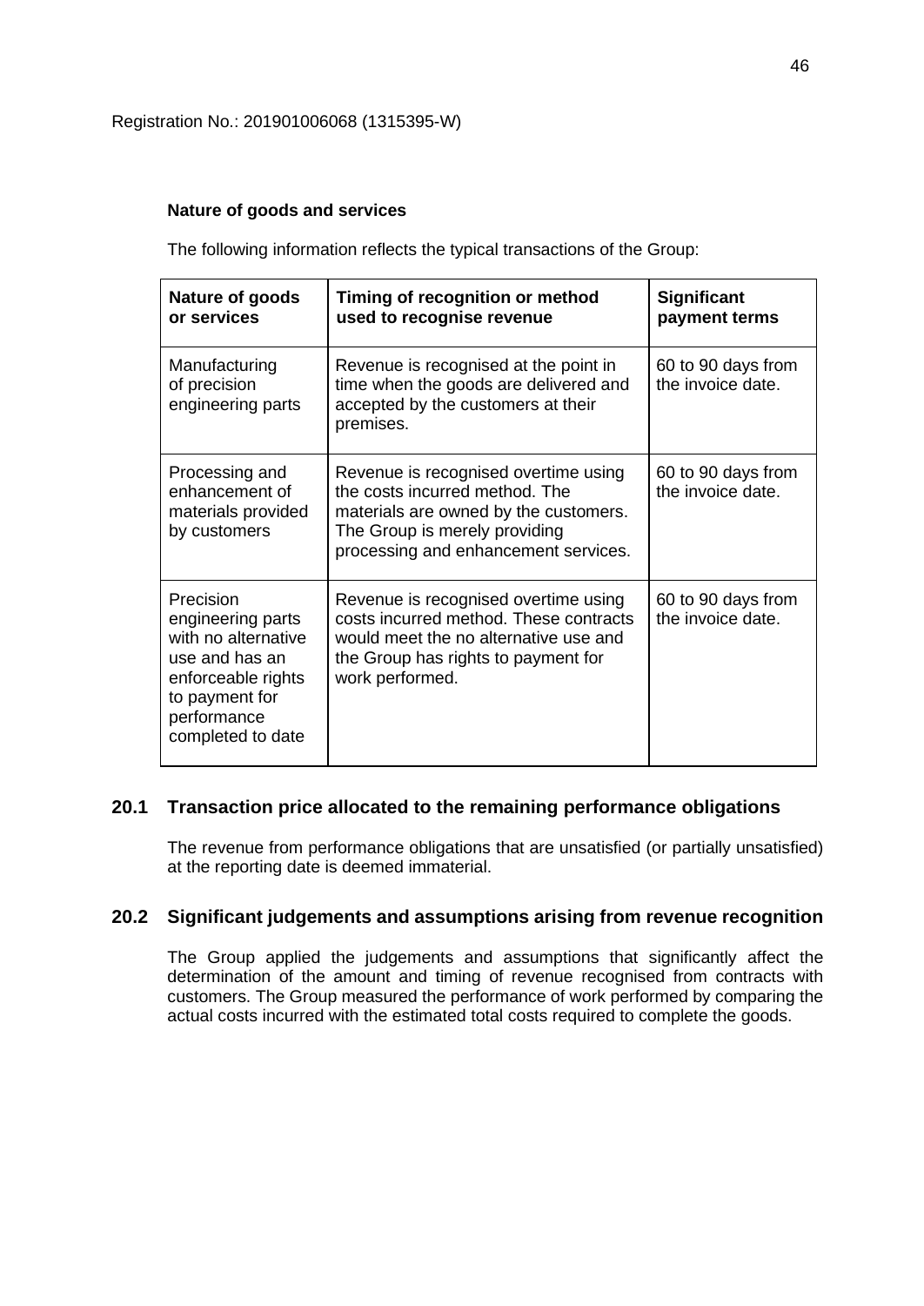Registration No.: 201901006068 (1315395-W)

**Nature of goods and services**

The following information reflects the typical transactions of the Group:

| Nature of goods or services | Timing of recognition or method used to recognise revenue | Significant payment terms |
|---|---|---|
| Manufacturing of precision engineering parts | Revenue is recognised at the point in time when the goods are delivered and accepted by the customers at their premises. | 60 to 90 days from the invoice date. |
| Processing and enhancement of materials provided by customers | Revenue is recognised overtime using the costs incurred method. The materials are owned by the customers. The Group is merely providing processing and enhancement services. | 60 to 90 days from the invoice date. |
| Precision engineering parts with no alternative use and has an enforceable rights to payment for performance completed to date | Revenue is recognised overtime using costs incurred method. These contracts would meet the no alternative use and the Group has rights to payment for work performed. | 60 to 90 days from the invoice date. |

## 20.1 Transaction price allocated to the remaining performance obligations

The revenue from performance obligations that are unsatisfied (or partially unsatisfied) at the reporting date is deemed immaterial.

## 20.2 Significant judgements and assumptions arising from revenue recognition

The Group applied the judgements and assumptions that significantly affect the determination of the amount and timing of revenue recognised from contracts with customers. The Group measured the performance of work performed by comparing the actual costs incurred with the estimated total costs required to complete the goods.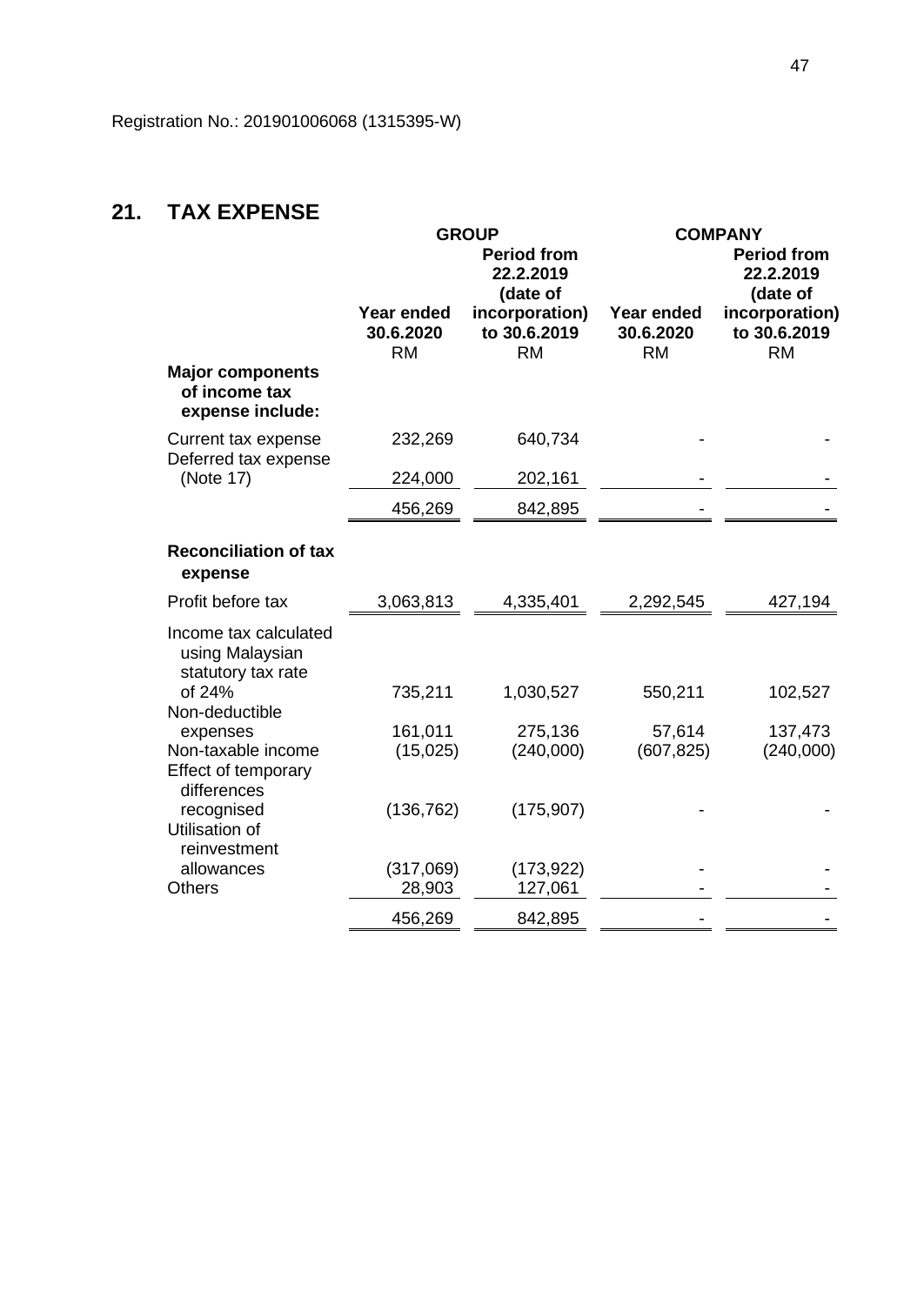Registration No.: 201901006068 (1315395-W)

## 21. TAX EXPENSE

| | GROUP | | COMPANY | |
|---|---|---|---|---|
| | Year ended 30.6.2020 | Period from 22.2.2019 (date of incorporation) to 30.6.2019 | Year ended 30.6.2020 | Period from 22.2.2019 (date of incorporation) to 30.6.2019 |
| | RM | RM | RM | RM |
| **Major components of income tax expense include:** | | | | |
| Current tax expense | 232,269 | 640,734 | - | - |
| Deferred tax expense (Note 17) | 224,000 | 202,161 | - | - |
| | 456,269 | 842,895 | - | - |
| **Reconciliation of tax expense** | | | | |
| Profit before tax | 3,063,813 | 4,335,401 | 2,292,545 | 427,194 |
| Income tax calculated using Malaysian statutory tax rate of 24% | 735,211 | 1,030,527 | 550,211 | 102,527 |
| Non-deductible expenses | 161,011 | 275,136 | 57,614 | 137,473 |
| Non-taxable income | (15,025) | (240,000) | (607,825) | (240,000) |
| Effect of temporary differences recognised | (136,762) | (175,907) | - | - |
| Utilisation of reinvestment allowances | (317,069) | (173,922) | - | - |
| Others | 28,903 | 127,061 | - | - |
| | 456,269 | 842,895 | - | - |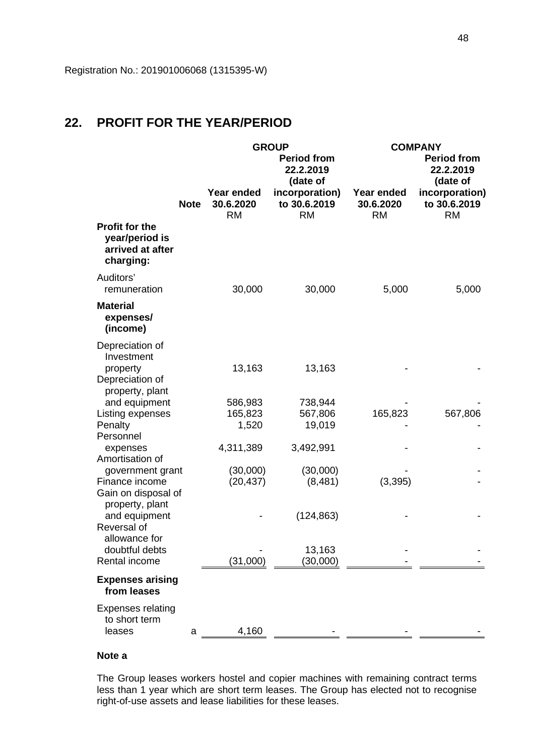Registration No.: 201901006068 (1315395-W)

## 22. PROFIT FOR THE YEAR/PERIOD

| | Note | GROUP | | COMPANY | |
|---|---|---|---|---|---|
| | | Year ended 30.6.2020 RM | Period from 22.2.2019 (date of incorporation) to 30.6.2019 RM | Year ended 30.6.2020 RM | Period from 22.2.2019 (date of incorporation) to 30.6.2019 RM |
| **Profit for the year/period is arrived at after charging:** | | | | | |
| Auditors' remuneration | | 30,000 | 30,000 | 5,000 | 5,000 |
| **Material expenses/ (income)** | | | | | |
| Depreciation of Investment property | | 13,163 | 13,163 | - | - |
| Depreciation of property, plant and equipment | | 586,983 | 738,944 | - | - |
| Listing expenses | | 165,823 | 567,806 | 165,823 | 567,806 |
| Penalty | | 1,520 | 19,019 | - | - |
| Personnel expenses | | 4,311,389 | 3,492,991 | - | - |
| Amortisation of government grant | | (30,000) | (30,000) | - | - |
| Finance income | | (20,437) | (8,481) | (3,395) | - |
| Gain on disposal of property, plant and equipment | | - | (124,863) | - | - |
| Reversal of allowance for doubtful debts | | - | 13,163 | - | - |
| Rental income | | (31,000) | (30,000) | - | - |
| **Expenses arising from leases** | | | | | |
| Expenses relating to short term leases | a | 4,160 | - | - | - |

**Note a**

The Group leases workers hostel and copier machines with remaining contract terms less than 1 year which are short term leases. The Group has elected not to recognise right-of-use assets and lease liabilities for these leases.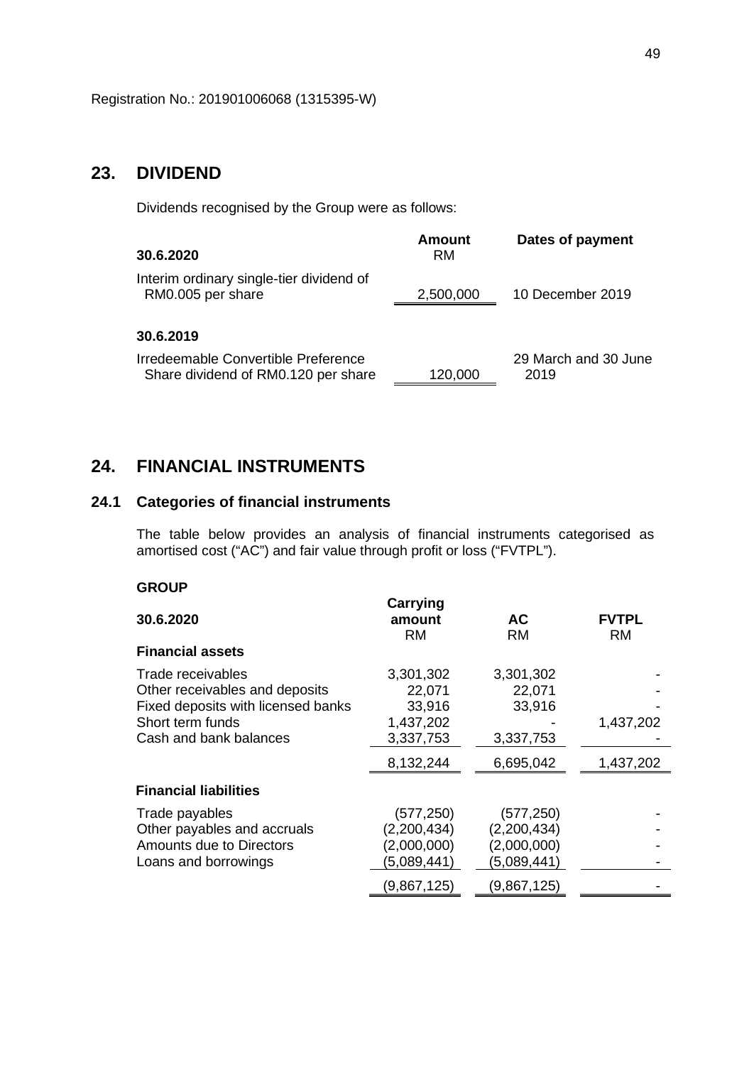Registration No.: 201901006068 (1315395-W)

## 23. DIVIDEND

Dividends recognised by the Group were as follows:

| 30.6.2020 | Amount RM | Dates of payment |
|---|---|---|
| Interim ordinary single-tier dividend of RM0.005 per share | 2,500,000 | 10 December 2019 |
| **30.6.2019** | | |
| Irredeemable Convertible Preference Share dividend of RM0.120 per share | 120,000 | 29 March and 30 June 2019 |

## 24. FINANCIAL INSTRUMENTS

### 24.1 Categories of financial instruments

The table below provides an analysis of financial instruments categorised as amortised cost ("AC") and fair value through profit or loss ("FVTPL").

**GROUP**

| 30.6.2020 | Carrying amount RM | AC RM | FVTPL RM |
|---|---|---|---|
| **Financial assets** | | | |
| Trade receivables | 3,301,302 | 3,301,302 | - |
| Other receivables and deposits | 22,071 | 22,071 | - |
| Fixed deposits with licensed banks | 33,916 | 33,916 | - |
| Short term funds | 1,437,202 | - | 1,437,202 |
| Cash and bank balances | 3,337,753 | 3,337,753 | - |
| | 8,132,244 | 6,695,042 | 1,437,202 |
| **Financial liabilities** | | | |
| Trade payables | (577,250) | (577,250) | - |
| Other payables and accruals | (2,200,434) | (2,200,434) | - |
| Amounts due to Directors | (2,000,000) | (2,000,000) | - |
| Loans and borrowings | (5,089,441) | (5,089,441) | - |
| | (9,867,125) | (9,867,125) | - |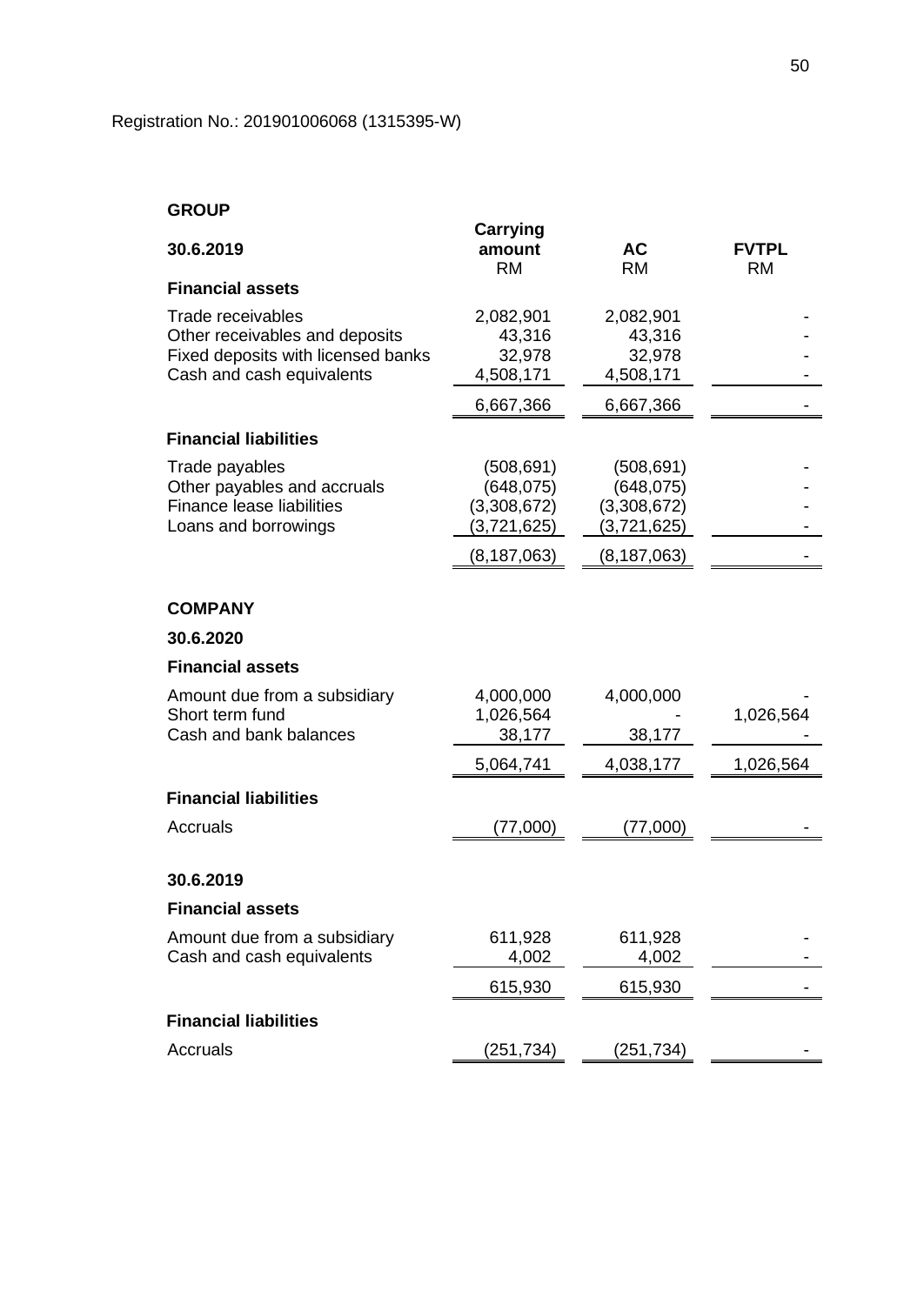Registration No.: 201901006068 (1315395-W)

**GROUP**

| 30.6.2019 | Carrying amount RM | AC RM | FVTPL RM |
|---|---|---|---|
| **Financial assets** | | | |
| Trade receivables | 2,082,901 | 2,082,901 | - |
| Other receivables and deposits | 43,316 | 43,316 | - |
| Fixed deposits with licensed banks | 32,978 | 32,978 | - |
| Cash and cash equivalents | 4,508,171 | 4,508,171 | - |
| | 6,667,366 | 6,667,366 | - |
| **Financial liabilities** | | | |
| Trade payables | (508,691) | (508,691) | - |
| Other payables and accruals | (648,075) | (648,075) | - |
| Finance lease liabilities | (3,308,672) | (3,308,672) | - |
| Loans and borrowings | (3,721,625) | (3,721,625) | - |
| | (8,187,063) | (8,187,063) | - |

**COMPANY**

| | Carrying amount RM | AC RM | FVTPL RM |
|---|---|---|---|
| **30.6.2020** | | | |
| **Financial assets** | | | |
| Amount due from a subsidiary | 4,000,000 | 4,000,000 | - |
| Short term fund | 1,026,564 | - | 1,026,564 |
| Cash and bank balances | 38,177 | 38,177 | - |
| | 5,064,741 | 4,038,177 | 1,026,564 |
| **Financial liabilities** | | | |
| Accruals | (77,000) | (77,000) | - |
| **30.6.2019** | | | |
| **Financial assets** | | | |
| Amount due from a subsidiary | 611,928 | 611,928 | - |
| Cash and cash equivalents | 4,002 | 4,002 | - |
| | 615,930 | 615,930 | - |
| **Financial liabilities** | | | |
| Accruals | (251,734) | (251,734) | - |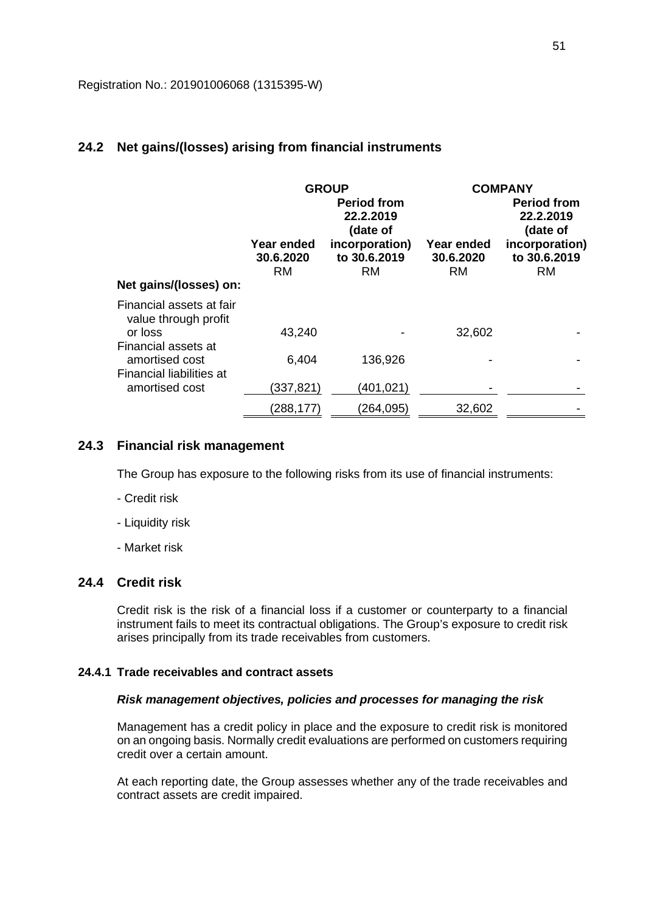Registration No.: 201901006068 (1315395-W)

## 24.2 Net gains/(losses) arising from financial instruments

| | GROUP | | COMPANY | |
|---|---|---|---|---|
| | Year ended 30.6.2020 RM | Period from 22.2.2019 (date of incorporation) to 30.6.2019 RM | Year ended 30.6.2020 RM | Period from 22.2.2019 (date of incorporation) to 30.6.2019 RM |
| **Net gains/(losses) on:** | | | | |
| Financial assets at fair value through profit or loss | 43,240 | - | 32,602 | - |
| Financial assets at amortised cost | 6,404 | 136,926 | - | - |
| Financial liabilities at amortised cost | (337,821) | (401,021) | - | - |
| | (288,177) | (264,095) | 32,602 | - |

## 24.3 Financial risk management

The Group has exposure to the following risks from its use of financial instruments:

- Credit risk

- Liquidity risk

- Market risk

## 24.4 Credit risk

Credit risk is the risk of a financial loss if a customer or counterparty to a financial instrument fails to meet its contractual obligations. The Group's exposure to credit risk arises principally from its trade receivables from customers.

### 24.4.1 Trade receivables and contract assets

***Risk management objectives, policies and processes for managing the risk***

Management has a credit policy in place and the exposure to credit risk is monitored on an ongoing basis. Normally credit evaluations are performed on customers requiring credit over a certain amount.

At each reporting date, the Group assesses whether any of the trade receivables and contract assets are credit impaired.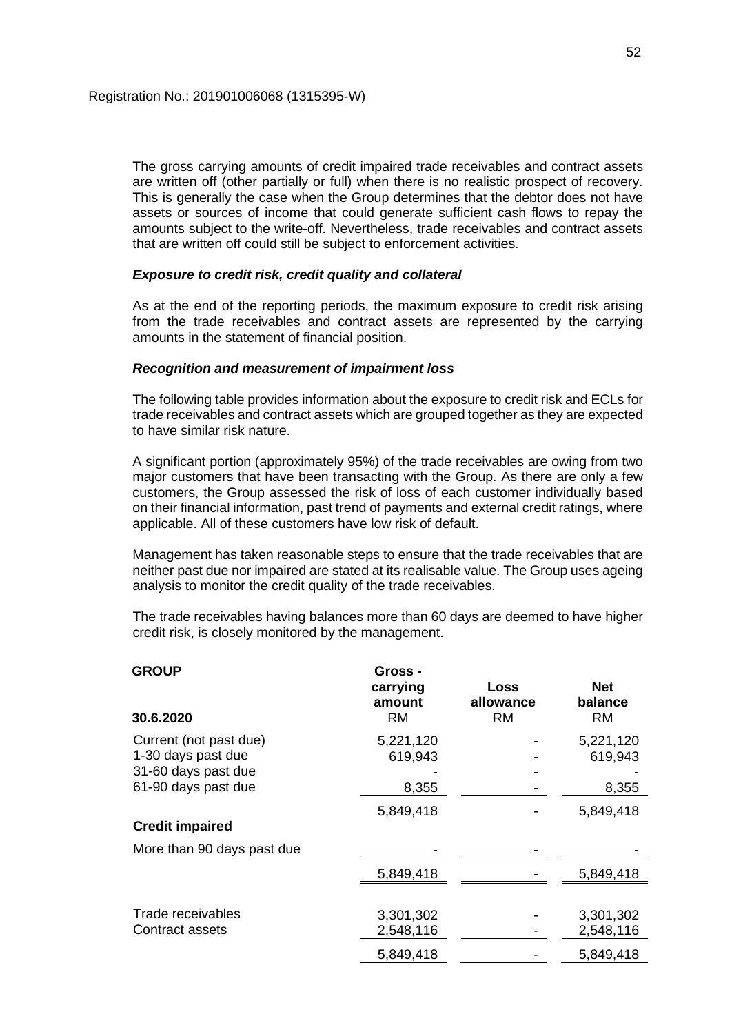Registration No.: 201901006068 (1315395-W)

The gross carrying amounts of credit impaired trade receivables and contract assets are written off (other partially or full) when there is no realistic prospect of recovery. This is generally the case when the Group determines that the debtor does not have assets or sources of income that could generate sufficient cash flows to repay the amounts subject to the write-off. Nevertheless, trade receivables and contract assets that are written off could still be subject to enforcement activities.

***Exposure to credit risk, credit quality and collateral***

As at the end of the reporting periods, the maximum exposure to credit risk arising from the trade receivables and contract assets are represented by the carrying amounts in the statement of financial position.

***Recognition and measurement of impairment loss***

The following table provides information about the exposure to credit risk and ECLs for trade receivables and contract assets which are grouped together as they are expected to have similar risk nature.

A significant portion (approximately 95%) of the trade receivables are owing from two major customers that have been transacting with the Group. As there are only a few customers, the Group assessed the risk of loss of each customer individually based on their financial information, past trend of payments and external credit ratings, where applicable. All of these customers have low risk of default.

Management has taken reasonable steps to ensure that the trade receivables that are neither past due nor impaired are stated at its realisable value. The Group uses ageing analysis to monitor the credit quality of the trade receivables.

The trade receivables having balances more than 60 days are deemed to have higher credit risk, is closely monitored by the management.

| **GROUP** | **Gross - carrying amount** | **Loss allowance** | **Net balance** |
|---|---|---|---|
| **30.6.2020** | RM | RM | RM |
| Current (not past due) | 5,221,120 | - | 5,221,120 |
| 1-30 days past due | 619,943 | - | 619,943 |
| 31-60 days past due | - | - | - |
| 61-90 days past due | 8,355 | - | 8,355 |
| | 5,849,418 | - | 5,849,418 |
| **Credit impaired** | | | |
| More than 90 days past due | - | - | - |
| | 5,849,418 | - | 5,849,418 |
| Trade receivables | 3,301,302 | - | 3,301,302 |
| Contract assets | 2,548,116 | - | 2,548,116 |
| | 5,849,418 | - | 5,849,418 |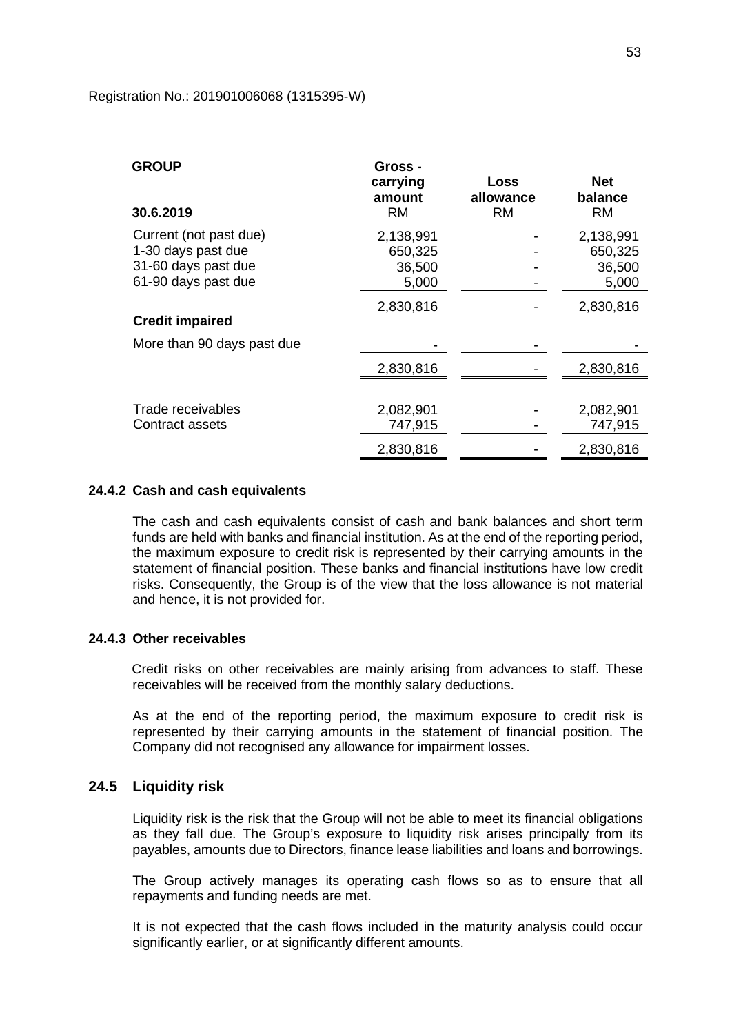Registration No.: 201901006068 (1315395-W)

| GROUP<br>30.6.2019 | Gross - carrying amount<br>RM | Loss allowance<br>RM | Net balance<br>RM |
|---|---|---|---|
| Current (not past due) | 2,138,991 | - | 2,138,991 |
| 1-30 days past due | 650,325 | - | 650,325 |
| 31-60 days past due | 36,500 | - | 36,500 |
| 61-90 days past due | 5,000 | - | 5,000 |
| | 2,830,816 | - | 2,830,816 |
| **Credit impaired** | | | |
| More than 90 days past due | - | - | - |
| | 2,830,816 | - | 2,830,816 |
| Trade receivables | 2,082,901 | - | 2,082,901 |
| Contract assets | 747,915 | - | 747,915 |
| | 2,830,816 | - | 2,830,816 |

### 24.4.2 Cash and cash equivalents

The cash and cash equivalents consist of cash and bank balances and short term funds are held with banks and financial institution. As at the end of the reporting period, the maximum exposure to credit risk is represented by their carrying amounts in the statement of financial position. These banks and financial institutions have low credit risks. Consequently, the Group is of the view that the loss allowance is not material and hence, it is not provided for.

### 24.4.3 Other receivables

Credit risks on other receivables are mainly arising from advances to staff. These receivables will be received from the monthly salary deductions.

As at the end of the reporting period, the maximum exposure to credit risk is represented by their carrying amounts in the statement of financial position. The Company did not recognised any allowance for impairment losses.

## 24.5 Liquidity risk

Liquidity risk is the risk that the Group will not be able to meet its financial obligations as they fall due. The Group's exposure to liquidity risk arises principally from its payables, amounts due to Directors, finance lease liabilities and loans and borrowings.

The Group actively manages its operating cash flows so as to ensure that all repayments and funding needs are met.

It is not expected that the cash flows included in the maturity analysis could occur significantly earlier, or at significantly different amounts.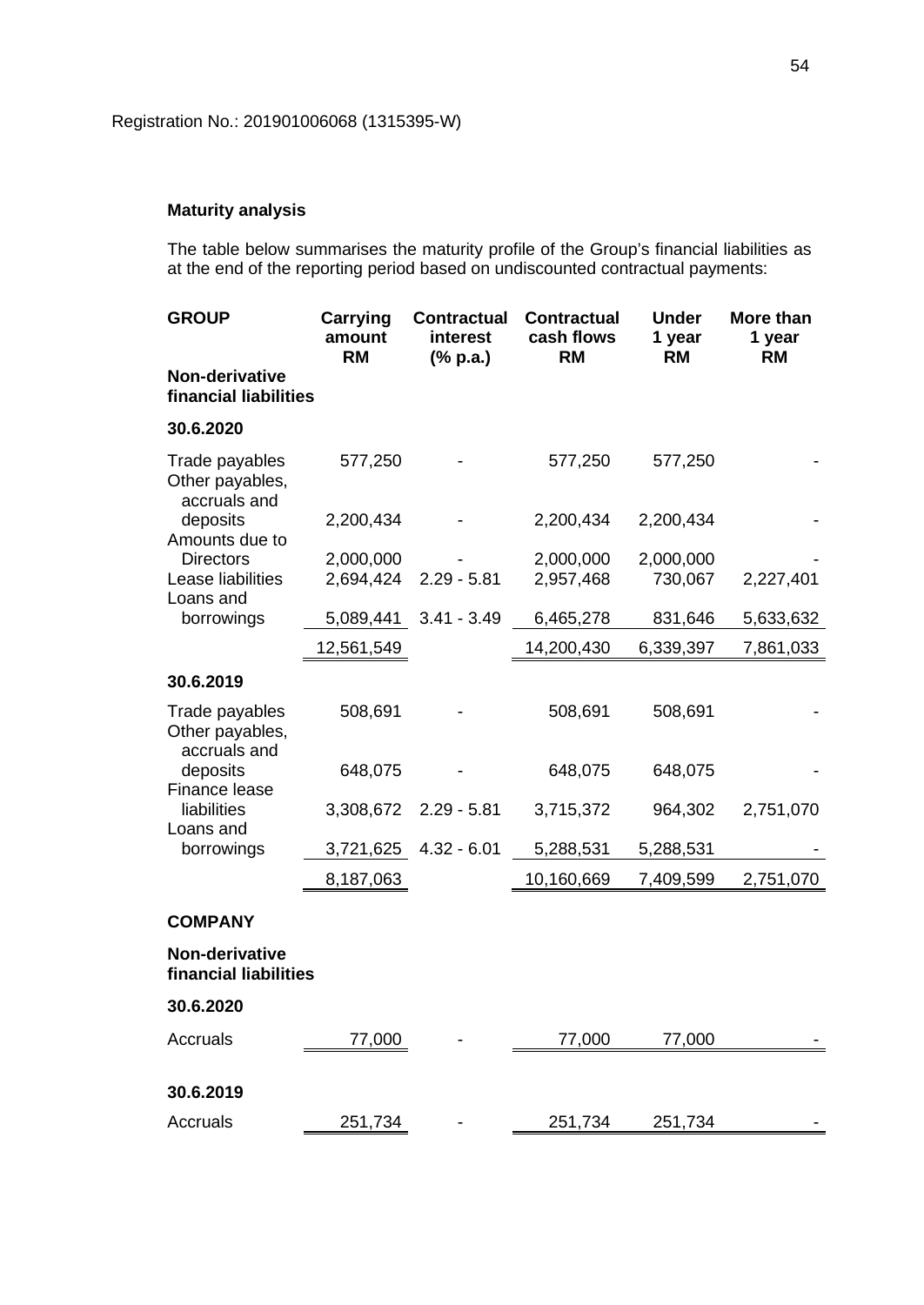Registration No.: 201901006068 (1315395-W)

**Maturity analysis**

The table below summarises the maturity profile of the Group's financial liabilities as at the end of the reporting period based on undiscounted contractual payments:

| GROUP | Carrying amount RM | Contractual interest (% p.a.) | Contractual cash flows RM | Under 1 year RM | More than 1 year RM |
|---|---|---|---|---|---|
| **Non-derivative financial liabilities** | | | | | |
| **30.6.2020** | | | | | |
| Trade payables | 577,250 | - | 577,250 | 577,250 | - |
| Other payables, accruals and deposits | 2,200,434 | - | 2,200,434 | 2,200,434 | - |
| Amounts due to Directors | 2,000,000 | - | 2,000,000 | 2,000,000 | - |
| Lease liabilities | 2,694,424 | 2.29 - 5.81 | 2,957,468 | 730,067 | 2,227,401 |
| Loans and borrowings | 5,089,441 | 3.41 - 3.49 | 6,465,278 | 831,646 | 5,633,632 |
| | 12,561,549 | | 14,200,430 | 6,339,397 | 7,861,033 |
| **30.6.2019** | | | | | |
| Trade payables | 508,691 | - | 508,691 | 508,691 | - |
| Other payables, accruals and deposits | 648,075 | - | 648,075 | 648,075 | - |
| Finance lease liabilities | 3,308,672 | 2.29 - 5.81 | 3,715,372 | 964,302 | 2,751,070 |
| Loans and borrowings | 3,721,625 | 4.32 - 6.01 | 5,288,531 | 5,288,531 | - |
| | 8,187,063 | | 10,160,669 | 7,409,599 | 2,751,070 |

| COMPANY | Carrying amount RM | Contractual interest (% p.a.) | Contractual cash flows RM | Under 1 year RM | More than 1 year RM |
|---|---|---|---|---|---|
| **Non-derivative financial liabilities** | | | | | |
| **30.6.2020** | | | | | |
| Accruals | 77,000 | - | 77,000 | 77,000 | - |
| **30.6.2019** | | | | | |
| Accruals | 251,734 | - | 251,734 | 251,734 | - |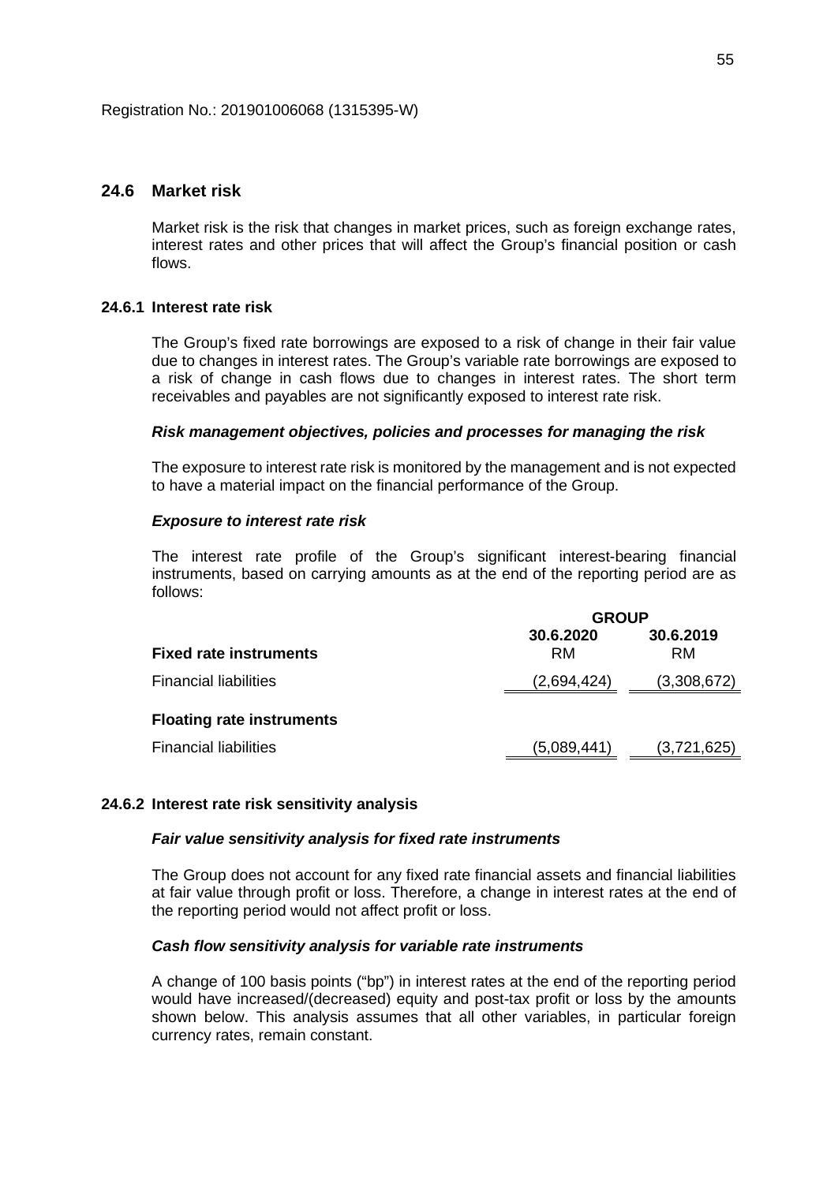Registration No.: 201901006068 (1315395-W)

## 24.6 Market risk

Market risk is the risk that changes in market prices, such as foreign exchange rates, interest rates and other prices that will affect the Group's financial position or cash flows.

### 24.6.1 Interest rate risk

The Group's fixed rate borrowings are exposed to a risk of change in their fair value due to changes in interest rates. The Group's variable rate borrowings are exposed to a risk of change in cash flows due to changes in interest rates. The short term receivables and payables are not significantly exposed to interest rate risk.

***Risk management objectives, policies and processes for managing the risk***

The exposure to interest rate risk is monitored by the management and is not expected to have a material impact on the financial performance of the Group.

***Exposure to interest rate risk***

The interest rate profile of the Group's significant interest-bearing financial instruments, based on carrying amounts as at the end of the reporting period are as follows:

| | GROUP | |
|---|---|---|
| | **30.6.2020** | **30.6.2019** |
| **Fixed rate instruments** | RM | RM |
| Financial liabilities | (2,694,424) | (3,308,672) |
| **Floating rate instruments** | | |
| Financial liabilities | (5,089,441) | (3,721,625) |

### 24.6.2 Interest rate risk sensitivity analysis

***Fair value sensitivity analysis for fixed rate instruments***

The Group does not account for any fixed rate financial assets and financial liabilities at fair value through profit or loss. Therefore, a change in interest rates at the end of the reporting period would not affect profit or loss.

***Cash flow sensitivity analysis for variable rate instruments***

A change of 100 basis points ("bp") in interest rates at the end of the reporting period would have increased/(decreased) equity and post-tax profit or loss by the amounts shown below. This analysis assumes that all other variables, in particular foreign currency rates, remain constant.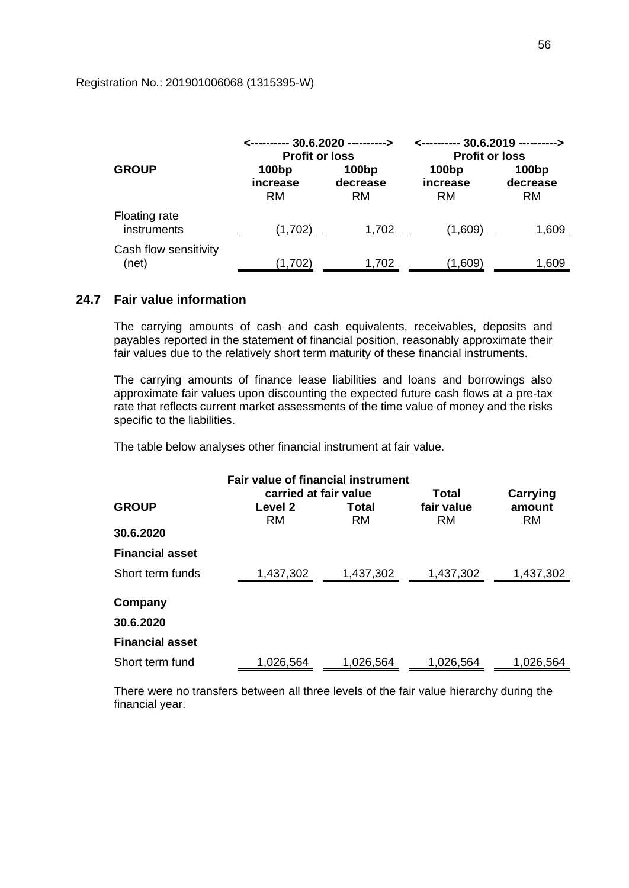Registration No.: 201901006068 (1315395-W)

| GROUP | <---------- 30.6.2020 ----------> Profit or loss | | <---------- 30.6.2019 ----------> Profit or loss | |
|---|---|---|---|---|
| | 100bp increase RM | 100bp decrease RM | 100bp increase RM | 100bp decrease RM |
| Floating rate instruments | (1,702) | 1,702 | (1,609) | 1,609 |
| Cash flow sensitivity (net) | (1,702) | 1,702 | (1,609) | 1,609 |

## 24.7 Fair value information

The carrying amounts of cash and cash equivalents, receivables, deposits and payables reported in the statement of financial position, reasonably approximate their fair values due to the relatively short term maturity of these financial instruments.

The carrying amounts of finance lease liabilities and loans and borrowings also approximate fair values upon discounting the expected future cash flows at a pre-tax rate that reflects current market assessments of the time value of money and the risks specific to the liabilities.

The table below analyses other financial instrument at fair value.

| GROUP | Fair value of financial instrument carried at fair value | | Total | Carrying |
|---|---|---|---|---|
| | Level 2 RM | Total RM | fair value RM | amount RM |
| **30.6.2020** | | | | |
| **Financial asset** | | | | |
| Short term funds | 1,437,302 | 1,437,302 | 1,437,302 | 1,437,302 |
| **Company** | | | | |
| **30.6.2020** | | | | |
| **Financial asset** | | | | |
| Short term fund | 1,026,564 | 1,026,564 | 1,026,564 | 1,026,564 |

There were no transfers between all three levels of the fair value hierarchy during the financial year.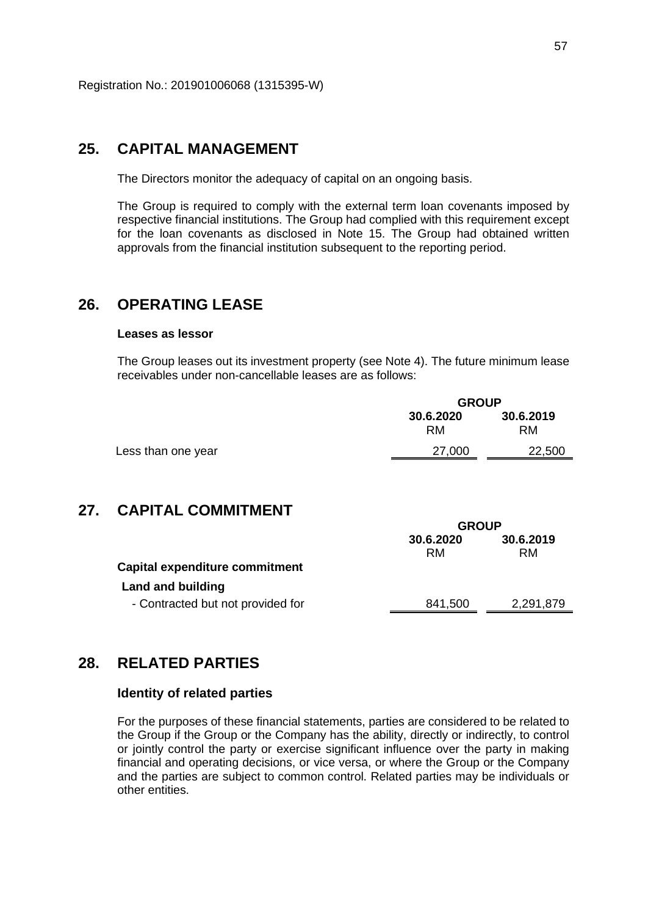Registration No.: 201901006068 (1315395-W)

## 25. CAPITAL MANAGEMENT

The Directors monitor the adequacy of capital on an ongoing basis.

The Group is required to comply with the external term loan covenants imposed by respective financial institutions. The Group had complied with this requirement except for the loan covenants as disclosed in Note 15. The Group had obtained written approvals from the financial institution subsequent to the reporting period.

## 26. OPERATING LEASE

**Leases as lessor**

The Group leases out its investment property (see Note 4). The future minimum lease receivables under non-cancellable leases are as follows:

| | GROUP | |
|---|---|---|
| | **30.6.2020** | **30.6.2019** |
| | RM | RM |
| Less than one year | 27,000 | 22,500 |

## 27. CAPITAL COMMITMENT

| | GROUP | |
|---|---|---|
| | **30.6.2020** | **30.6.2019** |
| | RM | RM |
| **Capital expenditure commitment** | | |
| **Land and building** | | |
| - Contracted but not provided for | 841,500 | 2,291,879 |

## 28. RELATED PARTIES

### Identity of related parties

For the purposes of these financial statements, parties are considered to be related to the Group if the Group or the Company has the ability, directly or indirectly, to control or jointly control the party or exercise significant influence over the party in making financial and operating decisions, or vice versa, or where the Group or the Company and the parties are subject to common control. Related parties may be individuals or other entities.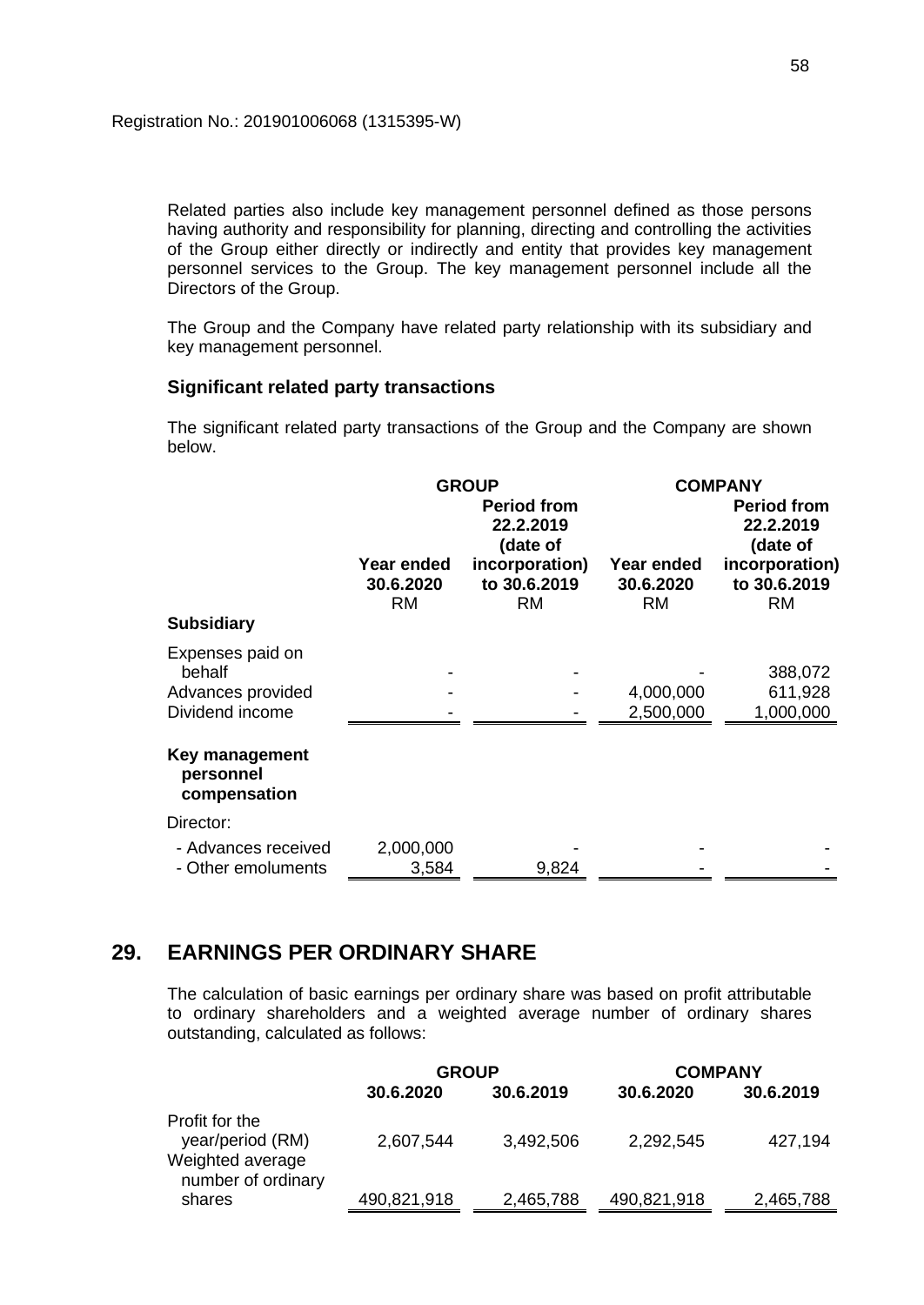Registration No.: 201901006068 (1315395-W)

Related parties also include key management personnel defined as those persons having authority and responsibility for planning, directing and controlling the activities of the Group either directly or indirectly and entity that provides key management personnel services to the Group. The key management personnel include all the Directors of the Group.

The Group and the Company have related party relationship with its subsidiary and key management personnel.

### Significant related party transactions

The significant related party transactions of the Group and the Company are shown below.

| | **GROUP** | | **COMPANY** | |
|---|---|---|---|---|
| | **Year ended 30.6.2020** RM | **Period from 22.2.2019 (date of incorporation) to 30.6.2019** RM | **Year ended 30.6.2020** RM | **Period from 22.2.2019 (date of incorporation) to 30.6.2019** RM |
| **Subsidiary** | | | | |
| Expenses paid on behalf | - | - | - | 388,072 |
| Advances provided | - | - | 4,000,000 | 611,928 |
| Dividend income | - | - | 2,500,000 | 1,000,000 |
| **Key management personnel compensation** | | | | |
| Director: | | | | |
| - Advances received | 2,000,000 | - | - | - |
| - Other emoluments | 3,584 | 9,824 | - | - |

## 29. EARNINGS PER ORDINARY SHARE

The calculation of basic earnings per ordinary share was based on profit attributable to ordinary shareholders and a weighted average number of ordinary shares outstanding, calculated as follows:

| | **GROUP** | | **COMPANY** | |
|---|---|---|---|---|
| | **30.6.2020** | **30.6.2019** | **30.6.2020** | **30.6.2019** |
| Profit for the year/period (RM) | 2,607,544 | 3,492,506 | 2,292,545 | 427,194 |
| Weighted average number of ordinary shares | 490,821,918 | 2,465,788 | 490,821,918 | 2,465,788 |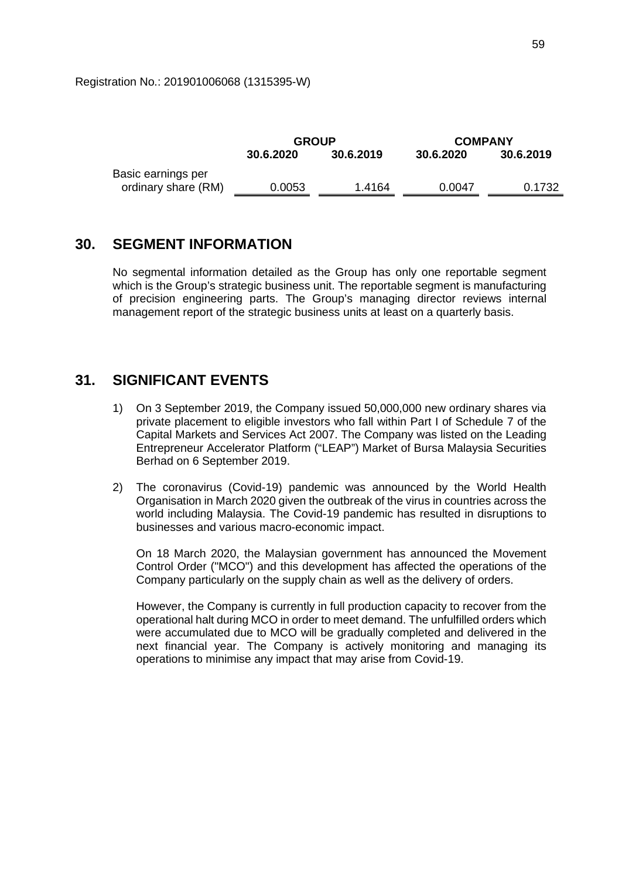Registration No.: 201901006068 (1315395-W)

| | GROUP | | COMPANY | |
|---|---|---|---|---|
| | 30.6.2020 | 30.6.2019 | 30.6.2020 | 30.6.2019 |
| Basic earnings per ordinary share (RM) | 0.0053 | 1.4164 | 0.0047 | 0.1732 |

## 30. SEGMENT INFORMATION

No segmental information detailed as the Group has only one reportable segment which is the Group's strategic business unit. The reportable segment is manufacturing of precision engineering parts. The Group's managing director reviews internal management report of the strategic business units at least on a quarterly basis.

## 31. SIGNIFICANT EVENTS

1) On 3 September 2019, the Company issued 50,000,000 new ordinary shares via private placement to eligible investors who fall within Part I of Schedule 7 of the Capital Markets and Services Act 2007. The Company was listed on the Leading Entrepreneur Accelerator Platform ("LEAP") Market of Bursa Malaysia Securities Berhad on 6 September 2019.

2) The coronavirus (Covid-19) pandemic was announced by the World Health Organisation in March 2020 given the outbreak of the virus in countries across the world including Malaysia. The Covid-19 pandemic has resulted in disruptions to businesses and various macro-economic impact.

   On 18 March 2020, the Malaysian government has announced the Movement Control Order ("MCO") and this development has affected the operations of the Company particularly on the supply chain as well as the delivery of orders.

   However, the Company is currently in full production capacity to recover from the operational halt during MCO in order to meet demand. The unfulfilled orders which were accumulated due to MCO will be gradually completed and delivered in the next financial year. The Company is actively monitoring and managing its operations to minimise any impact that may arise from Covid-19.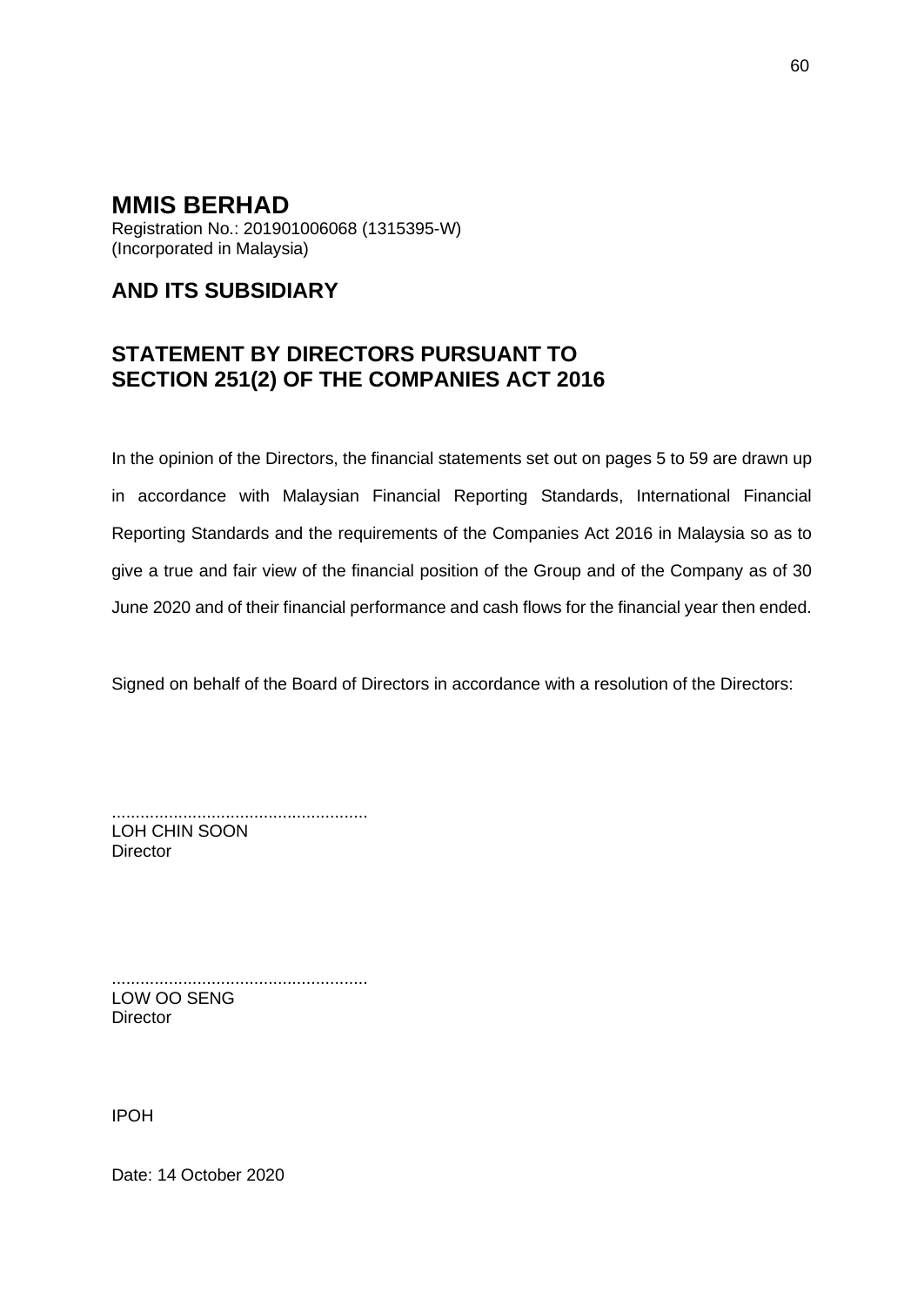# MMIS BERHAD

Registration No.: 201901006068 (1315395-W)
(Incorporated in Malaysia)

## AND ITS SUBSIDIARY

## STATEMENT BY DIRECTORS PURSUANT TO SECTION 251(2) OF THE COMPANIES ACT 2016

In the opinion of the Directors, the financial statements set out on pages 5 to 59 are drawn up in accordance with Malaysian Financial Reporting Standards, International Financial Reporting Standards and the requirements of the Companies Act 2016 in Malaysia so as to give a true and fair view of the financial position of the Group and of the Company as of 30 June 2020 and of their financial performance and cash flows for the financial year then ended.

Signed on behalf of the Board of Directors in accordance with a resolution of the Directors:

......................................................
LOH CHIN SOON
Director

......................................................
LOW OO SENG
Director

IPOH

Date: 14 October 2020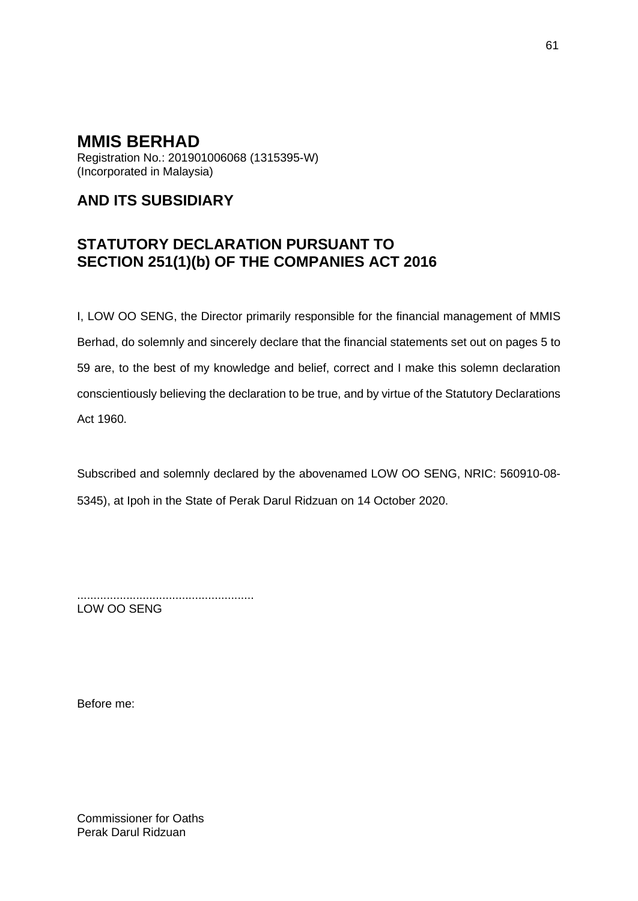# MMIS BERHAD

Registration No.: 201901006068 (1315395-W)
(Incorporated in Malaysia)

## AND ITS SUBSIDIARY

## STATUTORY DECLARATION PURSUANT TO SECTION 251(1)(b) OF THE COMPANIES ACT 2016

I, LOW OO SENG, the Director primarily responsible for the financial management of MMIS Berhad, do solemnly and sincerely declare that the financial statements set out on pages 5 to 59 are, to the best of my knowledge and belief, correct and I make this solemn declaration conscientiously believing the declaration to be true, and by virtue of the Statutory Declarations Act 1960.

Subscribed and solemnly declared by the abovenamed LOW OO SENG, NRIC: 560910-08-5345), at Ipoh in the State of Perak Darul Ridzuan on 14 October 2020.

......................................................
LOW OO SENG

Before me:

Commissioner for Oaths
Perak Darul Ridzuan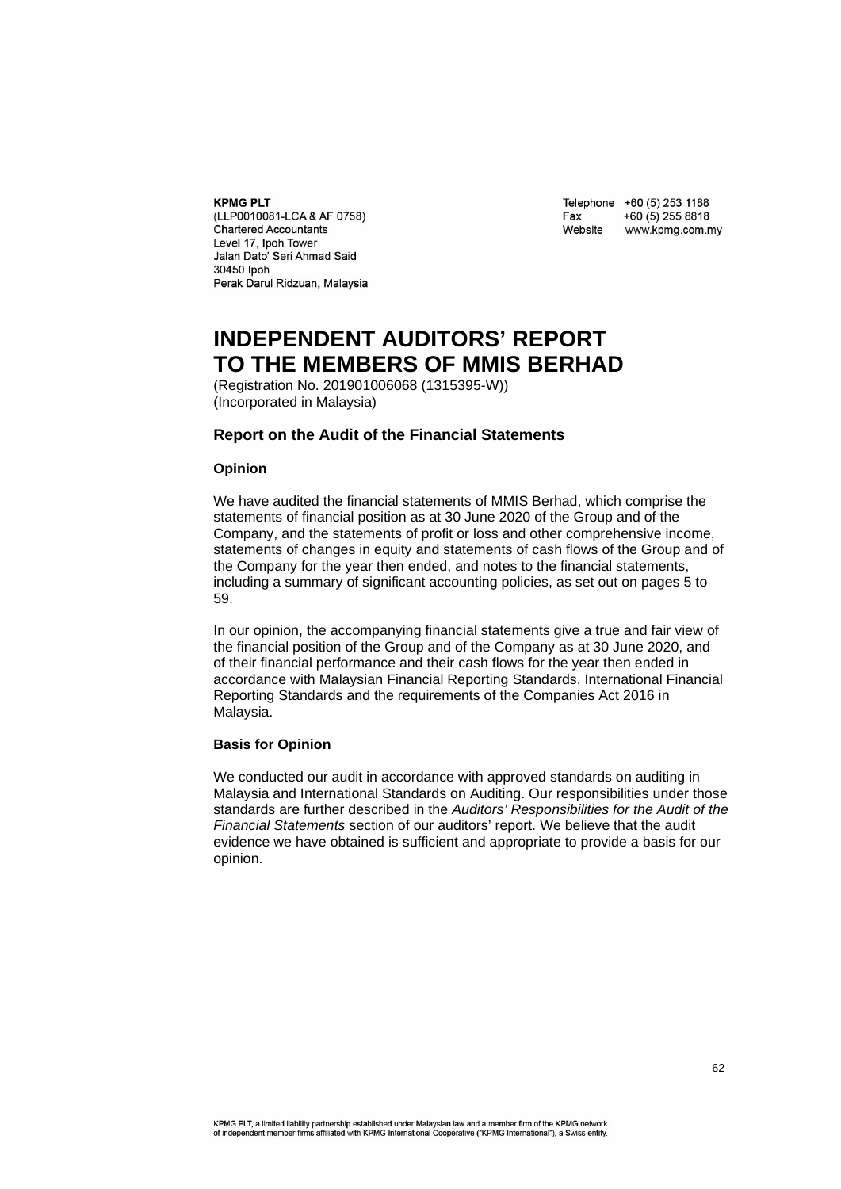**KPMG PLT**
(LLP0010081-LCA & AF 0758)
Chartered Accountants
Level 17, Ipoh Tower
Jalan Dato' Seri Ahmad Said
30450 Ipoh
Perak Darul Ridzuan, Malaysia

Telephone +60 (5) 253 1188
Fax +60 (5) 255 8818
Website www.kpmg.com.my

# INDEPENDENT AUDITORS' REPORT TO THE MEMBERS OF MMIS BERHAD

(Registration No. 201901006068 (1315395-W))
(Incorporated in Malaysia)

## Report on the Audit of the Financial Statements

### Opinion

We have audited the financial statements of MMIS Berhad, which comprise the statements of financial position as at 30 June 2020 of the Group and of the Company, and the statements of profit or loss and other comprehensive income, statements of changes in equity and statements of cash flows of the Group and of the Company for the year then ended, and notes to the financial statements, including a summary of significant accounting policies, as set out on pages 5 to 59.

In our opinion, the accompanying financial statements give a true and fair view of the financial position of the Group and of the Company as at 30 June 2020, and of their financial performance and their cash flows for the year then ended in accordance with Malaysian Financial Reporting Standards, International Financial Reporting Standards and the requirements of the Companies Act 2016 in Malaysia.

### Basis for Opinion

We conducted our audit in accordance with approved standards on auditing in Malaysia and International Standards on Auditing. Our responsibilities under those standards are further described in the *Auditors' Responsibilities for the Audit of the Financial Statements* section of our auditors' report. We believe that the audit evidence we have obtained is sufficient and appropriate to provide a basis for our opinion.

KPMG PLT, a limited liability partnership established under Malaysian law and a member firm of the KPMG network of independent member firms affiliated with KPMG International Cooperative ("KPMG International"), a Swiss entity.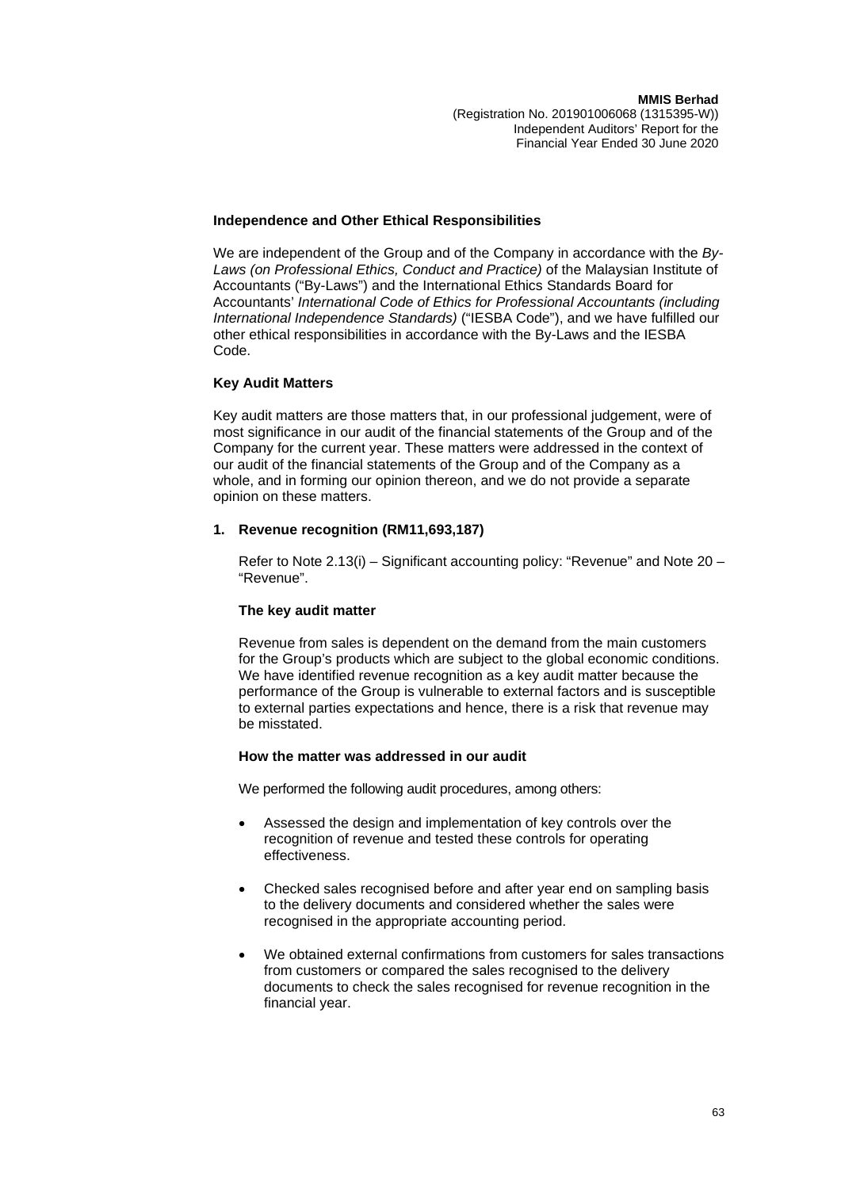### Independence and Other Ethical Responsibilities

We are independent of the Group and of the Company in accordance with the *By-Laws (on Professional Ethics, Conduct and Practice)* of the Malaysian Institute of Accountants ("By-Laws") and the International Ethics Standards Board for Accountants' *International Code of Ethics for Professional Accountants (including International Independence Standards)* ("IESBA Code"), and we have fulfilled our other ethical responsibilities in accordance with the By-Laws and the IESBA Code.

### Key Audit Matters

Key audit matters are those matters that, in our professional judgement, were of most significance in our audit of the financial statements of the Group and of the Company for the current year. These matters were addressed in the context of our audit of the financial statements of the Group and of the Company as a whole, and in forming our opinion thereon, and we do not provide a separate opinion on these matters.

**1. Revenue recognition (RM11,693,187)**

Refer to Note 2.13(i) – Significant accounting policy: "Revenue" and Note 20 – "Revenue".

**The key audit matter**

Revenue from sales is dependent on the demand from the main customers for the Group's products which are subject to the global economic conditions. We have identified revenue recognition as a key audit matter because the performance of the Group is vulnerable to external factors and is susceptible to external parties expectations and hence, there is a risk that revenue may be misstated.

**How the matter was addressed in our audit**

We performed the following audit procedures, among others:

- Assessed the design and implementation of key controls over the recognition of revenue and tested these controls for operating effectiveness.
- Checked sales recognised before and after year end on sampling basis to the delivery documents and considered whether the sales were recognised in the appropriate accounting period.
- We obtained external confirmations from customers for sales transactions from customers or compared the sales recognised to the delivery documents to check the sales recognised for revenue recognition in the financial year.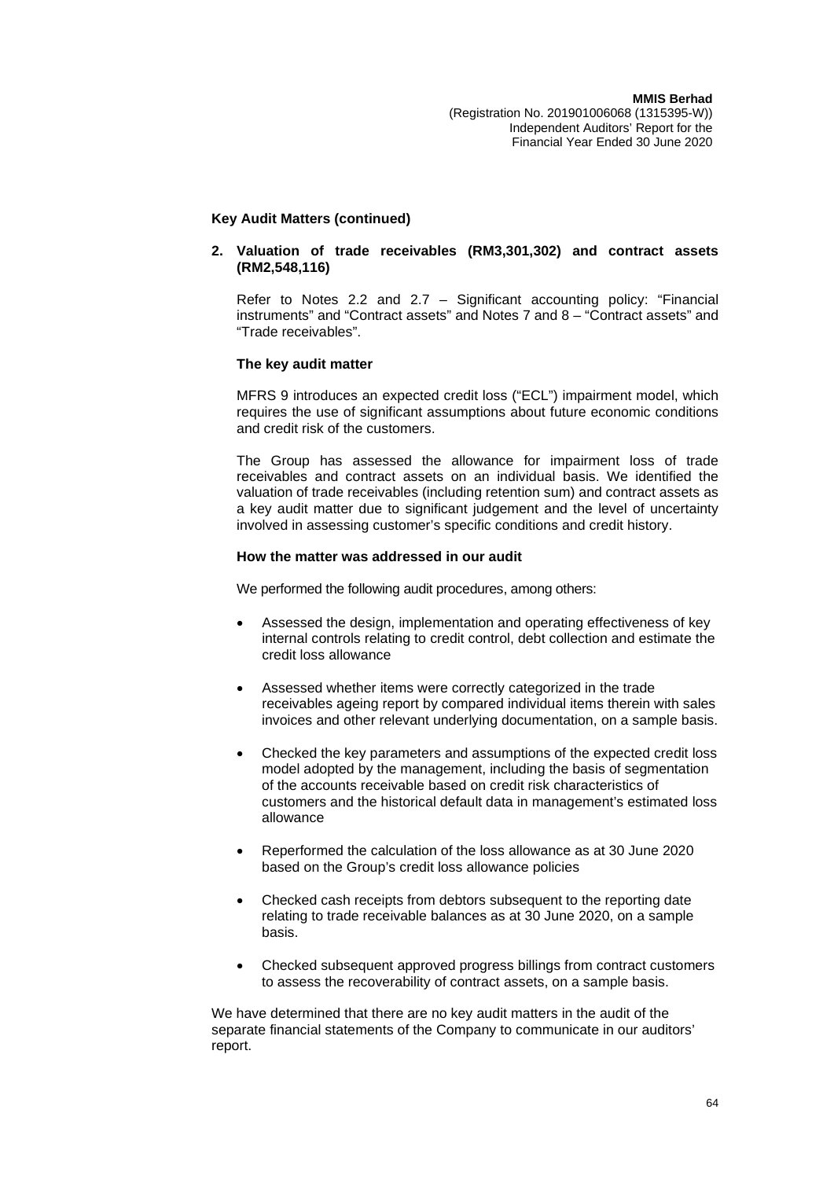## Key Audit Matters (continued)

**2. Valuation of trade receivables (RM3,301,302) and contract assets (RM2,548,116)**

Refer to Notes 2.2 and 2.7 – Significant accounting policy: "Financial instruments" and "Contract assets" and Notes 7 and 8 – "Contract assets" and "Trade receivables".

**The key audit matter**

MFRS 9 introduces an expected credit loss ("ECL") impairment model, which requires the use of significant assumptions about future economic conditions and credit risk of the customers.

The Group has assessed the allowance for impairment loss of trade receivables and contract assets on an individual basis. We identified the valuation of trade receivables (including retention sum) and contract assets as a key audit matter due to significant judgement and the level of uncertainty involved in assessing customer's specific conditions and credit history.

**How the matter was addressed in our audit**

We performed the following audit procedures, among others:

- Assessed the design, implementation and operating effectiveness of key internal controls relating to credit control, debt collection and estimate the credit loss allowance
- Assessed whether items were correctly categorized in the trade receivables ageing report by compared individual items therein with sales invoices and other relevant underlying documentation, on a sample basis.
- Checked the key parameters and assumptions of the expected credit loss model adopted by the management, including the basis of segmentation of the accounts receivable based on credit risk characteristics of customers and the historical default data in management's estimated loss allowance
- Reperformed the calculation of the loss allowance as at 30 June 2020 based on the Group's credit loss allowance policies
- Checked cash receipts from debtors subsequent to the reporting date relating to trade receivable balances as at 30 June 2020, on a sample basis.
- Checked subsequent approved progress billings from contract customers to assess the recoverability of contract assets, on a sample basis.

We have determined that there are no key audit matters in the audit of the separate financial statements of the Company to communicate in our auditors' report.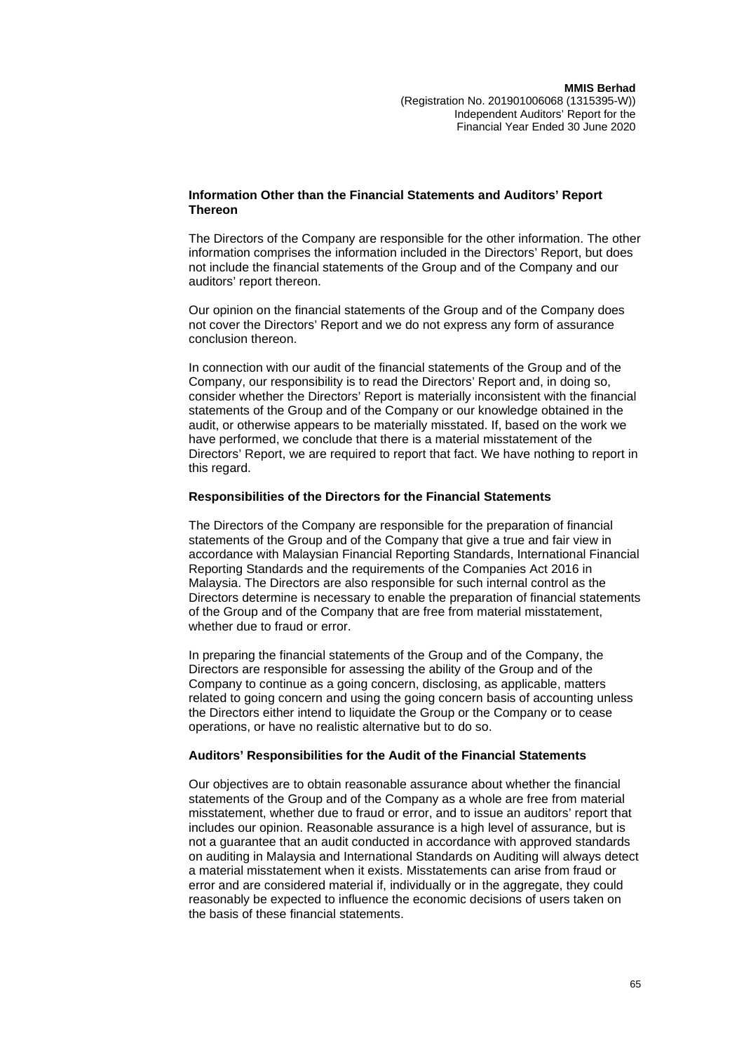### Information Other than the Financial Statements and Auditors' Report Thereon

The Directors of the Company are responsible for the other information. The other information comprises the information included in the Directors' Report, but does not include the financial statements of the Group and of the Company and our auditors' report thereon.

Our opinion on the financial statements of the Group and of the Company does not cover the Directors' Report and we do not express any form of assurance conclusion thereon.

In connection with our audit of the financial statements of the Group and of the Company, our responsibility is to read the Directors' Report and, in doing so, consider whether the Directors' Report is materially inconsistent with the financial statements of the Group and of the Company or our knowledge obtained in the audit, or otherwise appears to be materially misstated. If, based on the work we have performed, we conclude that there is a material misstatement of the Directors' Report, we are required to report that fact. We have nothing to report in this regard.

### Responsibilities of the Directors for the Financial Statements

The Directors of the Company are responsible for the preparation of financial statements of the Group and of the Company that give a true and fair view in accordance with Malaysian Financial Reporting Standards, International Financial Reporting Standards and the requirements of the Companies Act 2016 in Malaysia. The Directors are also responsible for such internal control as the Directors determine is necessary to enable the preparation of financial statements of the Group and of the Company that are free from material misstatement, whether due to fraud or error.

In preparing the financial statements of the Group and of the Company, the Directors are responsible for assessing the ability of the Group and of the Company to continue as a going concern, disclosing, as applicable, matters related to going concern and using the going concern basis of accounting unless the Directors either intend to liquidate the Group or the Company or to cease operations, or have no realistic alternative but to do so.

### Auditors' Responsibilities for the Audit of the Financial Statements

Our objectives are to obtain reasonable assurance about whether the financial statements of the Group and of the Company as a whole are free from material misstatement, whether due to fraud or error, and to issue an auditors' report that includes our opinion. Reasonable assurance is a high level of assurance, but is not a guarantee that an audit conducted in accordance with approved standards on auditing in Malaysia and International Standards on Auditing will always detect a material misstatement when it exists. Misstatements can arise from fraud or error and are considered material if, individually or in the aggregate, they could reasonably be expected to influence the economic decisions of users taken on the basis of these financial statements.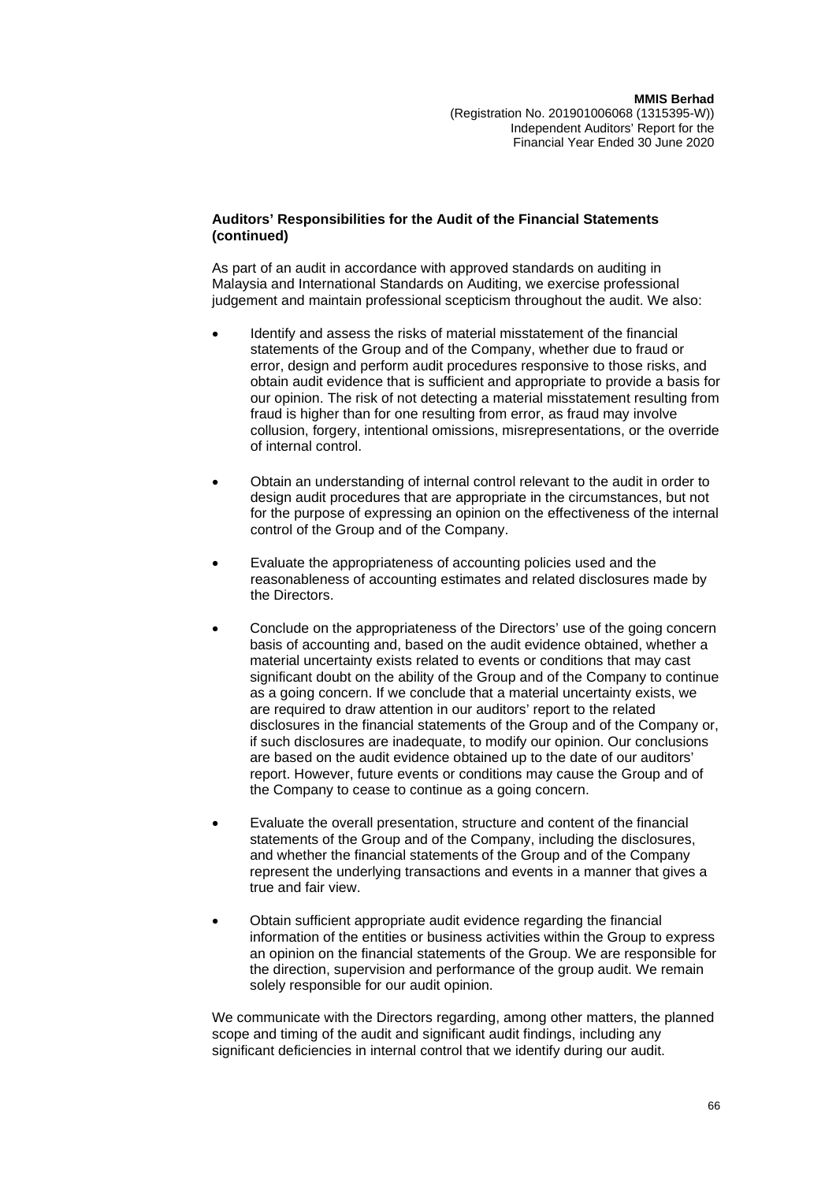**Auditors' Responsibilities for the Audit of the Financial Statements (continued)**

As part of an audit in accordance with approved standards on auditing in Malaysia and International Standards on Auditing, we exercise professional judgement and maintain professional scepticism throughout the audit. We also:

- Identify and assess the risks of material misstatement of the financial statements of the Group and of the Company, whether due to fraud or error, design and perform audit procedures responsive to those risks, and obtain audit evidence that is sufficient and appropriate to provide a basis for our opinion. The risk of not detecting a material misstatement resulting from fraud is higher than for one resulting from error, as fraud may involve collusion, forgery, intentional omissions, misrepresentations, or the override of internal control.

- Obtain an understanding of internal control relevant to the audit in order to design audit procedures that are appropriate in the circumstances, but not for the purpose of expressing an opinion on the effectiveness of the internal control of the Group and of the Company.

- Evaluate the appropriateness of accounting policies used and the reasonableness of accounting estimates and related disclosures made by the Directors.

- Conclude on the appropriateness of the Directors' use of the going concern basis of accounting and, based on the audit evidence obtained, whether a material uncertainty exists related to events or conditions that may cast significant doubt on the ability of the Group and of the Company to continue as a going concern. If we conclude that a material uncertainty exists, we are required to draw attention in our auditors' report to the related disclosures in the financial statements of the Group and of the Company or, if such disclosures are inadequate, to modify our opinion. Our conclusions are based on the audit evidence obtained up to the date of our auditors' report. However, future events or conditions may cause the Group and of the Company to cease to continue as a going concern.

- Evaluate the overall presentation, structure and content of the financial statements of the Group and of the Company, including the disclosures, and whether the financial statements of the Group and of the Company represent the underlying transactions and events in a manner that gives a true and fair view.

- Obtain sufficient appropriate audit evidence regarding the financial information of the entities or business activities within the Group to express an opinion on the financial statements of the Group. We are responsible for the direction, supervision and performance of the group audit. We remain solely responsible for our audit opinion.

We communicate with the Directors regarding, among other matters, the planned scope and timing of the audit and significant audit findings, including any significant deficiencies in internal control that we identify during our audit.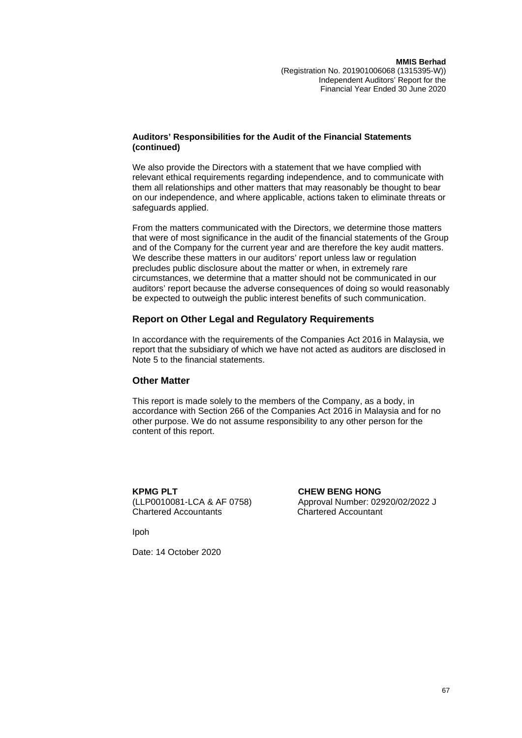**Auditors' Responsibilities for the Audit of the Financial Statements (continued)**

We also provide the Directors with a statement that we have complied with relevant ethical requirements regarding independence, and to communicate with them all relationships and other matters that may reasonably be thought to bear on our independence, and where applicable, actions taken to eliminate threats or safeguards applied.

From the matters communicated with the Directors, we determine those matters that were of most significance in the audit of the financial statements of the Group and of the Company for the current year and are therefore the key audit matters. We describe these matters in our auditors' report unless law or regulation precludes public disclosure about the matter or when, in extremely rare circumstances, we determine that a matter should not be communicated in our auditors' report because the adverse consequences of doing so would reasonably be expected to outweigh the public interest benefits of such communication.

## Report on Other Legal and Regulatory Requirements

In accordance with the requirements of the Companies Act 2016 in Malaysia, we report that the subsidiary of which we have not acted as auditors are disclosed in Note 5 to the financial statements.

## Other Matter

This report is made solely to the members of the Company, as a body, in accordance with Section 266 of the Companies Act 2016 in Malaysia and for no other purpose. We do not assume responsibility to any other person for the content of this report.

**KPMG PLT**
(LLP0010081-LCA & AF 0758)
Chartered Accountants

**CHEW BENG HONG**
Approval Number: 02920/02/2022 J
Chartered Accountant

Ipoh

Date: 14 October 2020